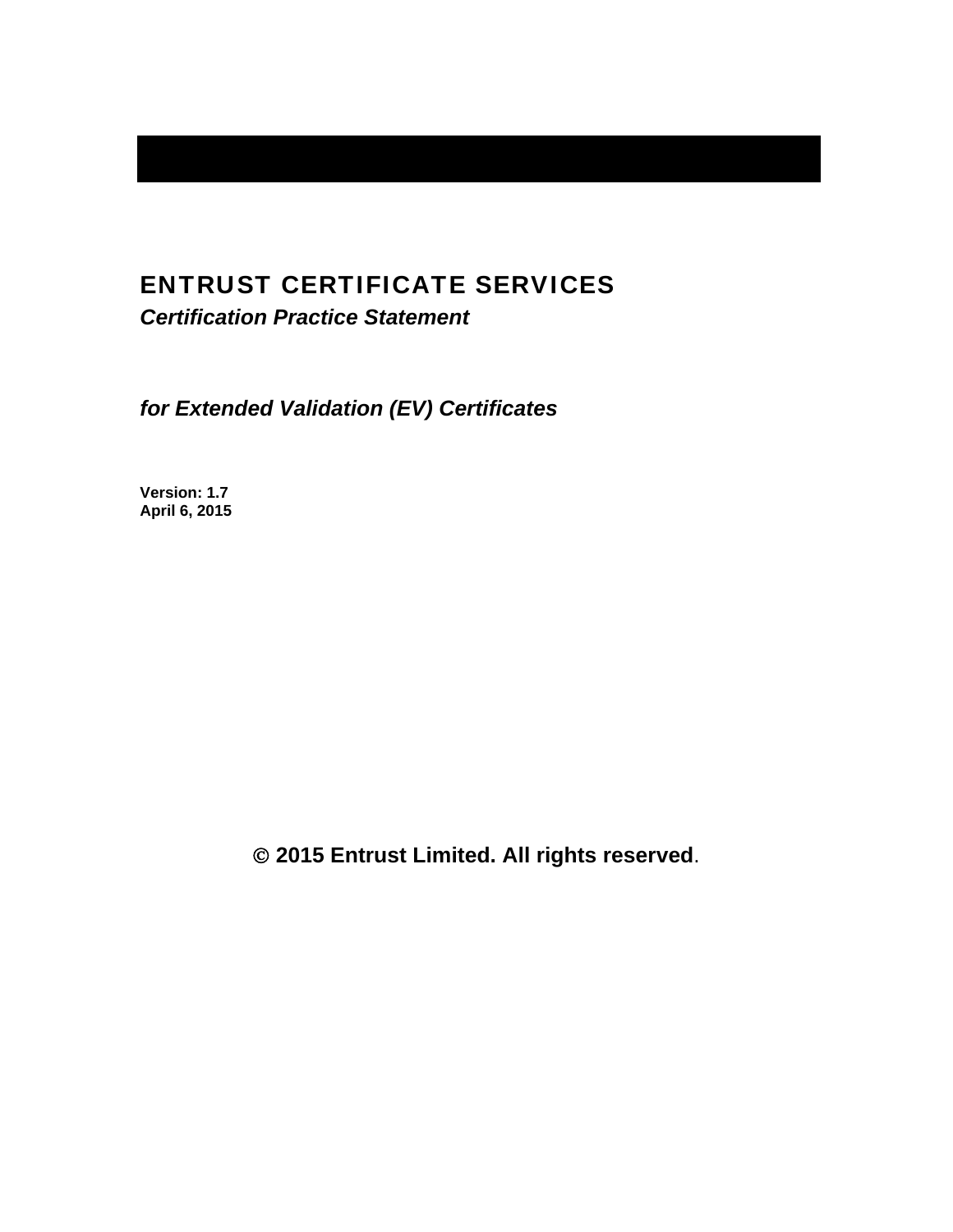# ENTRUST CERTIFICATE SERVICES

***Certification Practice Statement***

***for Extended Validation (EV) Certificates***

**Version: 1.7**
**April 6, 2015**

**© 2015 Entrust Limited. All rights reserved**.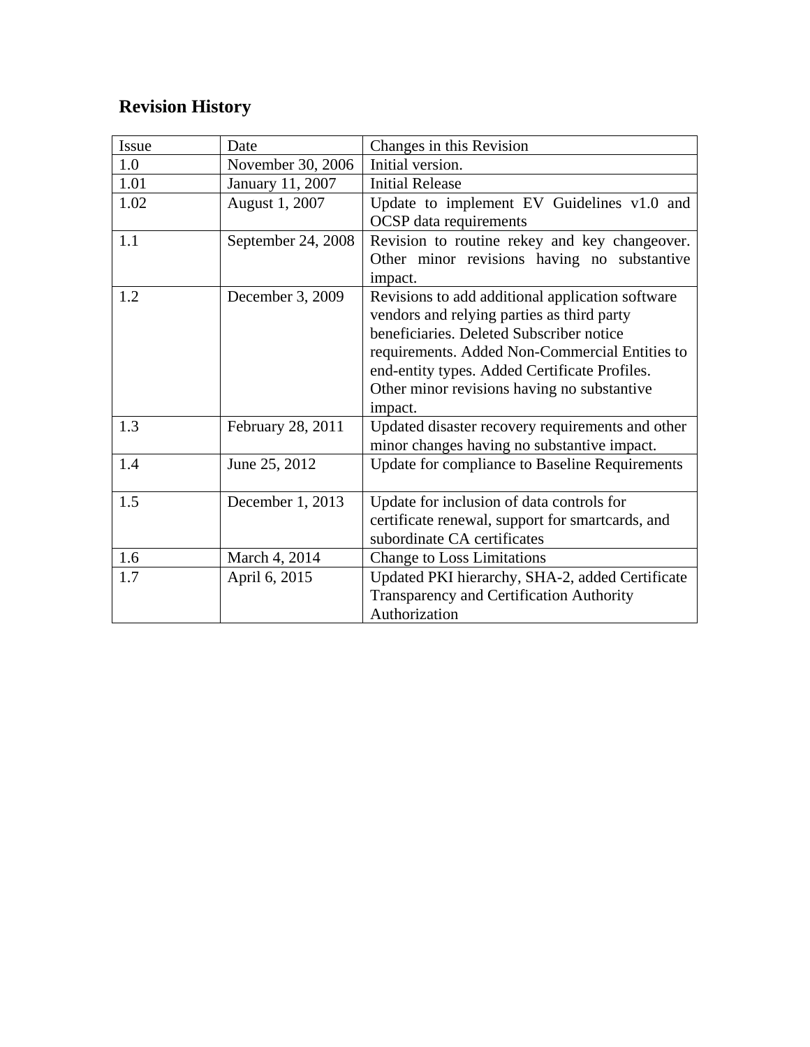## Revision History

| Issue | Date | Changes in this Revision |
|---|---|---|
| 1.0 | November 30, 2006 | Initial version. |
| 1.01 | January 11, 2007 | Initial Release |
| 1.02 | August 1, 2007 | Update to implement EV Guidelines v1.0 and OCSP data requirements |
| 1.1 | September 24, 2008 | Revision to routine rekey and key changeover. Other minor revisions having no substantive impact. |
| 1.2 | December 3, 2009 | Revisions to add additional application software vendors and relying parties as third party beneficiaries. Deleted Subscriber notice requirements. Added Non-Commercial Entities to end-entity types. Added Certificate Profiles. Other minor revisions having no substantive impact. |
| 1.3 | February 28, 2011 | Updated disaster recovery requirements and other minor changes having no substantive impact. |
| 1.4 | June 25, 2012 | Update for compliance to Baseline Requirements |
| 1.5 | December 1, 2013 | Update for inclusion of data controls for certificate renewal, support for smartcards, and subordinate CA certificates |
| 1.6 | March 4, 2014 | Change to Loss Limitations |
| 1.7 | April 6, 2015 | Updated PKI hierarchy, SHA-2, added Certificate Transparency and Certification Authority Authorization |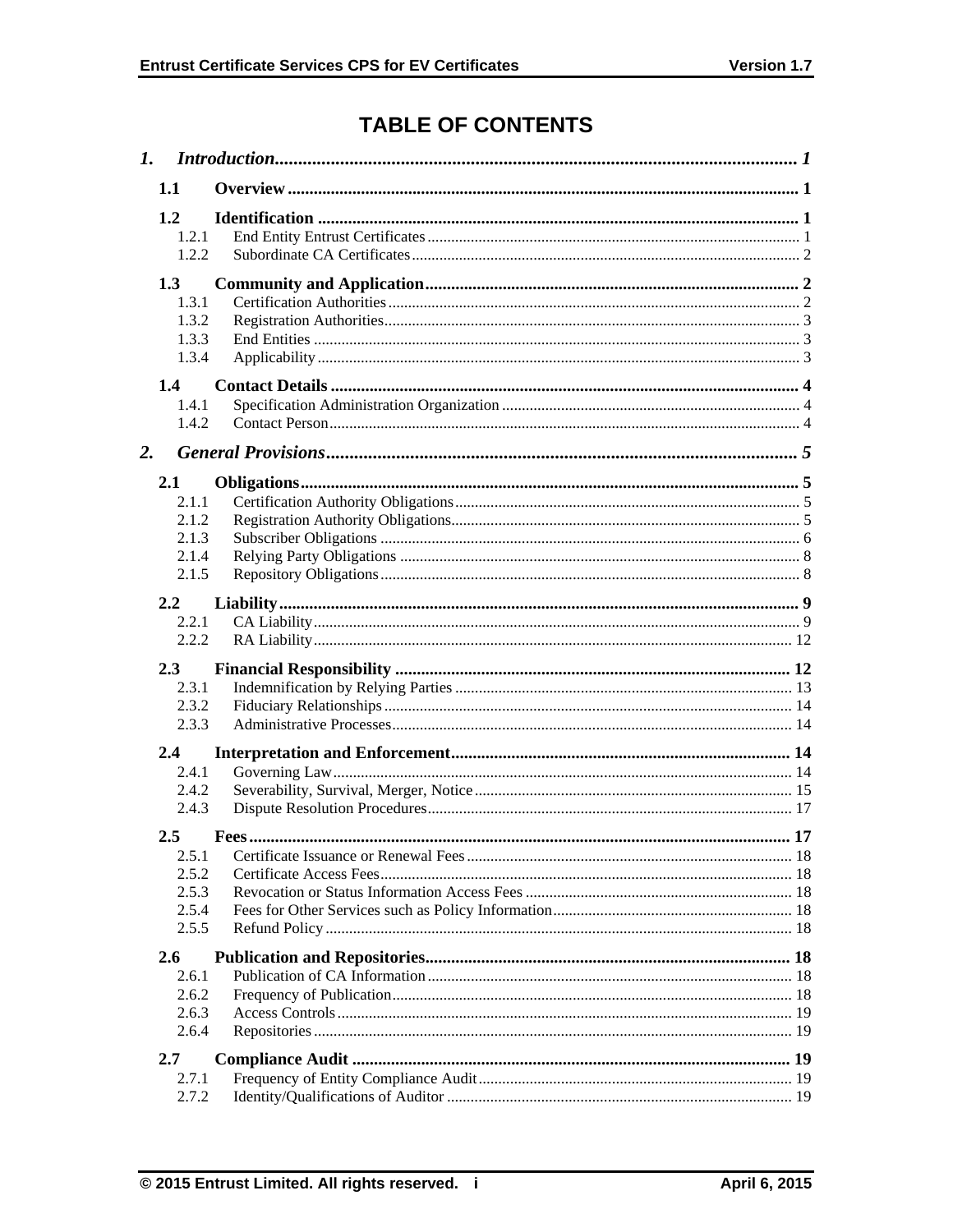# TABLE OF CONTENTS

*1. Introduction* ..... *1*

- **1.1 Overview** ..... **1**
- **1.2 Identification** ..... **1**
  - 1.2.1 End Entity Entrust Certificates ..... 1
  - 1.2.2 Subordinate CA Certificates ..... 2
- **1.3 Community and Application** ..... **2**
  - 1.3.1 Certification Authorities ..... 2
  - 1.3.2 Registration Authorities ..... 3
  - 1.3.3 End Entities ..... 3
  - 1.3.4 Applicability ..... 3
- **1.4 Contact Details** ..... **4**
  - 1.4.1 Specification Administration Organization ..... 4
  - 1.4.2 Contact Person ..... 4

*2. General Provisions* ..... *5*

- **2.1 Obligations** ..... **5**
  - 2.1.1 Certification Authority Obligations ..... 5
  - 2.1.2 Registration Authority Obligations ..... 5
  - 2.1.3 Subscriber Obligations ..... 6
  - 2.1.4 Relying Party Obligations ..... 8
  - 2.1.5 Repository Obligations ..... 8
- **2.2 Liability** ..... **9**
  - 2.2.1 CA Liability ..... 9
  - 2.2.2 RA Liability ..... 12
- **2.3 Financial Responsibility** ..... **12**
  - 2.3.1 Indemnification by Relying Parties ..... 13
  - 2.3.2 Fiduciary Relationships ..... 14
  - 2.3.3 Administrative Processes ..... 14
- **2.4 Interpretation and Enforcement** ..... **14**
  - 2.4.1 Governing Law ..... 14
  - 2.4.2 Severability, Survival, Merger, Notice ..... 15
  - 2.4.3 Dispute Resolution Procedures ..... 17
- **2.5 Fees** ..... **17**
  - 2.5.1 Certificate Issuance or Renewal Fees ..... 18
  - 2.5.2 Certificate Access Fees ..... 18
  - 2.5.3 Revocation or Status Information Access Fees ..... 18
  - 2.5.4 Fees for Other Services such as Policy Information ..... 18
  - 2.5.5 Refund Policy ..... 18
- **2.6 Publication and Repositories** ..... **18**
  - 2.6.1 Publication of CA Information ..... 18
  - 2.6.2 Frequency of Publication ..... 18
  - 2.6.3 Access Controls ..... 19
  - 2.6.4 Repositories ..... 19
- **2.7 Compliance Audit** ..... **19**
  - 2.7.1 Frequency of Entity Compliance Audit ..... 19
  - 2.7.2 Identity/Qualifications of Auditor ..... 19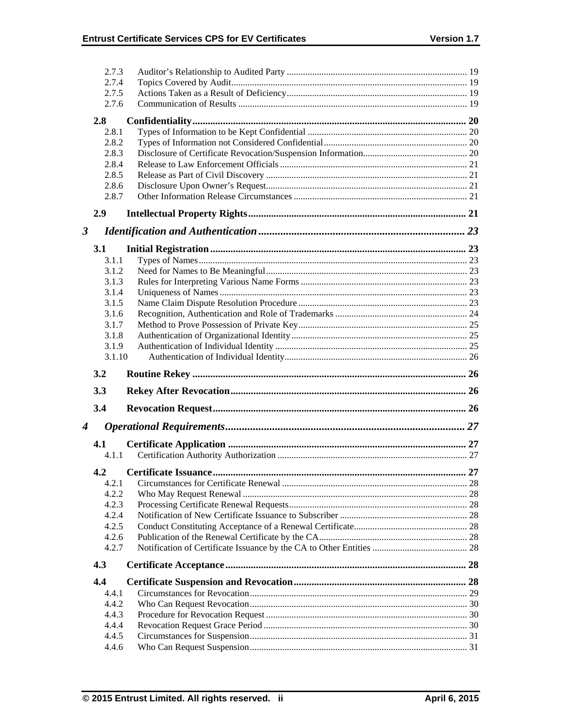2.7.3 Auditor's Relationship to Audited Party ............................................................................. 19
2.7.4 Topics Covered by Audit..................................................................................................... 19
2.7.5 Actions Taken as a Result of Deficiency............................................................................. 19
2.7.6 Communication of Results .................................................................................................. 19

**2.8 Confidentiality........................................................................................................... 20**
2.8.1 Types of Information to be Kept Confidential .................................................................... 20
2.8.2 Types of Information not Considered Confidential............................................................. 20
2.8.3 Disclosure of Certificate Revocation/Suspension Information............................................ 20
2.8.4 Release to Law Enforcement Officials ................................................................................ 21
2.8.5 Release as Part of Civil Discovery ...................................................................................... 21
2.8.6 Disclosure Upon Owner's Request...................................................................................... 21
2.8.7 Other Information Release Circumstances .......................................................................... 21

**2.9 Intellectual Property Rights...................................................................................... 21**

***3 Identification and Authentication........................................................................... 23***

**3.1 Initial Registration..................................................................................................... 23**
3.1.1 Types of Names.................................................................................................................. 23
3.1.2 Need for Names to Be Meaningful...................................................................................... 23
3.1.3 Rules for Interpreting Various Name Forms ....................................................................... 23
3.1.4 Uniqueness of Names......................................................................................................... 23
3.1.5 Name Claim Dispute Resolution Procedure ......................................................................... 23
3.1.6 Recognition, Authentication and Role of Trademarks ......................................................... 24
3.1.7 Method to Prove Possession of Private Key........................................................................ 25
3.1.8 Authentication of Organizational Identity........................................................................... 25
3.1.9 Authentication of Individual Identity .................................................................................. 25
3.1.10 Authentication of Individual Identity.............................................................................. 26

**3.2 Routine Rekey ........................................................................................................... 26**

**3.3 Rekey After Revocation............................................................................................. 26**

**3.4 Revocation Request.................................................................................................... 26**

***4 Operational Requirements....................................................................................... 27***

**4.1 Certificate Application .............................................................................................. 27**
4.1.1 Certification Authority Authorization ................................................................................. 27

**4.2 Certificate Issuance.................................................................................................... 27**
4.2.1 Circumstances for Certificate Renewal ............................................................................... 28
4.2.2 Who May Request Renewal ................................................................................................ 28
4.2.3 Processing Certificate Renewal Requests............................................................................ 28
4.2.4 Notification of New Certificate Issuance to Subscriber ...................................................... 28
4.2.5 Conduct Constituting Acceptance of a Renewal Certificate................................................ 28
4.2.6 Publication of the Renewal Certificate by the CA............................................................... 28
4.2.7 Notification of Certificate Issuance by the CA to Other Entities ......................................... 28

**4.3 Certificate Acceptance............................................................................................... 28**

**4.4 Certificate Suspension and Revocation.................................................................... 28**
4.4.1 Circumstances for Revocation............................................................................................. 29
4.4.2 Who Can Request Revocation............................................................................................. 30
4.4.3 Procedure for Revocation Request ...................................................................................... 30
4.4.4 Revocation Request Grace Period ....................................................................................... 30
4.4.5 Circumstances for Suspension............................................................................................. 31
4.4.6 Who Can Request Suspension............................................................................................. 31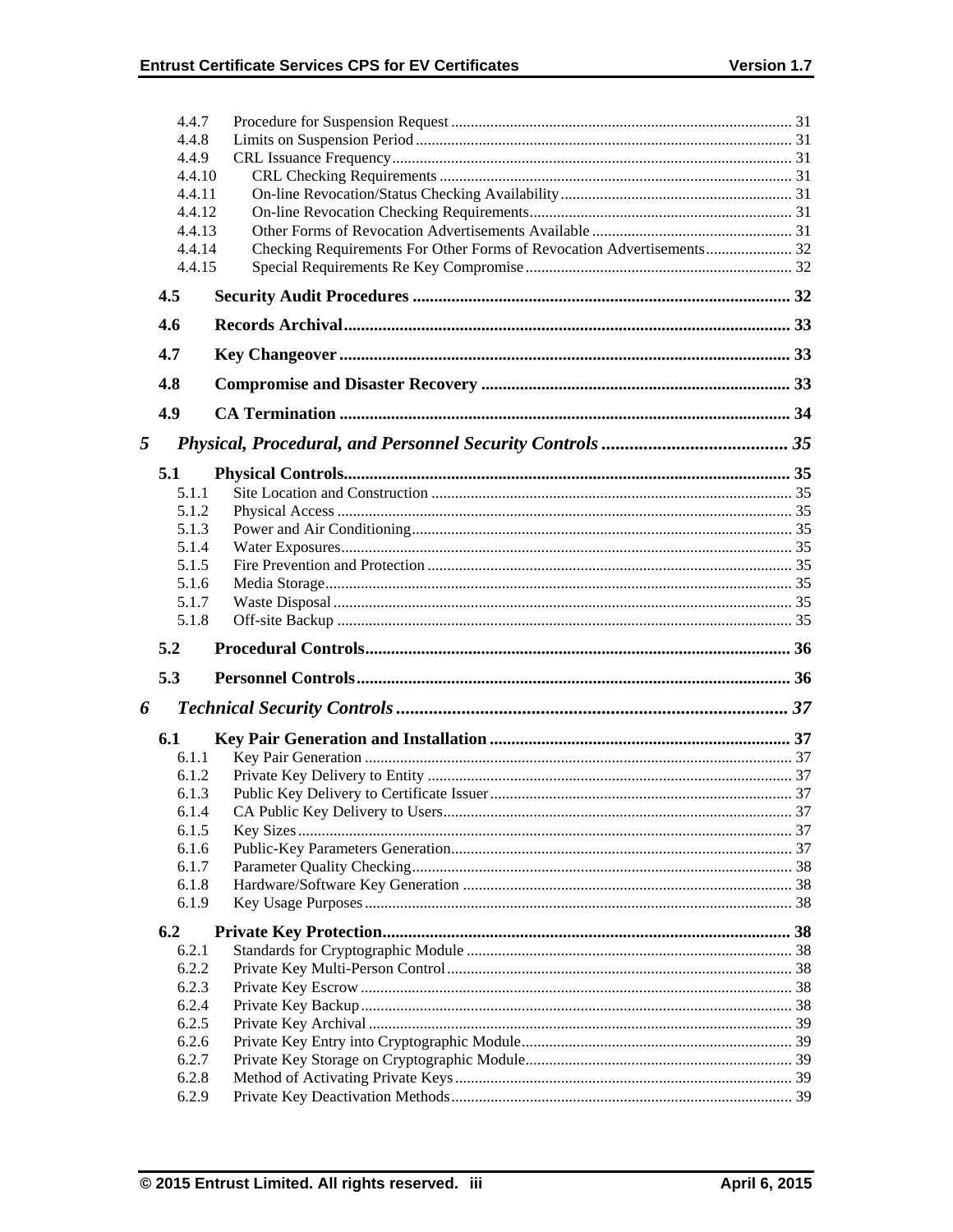4.4.7 Procedure for Suspension Request ..... 31
4.4.8 Limits on Suspension Period ..... 31
4.4.9 CRL Issuance Frequency ..... 31
4.4.10 CRL Checking Requirements ..... 31
4.4.11 On-line Revocation/Status Checking Availability ..... 31
4.4.12 On-line Revocation Checking Requirements ..... 31
4.4.13 Other Forms of Revocation Advertisements Available ..... 31
4.4.14 Checking Requirements For Other Forms of Revocation Advertisements ..... 32
4.4.15 Special Requirements Re Key Compromise ..... 32

**4.5 Security Audit Procedures ..... 32**

**4.6 Records Archival ..... 33**

**4.7 Key Changeover ..... 33**

**4.8 Compromise and Disaster Recovery ..... 33**

**4.9 CA Termination ..... 34**

***5 Physical, Procedural, and Personnel Security Controls ..... 35***

**5.1 Physical Controls ..... 35**

5.1.1 Site Location and Construction ..... 35
5.1.2 Physical Access ..... 35
5.1.3 Power and Air Conditioning ..... 35
5.1.4 Water Exposures ..... 35
5.1.5 Fire Prevention and Protection ..... 35
5.1.6 Media Storage ..... 35
5.1.7 Waste Disposal ..... 35
5.1.8 Off-site Backup ..... 35

**5.2 Procedural Controls ..... 36**

**5.3 Personnel Controls ..... 36**

***6 Technical Security Controls ..... 37***

**6.1 Key Pair Generation and Installation ..... 37**

6.1.1 Key Pair Generation ..... 37
6.1.2 Private Key Delivery to Entity ..... 37
6.1.3 Public Key Delivery to Certificate Issuer ..... 37
6.1.4 CA Public Key Delivery to Users ..... 37
6.1.5 Key Sizes ..... 37
6.1.6 Public-Key Parameters Generation ..... 37
6.1.7 Parameter Quality Checking ..... 38
6.1.8 Hardware/Software Key Generation ..... 38
6.1.9 Key Usage Purposes ..... 38

**6.2 Private Key Protection ..... 38**

6.2.1 Standards for Cryptographic Module ..... 38
6.2.2 Private Key Multi-Person Control ..... 38
6.2.3 Private Key Escrow ..... 38
6.2.4 Private Key Backup ..... 38
6.2.5 Private Key Archival ..... 39
6.2.6 Private Key Entry into Cryptographic Module ..... 39
6.2.7 Private Key Storage on Cryptographic Module ..... 39
6.2.8 Method of Activating Private Keys ..... 39
6.2.9 Private Key Deactivation Methods ..... 39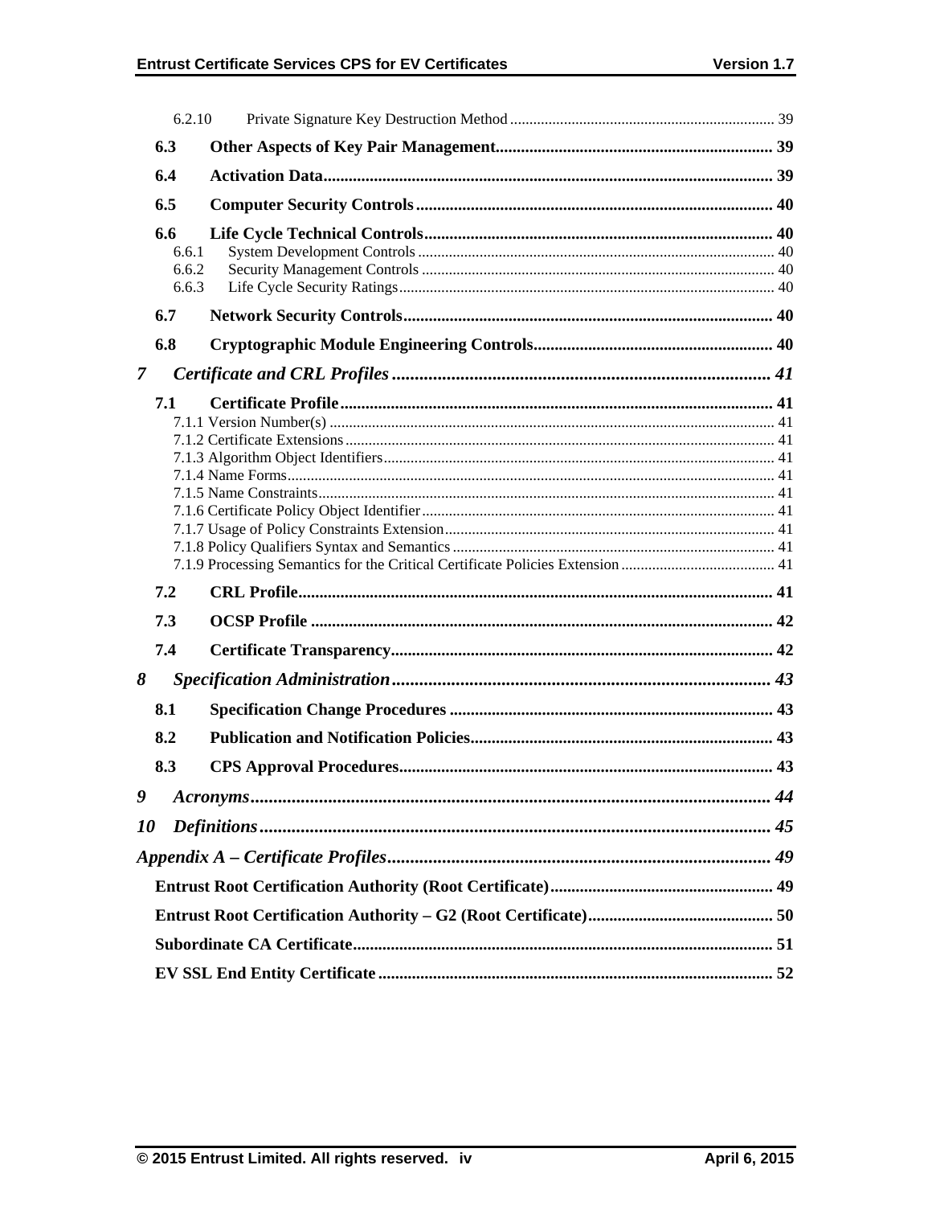6.2.10 Private Signature Key Destruction Method ... 39

**6.3 Other Aspects of Key Pair Management ... 39**

**6.4 Activation Data ... 39**

**6.5 Computer Security Controls ... 40**

**6.6 Life Cycle Technical Controls ... 40**

6.6.1 System Development Controls ... 40
6.6.2 Security Management Controls ... 40
6.6.3 Life Cycle Security Ratings ... 40

**6.7 Network Security Controls ... 40**

**6.8 Cryptographic Module Engineering Controls ... 40**

***7 Certificate and CRL Profiles ... 41***

**7.1 Certificate Profile ... 41**

7.1.1 Version Number(s) ... 41
7.1.2 Certificate Extensions ... 41
7.1.3 Algorithm Object Identifiers ... 41
7.1.4 Name Forms ... 41
7.1.5 Name Constraints ... 41
7.1.6 Certificate Policy Object Identifier ... 41
7.1.7 Usage of Policy Constraints Extension ... 41
7.1.8 Policy Qualifiers Syntax and Semantics ... 41
7.1.9 Processing Semantics for the Critical Certificate Policies Extension ... 41

**7.2 CRL Profile ... 41**

**7.3 OCSP Profile ... 42**

**7.4 Certificate Transparency ... 42**

***8 Specification Administration ... 43***

**8.1 Specification Change Procedures ... 43**

**8.2 Publication and Notification Policies ... 43**

**8.3 CPS Approval Procedures ... 43**

***9 Acronyms ... 44***

***10 Definitions ... 45***

***Appendix A – Certificate Profiles ... 49***

**Entrust Root Certification Authority (Root Certificate) ... 49**

**Entrust Root Certification Authority – G2 (Root Certificate) ... 50**

**Subordinate CA Certificate ... 51**

**EV SSL End Entity Certificate ... 52**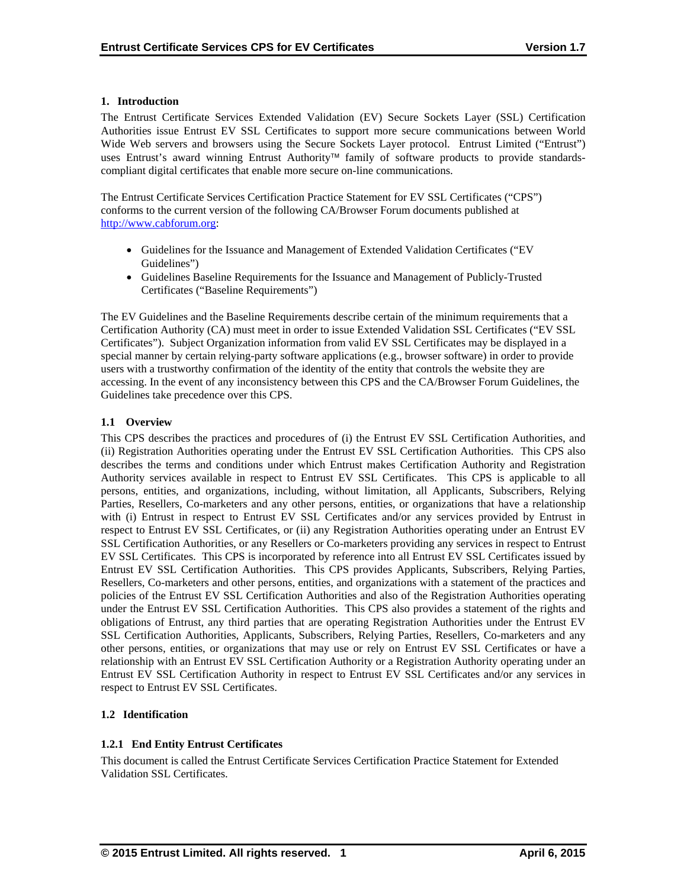# 1. Introduction

The Entrust Certificate Services Extended Validation (EV) Secure Sockets Layer (SSL) Certification Authorities issue Entrust EV SSL Certificates to support more secure communications between World Wide Web servers and browsers using the Secure Sockets Layer protocol. Entrust Limited ("Entrust") uses Entrust's award winning Entrust Authority™ family of software products to provide standards-compliant digital certificates that enable more secure on-line communications.

The Entrust Certificate Services Certification Practice Statement for EV SSL Certificates ("CPS") conforms to the current version of the following CA/Browser Forum documents published at http://www.cabforum.org:

- Guidelines for the Issuance and Management of Extended Validation Certificates ("EV Guidelines")
- Guidelines Baseline Requirements for the Issuance and Management of Publicly-Trusted Certificates ("Baseline Requirements")

The EV Guidelines and the Baseline Requirements describe certain of the minimum requirements that a Certification Authority (CA) must meet in order to issue Extended Validation SSL Certificates ("EV SSL Certificates"). Subject Organization information from valid EV SSL Certificates may be displayed in a special manner by certain relying-party software applications (e.g., browser software) in order to provide users with a trustworthy confirmation of the identity of the entity that controls the website they are accessing. In the event of any inconsistency between this CPS and the CA/Browser Forum Guidelines, the Guidelines take precedence over this CPS.

## 1.1 Overview

This CPS describes the practices and procedures of (i) the Entrust EV SSL Certification Authorities, and (ii) Registration Authorities operating under the Entrust EV SSL Certification Authorities. This CPS also describes the terms and conditions under which Entrust makes Certification Authority and Registration Authority services available in respect to Entrust EV SSL Certificates. This CPS is applicable to all persons, entities, and organizations, including, without limitation, all Applicants, Subscribers, Relying Parties, Resellers, Co-marketers and any other persons, entities, or organizations that have a relationship with (i) Entrust in respect to Entrust EV SSL Certificates and/or any services provided by Entrust in respect to Entrust EV SSL Certificates, or (ii) any Registration Authorities operating under an Entrust EV SSL Certification Authorities, or any Resellers or Co-marketers providing any services in respect to Entrust EV SSL Certificates. This CPS is incorporated by reference into all Entrust EV SSL Certificates issued by Entrust EV SSL Certification Authorities. This CPS provides Applicants, Subscribers, Relying Parties, Resellers, Co-marketers and other persons, entities, and organizations with a statement of the practices and policies of the Entrust EV SSL Certification Authorities and also of the Registration Authorities operating under the Entrust EV SSL Certification Authorities. This CPS also provides a statement of the rights and obligations of Entrust, any third parties that are operating Registration Authorities under the Entrust EV SSL Certification Authorities, Applicants, Subscribers, Relying Parties, Resellers, Co-marketers and any other persons, entities, or organizations that may use or rely on Entrust EV SSL Certificates or have a relationship with an Entrust EV SSL Certification Authority or a Registration Authority operating under an Entrust EV SSL Certification Authority in respect to Entrust EV SSL Certificates and/or any services in respect to Entrust EV SSL Certificates.

## 1.2 Identification

### 1.2.1 End Entity Entrust Certificates

This document is called the Entrust Certificate Services Certification Practice Statement for Extended Validation SSL Certificates.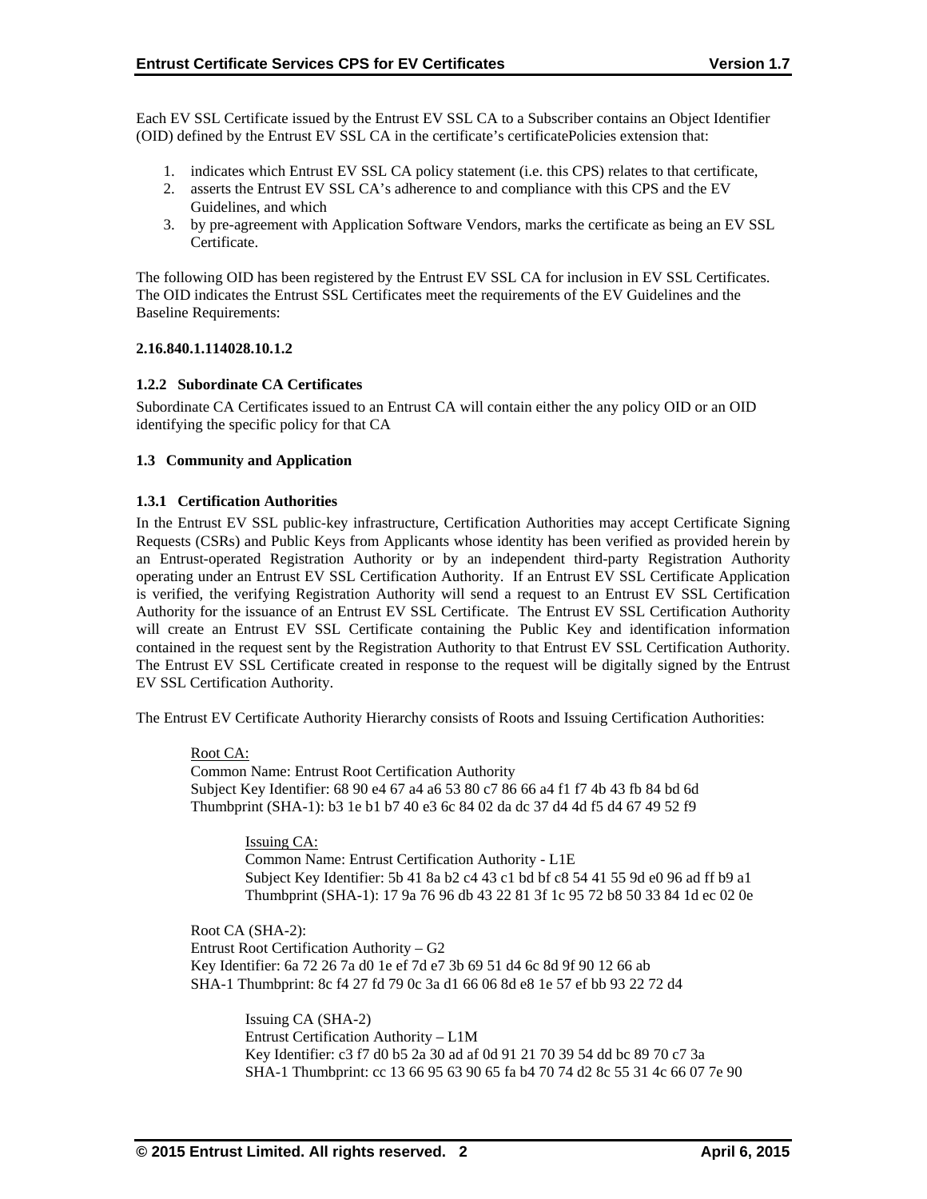Each EV SSL Certificate issued by the Entrust EV SSL CA to a Subscriber contains an Object Identifier (OID) defined by the Entrust EV SSL CA in the certificate's certificatePolicies extension that:

1. indicates which Entrust EV SSL CA policy statement (i.e. this CPS) relates to that certificate,
2. asserts the Entrust EV SSL CA's adherence to and compliance with this CPS and the EV Guidelines, and which
3. by pre-agreement with Application Software Vendors, marks the certificate as being an EV SSL Certificate.

The following OID has been registered by the Entrust EV SSL CA for inclusion in EV SSL Certificates. The OID indicates the Entrust SSL Certificates meet the requirements of the EV Guidelines and the Baseline Requirements:

**2.16.840.1.114028.10.1.2**

### 1.2.2 Subordinate CA Certificates

Subordinate CA Certificates issued to an Entrust CA will contain either the any policy OID or an OID identifying the specific policy for that CA

## 1.3 Community and Application

### 1.3.1 Certification Authorities

In the Entrust EV SSL public-key infrastructure, Certification Authorities may accept Certificate Signing Requests (CSRs) and Public Keys from Applicants whose identity has been verified as provided herein by an Entrust-operated Registration Authority or by an independent third-party Registration Authority operating under an Entrust EV SSL Certification Authority. If an Entrust EV SSL Certificate Application is verified, the verifying Registration Authority will send a request to an Entrust EV SSL Certification Authority for the issuance of an Entrust EV SSL Certificate. The Entrust EV SSL Certification Authority will create an Entrust EV SSL Certificate containing the Public Key and identification information contained in the request sent by the Registration Authority to that Entrust EV SSL Certification Authority. The Entrust EV SSL Certificate created in response to the request will be digitally signed by the Entrust EV SSL Certification Authority.

The Entrust EV Certificate Authority Hierarchy consists of Roots and Issuing Certification Authorities:

> Root CA:
> Common Name: Entrust Root Certification Authority
> Subject Key Identifier: 68 90 e4 67 a4 a6 53 80 c7 86 66 a4 f1 f7 4b 43 fb 84 bd 6d
> Thumbprint (SHA-1): b3 1e b1 b7 40 e3 6c 84 02 da dc 37 d4 4d f5 d4 67 49 52 f9
>
> > Issuing CA:
> > Common Name: Entrust Certification Authority - L1E
> > Subject Key Identifier: 5b 41 8a b2 c4 43 c1 bd bf c8 54 41 55 9d e0 96 ad ff b9 a1
> > Thumbprint (SHA-1): 17 9a 76 96 db 43 22 81 3f 1c 95 72 b8 50 33 84 1d ec 02 0e
>
> Root CA (SHA-2):
> Entrust Root Certification Authority – G2
> Key Identifier: 6a 72 26 7a d0 1e ef 7d e7 3b 69 51 d4 6c 8d 9f 90 12 66 ab
> SHA-1 Thumbprint: 8c f4 27 fd 79 0c 3a d1 66 06 8d e8 1e 57 ef bb 93 22 72 d4
>
> > Issuing CA (SHA-2)
> > Entrust Certification Authority – L1M
> > Key Identifier: c3 f7 d0 b5 2a 30 ad af 0d 91 21 70 39 54 dd bc 89 70 c7 3a
> > SHA-1 Thumbprint: cc 13 66 95 63 90 65 fa b4 70 74 d2 8c 55 31 4c 66 07 7e 90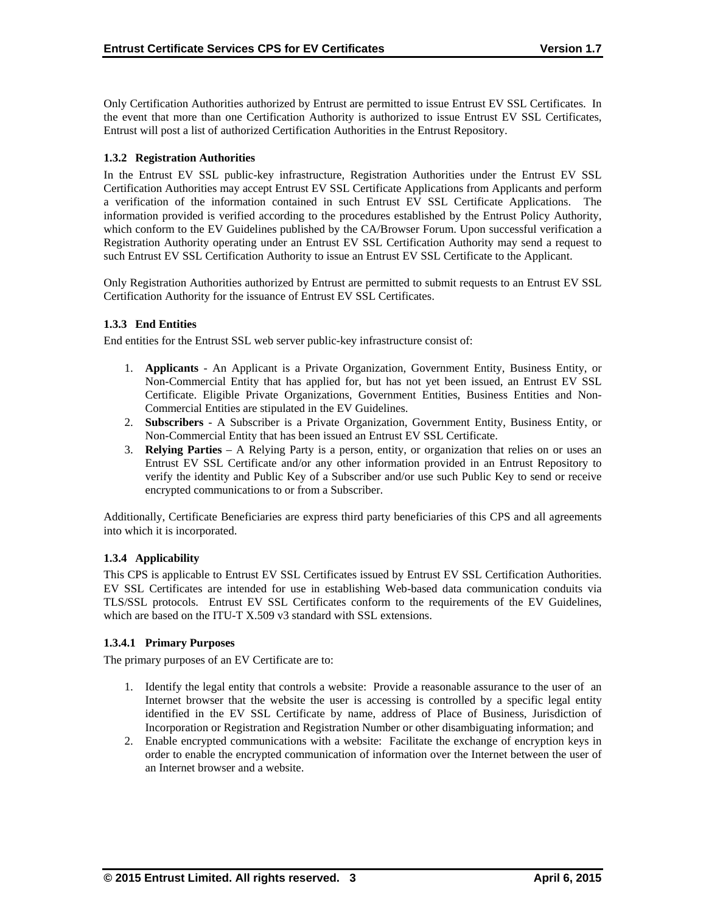Only Certification Authorities authorized by Entrust are permitted to issue Entrust EV SSL Certificates. In the event that more than one Certification Authority is authorized to issue Entrust EV SSL Certificates, Entrust will post a list of authorized Certification Authorities in the Entrust Repository.

### 1.3.2 Registration Authorities

In the Entrust EV SSL public-key infrastructure, Registration Authorities under the Entrust EV SSL Certification Authorities may accept Entrust EV SSL Certificate Applications from Applicants and perform a verification of the information contained in such Entrust EV SSL Certificate Applications. The information provided is verified according to the procedures established by the Entrust Policy Authority, which conform to the EV Guidelines published by the CA/Browser Forum. Upon successful verification a Registration Authority operating under an Entrust EV SSL Certification Authority may send a request to such Entrust EV SSL Certification Authority to issue an Entrust EV SSL Certificate to the Applicant.

Only Registration Authorities authorized by Entrust are permitted to submit requests to an Entrust EV SSL Certification Authority for the issuance of Entrust EV SSL Certificates.

### 1.3.3 End Entities

End entities for the Entrust SSL web server public-key infrastructure consist of:

1. **Applicants** - An Applicant is a Private Organization, Government Entity, Business Entity, or Non-Commercial Entity that has applied for, but has not yet been issued, an Entrust EV SSL Certificate. Eligible Private Organizations, Government Entities, Business Entities and Non-Commercial Entities are stipulated in the EV Guidelines.
2. **Subscribers** - A Subscriber is a Private Organization, Government Entity, Business Entity, or Non-Commercial Entity that has been issued an Entrust EV SSL Certificate.
3. **Relying Parties** – A Relying Party is a person, entity, or organization that relies on or uses an Entrust EV SSL Certificate and/or any other information provided in an Entrust Repository to verify the identity and Public Key of a Subscriber and/or use such Public Key to send or receive encrypted communications to or from a Subscriber.

Additionally, Certificate Beneficiaries are express third party beneficiaries of this CPS and all agreements into which it is incorporated.

### 1.3.4 Applicability

This CPS is applicable to Entrust EV SSL Certificates issued by Entrust EV SSL Certification Authorities. EV SSL Certificates are intended for use in establishing Web-based data communication conduits via TLS/SSL protocols. Entrust EV SSL Certificates conform to the requirements of the EV Guidelines, which are based on the ITU-T X.509 v3 standard with SSL extensions.

#### 1.3.4.1 Primary Purposes

The primary purposes of an EV Certificate are to:

1. Identify the legal entity that controls a website: Provide a reasonable assurance to the user of an Internet browser that the website the user is accessing is controlled by a specific legal entity identified in the EV SSL Certificate by name, address of Place of Business, Jurisdiction of Incorporation or Registration and Registration Number or other disambiguating information; and
2. Enable encrypted communications with a website: Facilitate the exchange of encryption keys in order to enable the encrypted communication of information over the Internet between the user of an Internet browser and a website.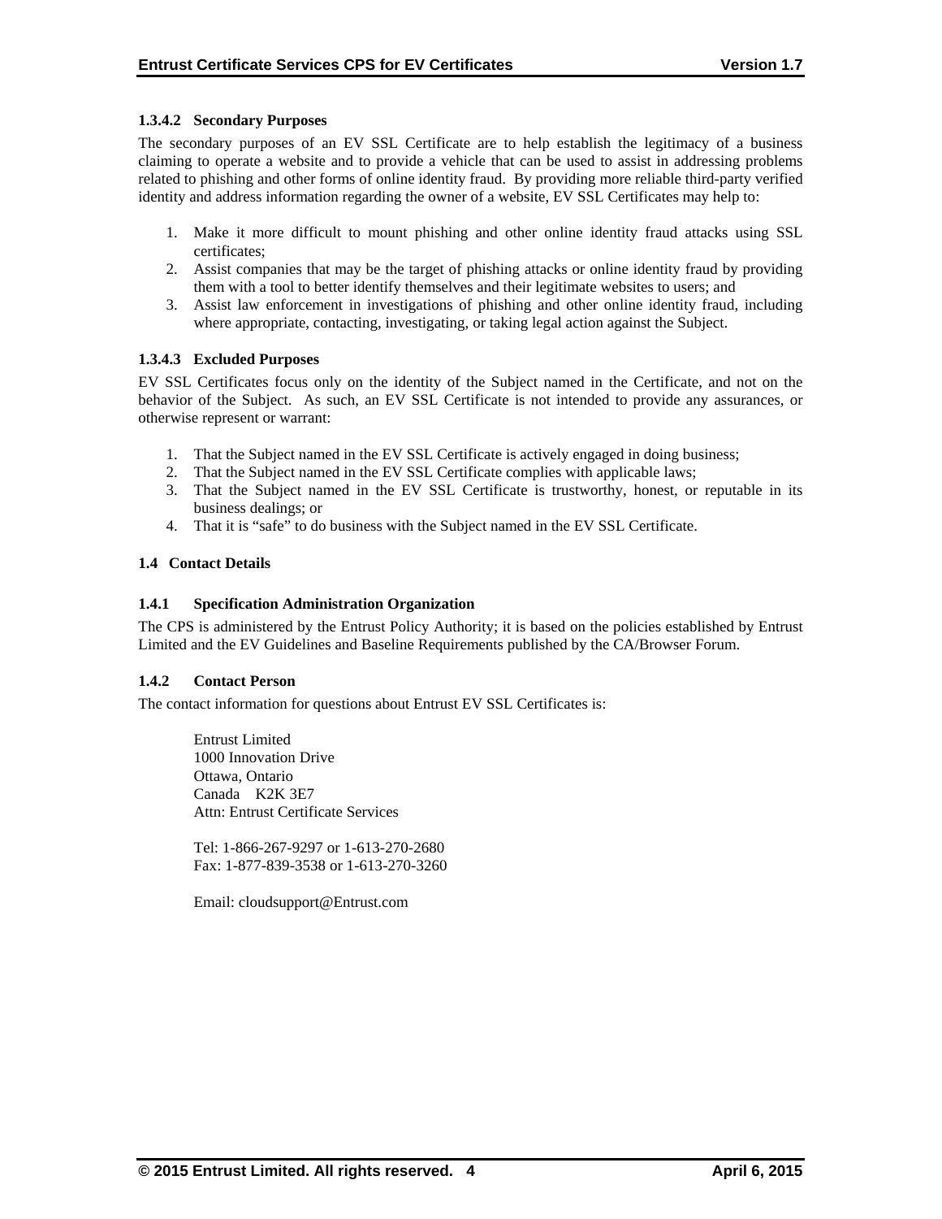#### 1.3.4.2 Secondary Purposes

The secondary purposes of an EV SSL Certificate are to help establish the legitimacy of a business claiming to operate a website and to provide a vehicle that can be used to assist in addressing problems related to phishing and other forms of online identity fraud. By providing more reliable third-party verified identity and address information regarding the owner of a website, EV SSL Certificates may help to:

1. Make it more difficult to mount phishing and other online identity fraud attacks using SSL certificates;
2. Assist companies that may be the target of phishing attacks or online identity fraud by providing them with a tool to better identify themselves and their legitimate websites to users; and
3. Assist law enforcement in investigations of phishing and other online identity fraud, including where appropriate, contacting, investigating, or taking legal action against the Subject.

#### 1.3.4.3 Excluded Purposes

EV SSL Certificates focus only on the identity of the Subject named in the Certificate, and not on the behavior of the Subject. As such, an EV SSL Certificate is not intended to provide any assurances, or otherwise represent or warrant:

1. That the Subject named in the EV SSL Certificate is actively engaged in doing business;
2. That the Subject named in the EV SSL Certificate complies with applicable laws;
3. That the Subject named in the EV SSL Certificate is trustworthy, honest, or reputable in its business dealings; or
4. That it is "safe" to do business with the Subject named in the EV SSL Certificate.

## 1.4 Contact Details

### 1.4.1 Specification Administration Organization

The CPS is administered by the Entrust Policy Authority; it is based on the policies established by Entrust Limited and the EV Guidelines and Baseline Requirements published by the CA/Browser Forum.

### 1.4.2 Contact Person

The contact information for questions about Entrust EV SSL Certificates is:

Entrust Limited
1000 Innovation Drive
Ottawa, Ontario
Canada K2K 3E7
Attn: Entrust Certificate Services

Tel: 1-866-267-9297 or 1-613-270-2680
Fax: 1-877-839-3538 or 1-613-270-3260

Email: cloudsupport@Entrust.com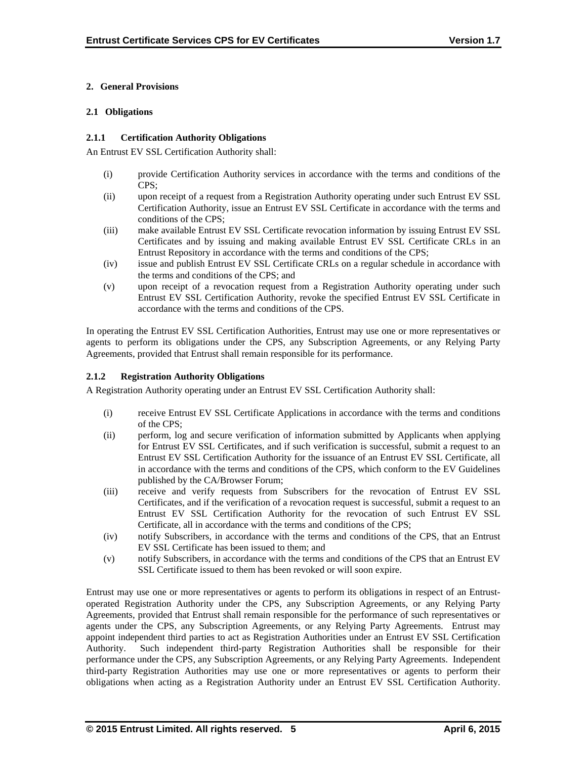## 2. General Provisions

### 2.1 Obligations

#### 2.1.1 Certification Authority Obligations

An Entrust EV SSL Certification Authority shall:

(i) provide Certification Authority services in accordance with the terms and conditions of the CPS;

(ii) upon receipt of a request from a Registration Authority operating under such Entrust EV SSL Certification Authority, issue an Entrust EV SSL Certificate in accordance with the terms and conditions of the CPS;

(iii) make available Entrust EV SSL Certificate revocation information by issuing Entrust EV SSL Certificates and by issuing and making available Entrust EV SSL Certificate CRLs in an Entrust Repository in accordance with the terms and conditions of the CPS;

(iv) issue and publish Entrust EV SSL Certificate CRLs on a regular schedule in accordance with the terms and conditions of the CPS; and

(v) upon receipt of a revocation request from a Registration Authority operating under such Entrust EV SSL Certification Authority, revoke the specified Entrust EV SSL Certificate in accordance with the terms and conditions of the CPS.

In operating the Entrust EV SSL Certification Authorities, Entrust may use one or more representatives or agents to perform its obligations under the CPS, any Subscription Agreements, or any Relying Party Agreements, provided that Entrust shall remain responsible for its performance.

#### 2.1.2 Registration Authority Obligations

A Registration Authority operating under an Entrust EV SSL Certification Authority shall:

(i) receive Entrust EV SSL Certificate Applications in accordance with the terms and conditions of the CPS;

(ii) perform, log and secure verification of information submitted by Applicants when applying for Entrust EV SSL Certificates, and if such verification is successful, submit a request to an Entrust EV SSL Certification Authority for the issuance of an Entrust EV SSL Certificate, all in accordance with the terms and conditions of the CPS, which conform to the EV Guidelines published by the CA/Browser Forum;

(iii) receive and verify requests from Subscribers for the revocation of Entrust EV SSL Certificates, and if the verification of a revocation request is successful, submit a request to an Entrust EV SSL Certification Authority for the revocation of such Entrust EV SSL Certificate, all in accordance with the terms and conditions of the CPS;

(iv) notify Subscribers, in accordance with the terms and conditions of the CPS, that an Entrust EV SSL Certificate has been issued to them; and

(v) notify Subscribers, in accordance with the terms and conditions of the CPS that an Entrust EV SSL Certificate issued to them has been revoked or will soon expire.

Entrust may use one or more representatives or agents to perform its obligations in respect of an Entrust-operated Registration Authority under the CPS, any Subscription Agreements, or any Relying Party Agreements, provided that Entrust shall remain responsible for the performance of such representatives or agents under the CPS, any Subscription Agreements, or any Relying Party Agreements. Entrust may appoint independent third parties to act as Registration Authorities under an Entrust EV SSL Certification Authority. Such independent third-party Registration Authorities shall be responsible for their performance under the CPS, any Subscription Agreements, or any Relying Party Agreements. Independent third-party Registration Authorities may use one or more representatives or agents to perform their obligations when acting as a Registration Authority under an Entrust EV SSL Certification Authority.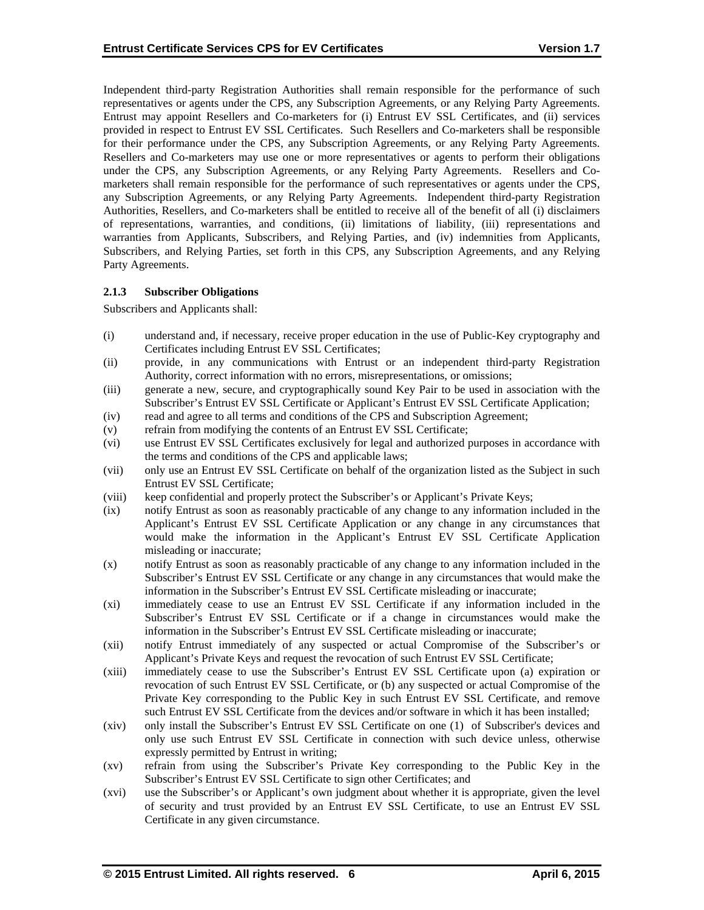Independent third-party Registration Authorities shall remain responsible for the performance of such representatives or agents under the CPS, any Subscription Agreements, or any Relying Party Agreements. Entrust may appoint Resellers and Co-marketers for (i) Entrust EV SSL Certificates, and (ii) services provided in respect to Entrust EV SSL Certificates. Such Resellers and Co-marketers shall be responsible for their performance under the CPS, any Subscription Agreements, or any Relying Party Agreements. Resellers and Co-marketers may use one or more representatives or agents to perform their obligations under the CPS, any Subscription Agreements, or any Relying Party Agreements. Resellers and Co-marketers shall remain responsible for the performance of such representatives or agents under the CPS, any Subscription Agreements, or any Relying Party Agreements. Independent third-party Registration Authorities, Resellers, and Co-marketers shall be entitled to receive all of the benefit of all (i) disclaimers of representations, warranties, and conditions, (ii) limitations of liability, (iii) representations and warranties from Applicants, Subscribers, and Relying Parties, and (iv) indemnities from Applicants, Subscribers, and Relying Parties, set forth in this CPS, any Subscription Agreements, and any Relying Party Agreements.

### 2.1.3 Subscriber Obligations

Subscribers and Applicants shall:

(i) understand and, if necessary, receive proper education in the use of Public-Key cryptography and Certificates including Entrust EV SSL Certificates;

(ii) provide, in any communications with Entrust or an independent third-party Registration Authority, correct information with no errors, misrepresentations, or omissions;

(iii) generate a new, secure, and cryptographically sound Key Pair to be used in association with the Subscriber's Entrust EV SSL Certificate or Applicant's Entrust EV SSL Certificate Application;

(iv) read and agree to all terms and conditions of the CPS and Subscription Agreement;

(v) refrain from modifying the contents of an Entrust EV SSL Certificate;

(vi) use Entrust EV SSL Certificates exclusively for legal and authorized purposes in accordance with the terms and conditions of the CPS and applicable laws;

(vii) only use an Entrust EV SSL Certificate on behalf of the organization listed as the Subject in such Entrust EV SSL Certificate;

(viii) keep confidential and properly protect the Subscriber's or Applicant's Private Keys;

(ix) notify Entrust as soon as reasonably practicable of any change to any information included in the Applicant's Entrust EV SSL Certificate Application or any change in any circumstances that would make the information in the Applicant's Entrust EV SSL Certificate Application misleading or inaccurate;

(x) notify Entrust as soon as reasonably practicable of any change to any information included in the Subscriber's Entrust EV SSL Certificate or any change in any circumstances that would make the information in the Subscriber's Entrust EV SSL Certificate misleading or inaccurate;

(xi) immediately cease to use an Entrust EV SSL Certificate if any information included in the Subscriber's Entrust EV SSL Certificate or if a change in circumstances would make the information in the Subscriber's Entrust EV SSL Certificate misleading or inaccurate;

(xii) notify Entrust immediately of any suspected or actual Compromise of the Subscriber's or Applicant's Private Keys and request the revocation of such Entrust EV SSL Certificate;

(xiii) immediately cease to use the Subscriber's Entrust EV SSL Certificate upon (a) expiration or revocation of such Entrust EV SSL Certificate, or (b) any suspected or actual Compromise of the Private Key corresponding to the Public Key in such Entrust EV SSL Certificate, and remove such Entrust EV SSL Certificate from the devices and/or software in which it has been installed;

(xiv) only install the Subscriber's Entrust EV SSL Certificate on one (1) of Subscriber's devices and only use such Entrust EV SSL Certificate in connection with such device unless, otherwise expressly permitted by Entrust in writing;

(xv) refrain from using the Subscriber's Private Key corresponding to the Public Key in the Subscriber's Entrust EV SSL Certificate to sign other Certificates; and

(xvi) use the Subscriber's or Applicant's own judgment about whether it is appropriate, given the level of security and trust provided by an Entrust EV SSL Certificate, to use an Entrust EV SSL Certificate in any given circumstance.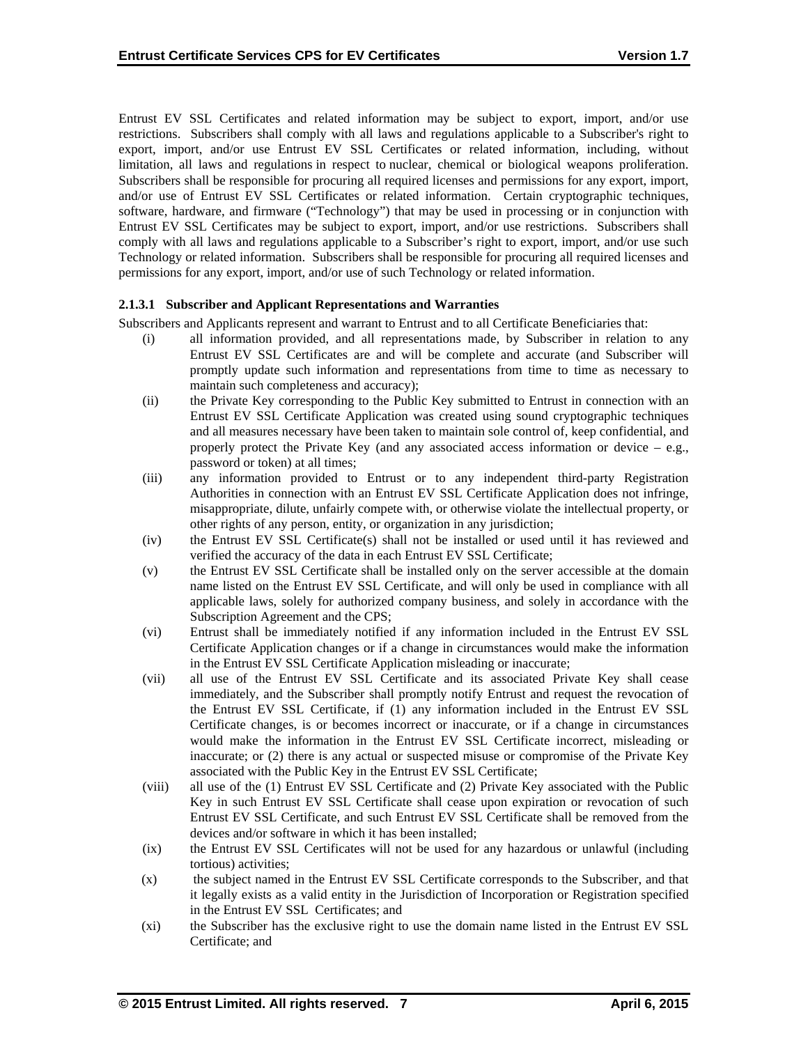Entrust EV SSL Certificates and related information may be subject to export, import, and/or use restrictions. Subscribers shall comply with all laws and regulations applicable to a Subscriber's right to export, import, and/or use Entrust EV SSL Certificates or related information, including, without limitation, all laws and regulations in respect to nuclear, chemical or biological weapons proliferation. Subscribers shall be responsible for procuring all required licenses and permissions for any export, import, and/or use of Entrust EV SSL Certificates or related information. Certain cryptographic techniques, software, hardware, and firmware ("Technology") that may be used in processing or in conjunction with Entrust EV SSL Certificates may be subject to export, import, and/or use restrictions. Subscribers shall comply with all laws and regulations applicable to a Subscriber's right to export, import, and/or use such Technology or related information. Subscribers shall be responsible for procuring all required licenses and permissions for any export, import, and/or use of such Technology or related information.

#### 2.1.3.1 Subscriber and Applicant Representations and Warranties

Subscribers and Applicants represent and warrant to Entrust and to all Certificate Beneficiaries that:

(i) all information provided, and all representations made, by Subscriber in relation to any Entrust EV SSL Certificates are and will be complete and accurate (and Subscriber will promptly update such information and representations from time to time as necessary to maintain such completeness and accuracy);

(ii) the Private Key corresponding to the Public Key submitted to Entrust in connection with an Entrust EV SSL Certificate Application was created using sound cryptographic techniques and all measures necessary have been taken to maintain sole control of, keep confidential, and properly protect the Private Key (and any associated access information or device – e.g., password or token) at all times;

(iii) any information provided to Entrust or to any independent third-party Registration Authorities in connection with an Entrust EV SSL Certificate Application does not infringe, misappropriate, dilute, unfairly compete with, or otherwise violate the intellectual property, or other rights of any person, entity, or organization in any jurisdiction;

(iv) the Entrust EV SSL Certificate(s) shall not be installed or used until it has reviewed and verified the accuracy of the data in each Entrust EV SSL Certificate;

(v) the Entrust EV SSL Certificate shall be installed only on the server accessible at the domain name listed on the Entrust EV SSL Certificate, and will only be used in compliance with all applicable laws, solely for authorized company business, and solely in accordance with the Subscription Agreement and the CPS;

(vi) Entrust shall be immediately notified if any information included in the Entrust EV SSL Certificate Application changes or if a change in circumstances would make the information in the Entrust EV SSL Certificate Application misleading or inaccurate;

(vii) all use of the Entrust EV SSL Certificate and its associated Private Key shall cease immediately, and the Subscriber shall promptly notify Entrust and request the revocation of the Entrust EV SSL Certificate, if (1) any information included in the Entrust EV SSL Certificate changes, is or becomes incorrect or inaccurate, or if a change in circumstances would make the information in the Entrust EV SSL Certificate incorrect, misleading or inaccurate; or (2) there is any actual or suspected misuse or compromise of the Private Key associated with the Public Key in the Entrust EV SSL Certificate;

(viii) all use of the (1) Entrust EV SSL Certificate and (2) Private Key associated with the Public Key in such Entrust EV SSL Certificate shall cease upon expiration or revocation of such Entrust EV SSL Certificate, and such Entrust EV SSL Certificate shall be removed from the devices and/or software in which it has been installed;

(ix) the Entrust EV SSL Certificates will not be used for any hazardous or unlawful (including tortious) activities;

(x) the subject named in the Entrust EV SSL Certificate corresponds to the Subscriber, and that it legally exists as a valid entity in the Jurisdiction of Incorporation or Registration specified in the Entrust EV SSL Certificates; and

(xi) the Subscriber has the exclusive right to use the domain name listed in the Entrust EV SSL Certificate; and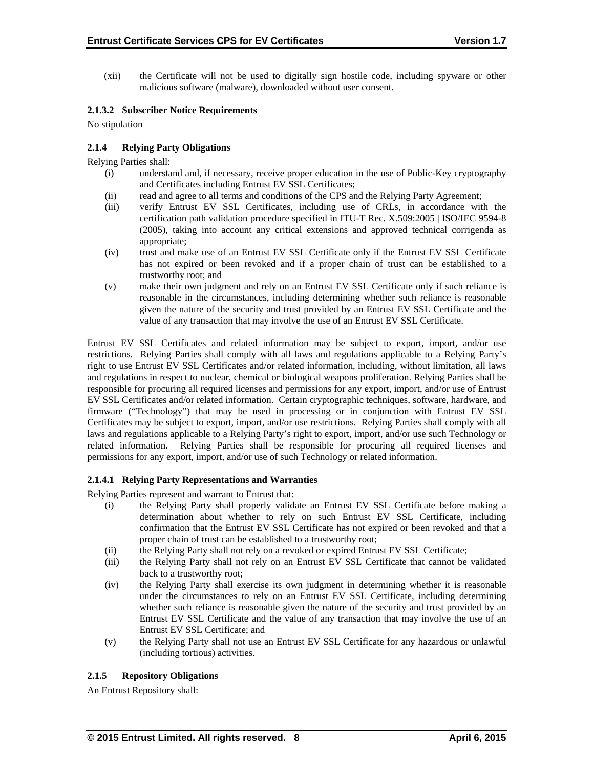(xii) the Certificate will not be used to digitally sign hostile code, including spyware or other malicious software (malware), downloaded without user consent.

#### 2.1.3.2 Subscriber Notice Requirements

No stipulation

### 2.1.4 Relying Party Obligations

Relying Parties shall:

(i) understand and, if necessary, receive proper education in the use of Public-Key cryptography and Certificates including Entrust EV SSL Certificates;

(ii) read and agree to all terms and conditions of the CPS and the Relying Party Agreement;

(iii) verify Entrust EV SSL Certificates, including use of CRLs, in accordance with the certification path validation procedure specified in ITU-T Rec. X.509:2005 | ISO/IEC 9594-8 (2005), taking into account any critical extensions and approved technical corrigenda as appropriate;

(iv) trust and make use of an Entrust EV SSL Certificate only if the Entrust EV SSL Certificate has not expired or been revoked and if a proper chain of trust can be established to a trustworthy root; and

(v) make their own judgment and rely on an Entrust EV SSL Certificate only if such reliance is reasonable in the circumstances, including determining whether such reliance is reasonable given the nature of the security and trust provided by an Entrust EV SSL Certificate and the value of any transaction that may involve the use of an Entrust EV SSL Certificate.

Entrust EV SSL Certificates and related information may be subject to export, import, and/or use restrictions. Relying Parties shall comply with all laws and regulations applicable to a Relying Party's right to use Entrust EV SSL Certificates and/or related information, including, without limitation, all laws and regulations in respect to nuclear, chemical or biological weapons proliferation. Relying Parties shall be responsible for procuring all required licenses and permissions for any export, import, and/or use of Entrust EV SSL Certificates and/or related information. Certain cryptographic techniques, software, hardware, and firmware ("Technology") that may be used in processing or in conjunction with Entrust EV SSL Certificates may be subject to export, import, and/or use restrictions. Relying Parties shall comply with all laws and regulations applicable to a Relying Party's right to export, import, and/or use such Technology or related information. Relying Parties shall be responsible for procuring all required licenses and permissions for any export, import, and/or use of such Technology or related information.

#### 2.1.4.1 Relying Party Representations and Warranties

Relying Parties represent and warrant to Entrust that:

(i) the Relying Party shall properly validate an Entrust EV SSL Certificate before making a determination about whether to rely on such Entrust EV SSL Certificate, including confirmation that the Entrust EV SSL Certificate has not expired or been revoked and that a proper chain of trust can be established to a trustworthy root;

(ii) the Relying Party shall not rely on a revoked or expired Entrust EV SSL Certificate;

(iii) the Relying Party shall not rely on an Entrust EV SSL Certificate that cannot be validated back to a trustworthy root;

(iv) the Relying Party shall exercise its own judgment in determining whether it is reasonable under the circumstances to rely on an Entrust EV SSL Certificate, including determining whether such reliance is reasonable given the nature of the security and trust provided by an Entrust EV SSL Certificate and the value of any transaction that may involve the use of an Entrust EV SSL Certificate; and

(v) the Relying Party shall not use an Entrust EV SSL Certificate for any hazardous or unlawful (including tortious) activities.

### 2.1.5 Repository Obligations

An Entrust Repository shall: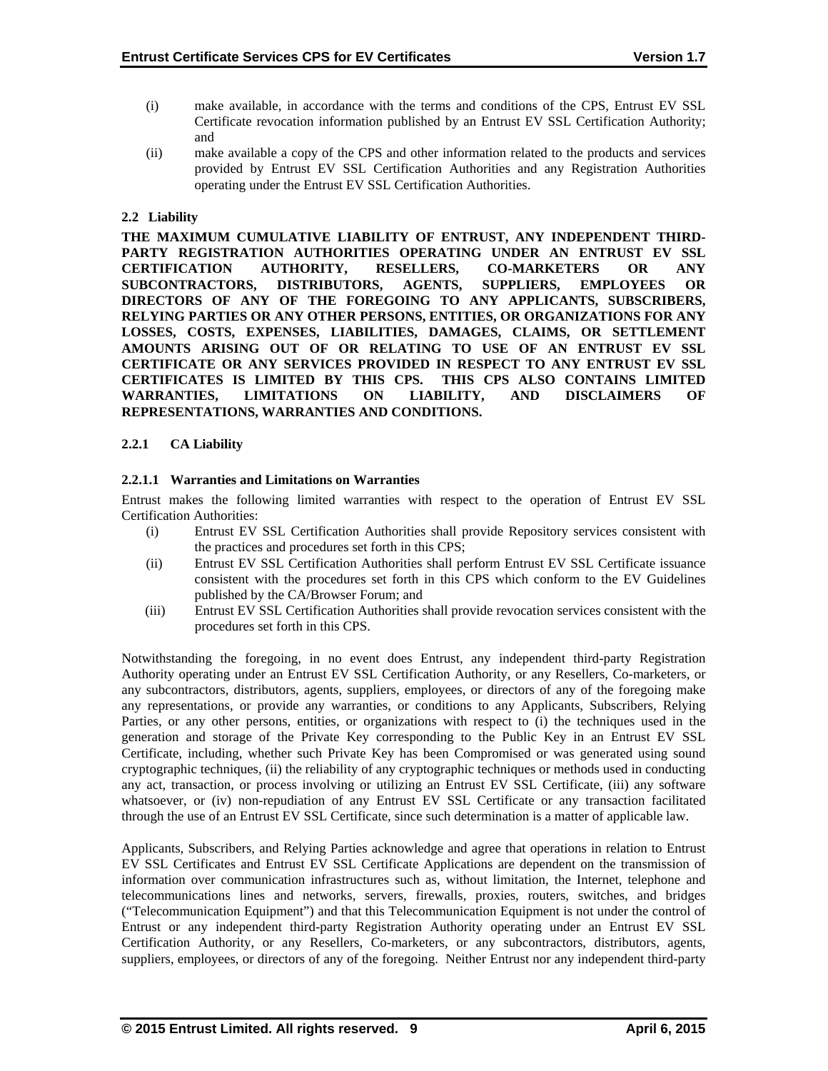(i) make available, in accordance with the terms and conditions of the CPS, Entrust EV SSL Certificate revocation information published by an Entrust EV SSL Certification Authority; and

(ii) make available a copy of the CPS and other information related to the products and services provided by Entrust EV SSL Certification Authorities and any Registration Authorities operating under the Entrust EV SSL Certification Authorities.

## 2.2 Liability

**THE MAXIMUM CUMULATIVE LIABILITY OF ENTRUST, ANY INDEPENDENT THIRD-PARTY REGISTRATION AUTHORITIES OPERATING UNDER AN ENTRUST EV SSL CERTIFICATION AUTHORITY, RESELLERS, CO-MARKETERS OR ANY SUBCONTRACTORS, DISTRIBUTORS, AGENTS, SUPPLIERS, EMPLOYEES OR DIRECTORS OF ANY OF THE FOREGOING TO ANY APPLICANTS, SUBSCRIBERS, RELYING PARTIES OR ANY OTHER PERSONS, ENTITIES, OR ORGANIZATIONS FOR ANY LOSSES, COSTS, EXPENSES, LIABILITIES, DAMAGES, CLAIMS, OR SETTLEMENT AMOUNTS ARISING OUT OF OR RELATING TO USE OF AN ENTRUST EV SSL CERTIFICATE OR ANY SERVICES PROVIDED IN RESPECT TO ANY ENTRUST EV SSL CERTIFICATES IS LIMITED BY THIS CPS. THIS CPS ALSO CONTAINS LIMITED WARRANTIES, LIMITATIONS ON LIABILITY, AND DISCLAIMERS OF REPRESENTATIONS, WARRANTIES AND CONDITIONS.**

### 2.2.1 CA Liability

#### 2.2.1.1 Warranties and Limitations on Warranties

Entrust makes the following limited warranties with respect to the operation of Entrust EV SSL Certification Authorities:

(i) Entrust EV SSL Certification Authorities shall provide Repository services consistent with the practices and procedures set forth in this CPS;

(ii) Entrust EV SSL Certification Authorities shall perform Entrust EV SSL Certificate issuance consistent with the procedures set forth in this CPS which conform to the EV Guidelines published by the CA/Browser Forum; and

(iii) Entrust EV SSL Certification Authorities shall provide revocation services consistent with the procedures set forth in this CPS.

Notwithstanding the foregoing, in no event does Entrust, any independent third-party Registration Authority operating under an Entrust EV SSL Certification Authority, or any Resellers, Co-marketers, or any subcontractors, distributors, agents, suppliers, employees, or directors of any of the foregoing make any representations, or provide any warranties, or conditions to any Applicants, Subscribers, Relying Parties, or any other persons, entities, or organizations with respect to (i) the techniques used in the generation and storage of the Private Key corresponding to the Public Key in an Entrust EV SSL Certificate, including, whether such Private Key has been Compromised or was generated using sound cryptographic techniques, (ii) the reliability of any cryptographic techniques or methods used in conducting any act, transaction, or process involving or utilizing an Entrust EV SSL Certificate, (iii) any software whatsoever, or (iv) non-repudiation of any Entrust EV SSL Certificate or any transaction facilitated through the use of an Entrust EV SSL Certificate, since such determination is a matter of applicable law.

Applicants, Subscribers, and Relying Parties acknowledge and agree that operations in relation to Entrust EV SSL Certificates and Entrust EV SSL Certificate Applications are dependent on the transmission of information over communication infrastructures such as, without limitation, the Internet, telephone and telecommunications lines and networks, servers, firewalls, proxies, routers, switches, and bridges ("Telecommunication Equipment") and that this Telecommunication Equipment is not under the control of Entrust or any independent third-party Registration Authority operating under an Entrust EV SSL Certification Authority, or any Resellers, Co-marketers, or any subcontractors, distributors, agents, suppliers, employees, or directors of any of the foregoing. Neither Entrust nor any independent third-party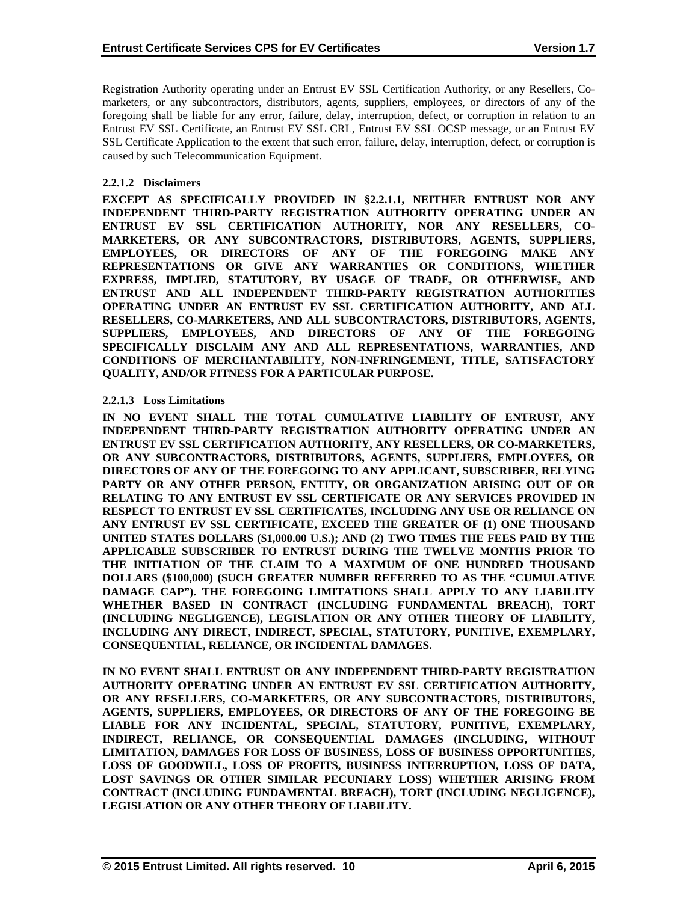Registration Authority operating under an Entrust EV SSL Certification Authority, or any Resellers, Co-marketers, or any subcontractors, distributors, agents, suppliers, employees, or directors of any of the foregoing shall be liable for any error, failure, delay, interruption, defect, or corruption in relation to an Entrust EV SSL Certificate, an Entrust EV SSL CRL, Entrust EV SSL OCSP message, or an Entrust EV SSL Certificate Application to the extent that such error, failure, delay, interruption, defect, or corruption is caused by such Telecommunication Equipment.

#### 2.2.1.2 Disclaimers

**EXCEPT AS SPECIFICALLY PROVIDED IN §2.2.1.1, NEITHER ENTRUST NOR ANY INDEPENDENT THIRD-PARTY REGISTRATION AUTHORITY OPERATING UNDER AN ENTRUST EV SSL CERTIFICATION AUTHORITY, NOR ANY RESELLERS, CO-MARKETERS, OR ANY SUBCONTRACTORS, DISTRIBUTORS, AGENTS, SUPPLIERS, EMPLOYEES, OR DIRECTORS OF ANY OF THE FOREGOING MAKE ANY REPRESENTATIONS OR GIVE ANY WARRANTIES OR CONDITIONS, WHETHER EXPRESS, IMPLIED, STATUTORY, BY USAGE OF TRADE, OR OTHERWISE, AND ENTRUST AND ALL INDEPENDENT THIRD-PARTY REGISTRATION AUTHORITIES OPERATING UNDER AN ENTRUST EV SSL CERTIFICATION AUTHORITY, AND ALL RESELLERS, CO-MARKETERS, AND ALL SUBCONTRACTORS, DISTRIBUTORS, AGENTS, SUPPLIERS, EMPLOYEES, AND DIRECTORS OF ANY OF THE FOREGOING SPECIFICALLY DISCLAIM ANY AND ALL REPRESENTATIONS, WARRANTIES, AND CONDITIONS OF MERCHANTABILITY, NON-INFRINGEMENT, TITLE, SATISFACTORY QUALITY, AND/OR FITNESS FOR A PARTICULAR PURPOSE.**

#### 2.2.1.3 Loss Limitations

**IN NO EVENT SHALL THE TOTAL CUMULATIVE LIABILITY OF ENTRUST, ANY INDEPENDENT THIRD-PARTY REGISTRATION AUTHORITY OPERATING UNDER AN ENTRUST EV SSL CERTIFICATION AUTHORITY, ANY RESELLERS, OR CO-MARKETERS, OR ANY SUBCONTRACTORS, DISTRIBUTORS, AGENTS, SUPPLIERS, EMPLOYEES, OR DIRECTORS OF ANY OF THE FOREGOING TO ANY APPLICANT, SUBSCRIBER, RELYING PARTY OR ANY OTHER PERSON, ENTITY, OR ORGANIZATION ARISING OUT OF OR RELATING TO ANY ENTRUST EV SSL CERTIFICATE OR ANY SERVICES PROVIDED IN RESPECT TO ENTRUST EV SSL CERTIFICATES, INCLUDING ANY USE OR RELIANCE ON ANY ENTRUST EV SSL CERTIFICATE, EXCEED THE GREATER OF (1) ONE THOUSAND UNITED STATES DOLLARS ($1,000.00 U.S.); AND (2) TWO TIMES THE FEES PAID BY THE APPLICABLE SUBSCRIBER TO ENTRUST DURING THE TWELVE MONTHS PRIOR TO THE INITIATION OF THE CLAIM TO A MAXIMUM OF ONE HUNDRED THOUSAND DOLLARS ($100,000) (SUCH GREATER NUMBER REFERRED TO AS THE "CUMULATIVE DAMAGE CAP"). THE FOREGOING LIMITATIONS SHALL APPLY TO ANY LIABILITY WHETHER BASED IN CONTRACT (INCLUDING FUNDAMENTAL BREACH), TORT (INCLUDING NEGLIGENCE), LEGISLATION OR ANY OTHER THEORY OF LIABILITY, INCLUDING ANY DIRECT, INDIRECT, SPECIAL, STATUTORY, PUNITIVE, EXEMPLARY, CONSEQUENTIAL, RELIANCE, OR INCIDENTAL DAMAGES.**

**IN NO EVENT SHALL ENTRUST OR ANY INDEPENDENT THIRD-PARTY REGISTRATION AUTHORITY OPERATING UNDER AN ENTRUST EV SSL CERTIFICATION AUTHORITY, OR ANY RESELLERS, CO-MARKETERS, OR ANY SUBCONTRACTORS, DISTRIBUTORS, AGENTS, SUPPLIERS, EMPLOYEES, OR DIRECTORS OF ANY OF THE FOREGOING BE LIABLE FOR ANY INCIDENTAL, SPECIAL, STATUTORY, PUNITIVE, EXEMPLARY, INDIRECT, RELIANCE, OR CONSEQUENTIAL DAMAGES (INCLUDING, WITHOUT LIMITATION, DAMAGES FOR LOSS OF BUSINESS, LOSS OF BUSINESS OPPORTUNITIES, LOSS OF GOODWILL, LOSS OF PROFITS, BUSINESS INTERRUPTION, LOSS OF DATA, LOST SAVINGS OR OTHER SIMILAR PECUNIARY LOSS) WHETHER ARISING FROM CONTRACT (INCLUDING FUNDAMENTAL BREACH), TORT (INCLUDING NEGLIGENCE), LEGISLATION OR ANY OTHER THEORY OF LIABILITY.**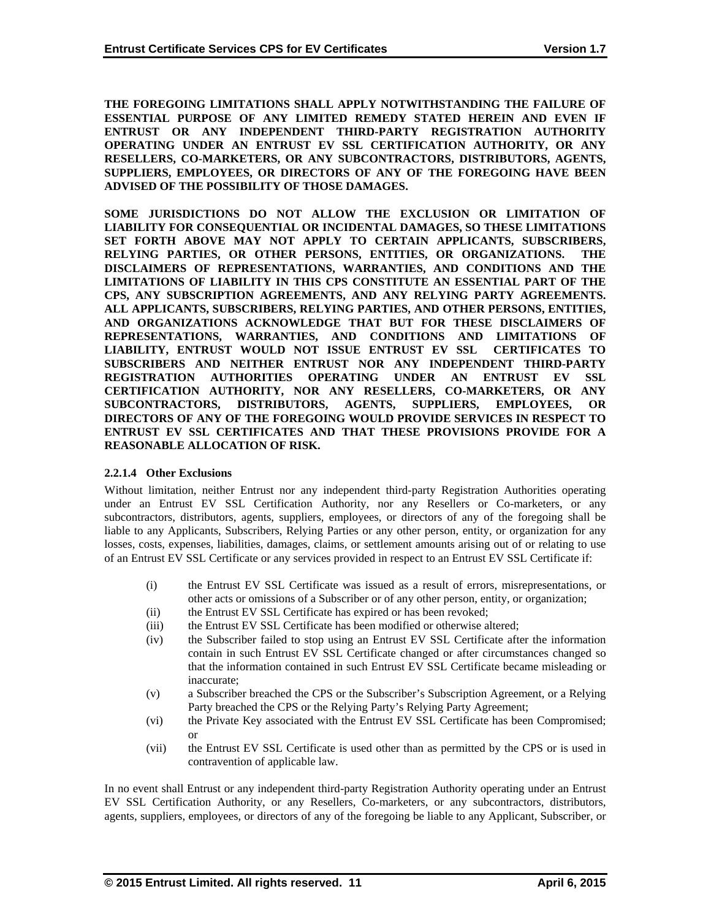**THE FOREGOING LIMITATIONS SHALL APPLY NOTWITHSTANDING THE FAILURE OF ESSENTIAL PURPOSE OF ANY LIMITED REMEDY STATED HEREIN AND EVEN IF ENTRUST OR ANY INDEPENDENT THIRD-PARTY REGISTRATION AUTHORITY OPERATING UNDER AN ENTRUST EV SSL CERTIFICATION AUTHORITY, OR ANY RESELLERS, CO-MARKETERS, OR ANY SUBCONTRACTORS, DISTRIBUTORS, AGENTS, SUPPLIERS, EMPLOYEES, OR DIRECTORS OF ANY OF THE FOREGOING HAVE BEEN ADVISED OF THE POSSIBILITY OF THOSE DAMAGES.**

**SOME JURISDICTIONS DO NOT ALLOW THE EXCLUSION OR LIMITATION OF LIABILITY FOR CONSEQUENTIAL OR INCIDENTAL DAMAGES, SO THESE LIMITATIONS SET FORTH ABOVE MAY NOT APPLY TO CERTAIN APPLICANTS, SUBSCRIBERS, RELYING PARTIES, OR OTHER PERSONS, ENTITIES, OR ORGANIZATIONS. THE DISCLAIMERS OF REPRESENTATIONS, WARRANTIES, AND CONDITIONS AND THE LIMITATIONS OF LIABILITY IN THIS CPS CONSTITUTE AN ESSENTIAL PART OF THE CPS, ANY SUBSCRIPTION AGREEMENTS, AND ANY RELYING PARTY AGREEMENTS. ALL APPLICANTS, SUBSCRIBERS, RELYING PARTIES, AND OTHER PERSONS, ENTITIES, AND ORGANIZATIONS ACKNOWLEDGE THAT BUT FOR THESE DISCLAIMERS OF REPRESENTATIONS, WARRANTIES, AND CONDITIONS AND LIMITATIONS OF LIABILITY, ENTRUST WOULD NOT ISSUE ENTRUST EV SSL CERTIFICATES TO SUBSCRIBERS AND NEITHER ENTRUST NOR ANY INDEPENDENT THIRD-PARTY REGISTRATION AUTHORITIES OPERATING UNDER AN ENTRUST EV SSL CERTIFICATION AUTHORITY, NOR ANY RESELLERS, CO-MARKETERS, OR ANY SUBCONTRACTORS, DISTRIBUTORS, AGENTS, SUPPLIERS, EMPLOYEES, OR DIRECTORS OF ANY OF THE FOREGOING WOULD PROVIDE SERVICES IN RESPECT TO ENTRUST EV SSL CERTIFICATES AND THAT THESE PROVISIONS PROVIDE FOR A REASONABLE ALLOCATION OF RISK.**

#### 2.2.1.4 Other Exclusions

Without limitation, neither Entrust nor any independent third-party Registration Authorities operating under an Entrust EV SSL Certification Authority, nor any Resellers or Co-marketers, or any subcontractors, distributors, agents, suppliers, employees, or directors of any of the foregoing shall be liable to any Applicants, Subscribers, Relying Parties or any other person, entity, or organization for any losses, costs, expenses, liabilities, damages, claims, or settlement amounts arising out of or relating to use of an Entrust EV SSL Certificate or any services provided in respect to an Entrust EV SSL Certificate if:

- (i) the Entrust EV SSL Certificate was issued as a result of errors, misrepresentations, or other acts or omissions of a Subscriber or of any other person, entity, or organization;
- (ii) the Entrust EV SSL Certificate has expired or has been revoked;
- (iii) the Entrust EV SSL Certificate has been modified or otherwise altered;
- (iv) the Subscriber failed to stop using an Entrust EV SSL Certificate after the information contain in such Entrust EV SSL Certificate changed or after circumstances changed so that the information contained in such Entrust EV SSL Certificate became misleading or inaccurate;
- (v) a Subscriber breached the CPS or the Subscriber's Subscription Agreement, or a Relying Party breached the CPS or the Relying Party's Relying Party Agreement;
- (vi) the Private Key associated with the Entrust EV SSL Certificate has been Compromised; or
- (vii) the Entrust EV SSL Certificate is used other than as permitted by the CPS or is used in contravention of applicable law.

In no event shall Entrust or any independent third-party Registration Authority operating under an Entrust EV SSL Certification Authority, or any Resellers, Co-marketers, or any subcontractors, distributors, agents, suppliers, employees, or directors of any of the foregoing be liable to any Applicant, Subscriber, or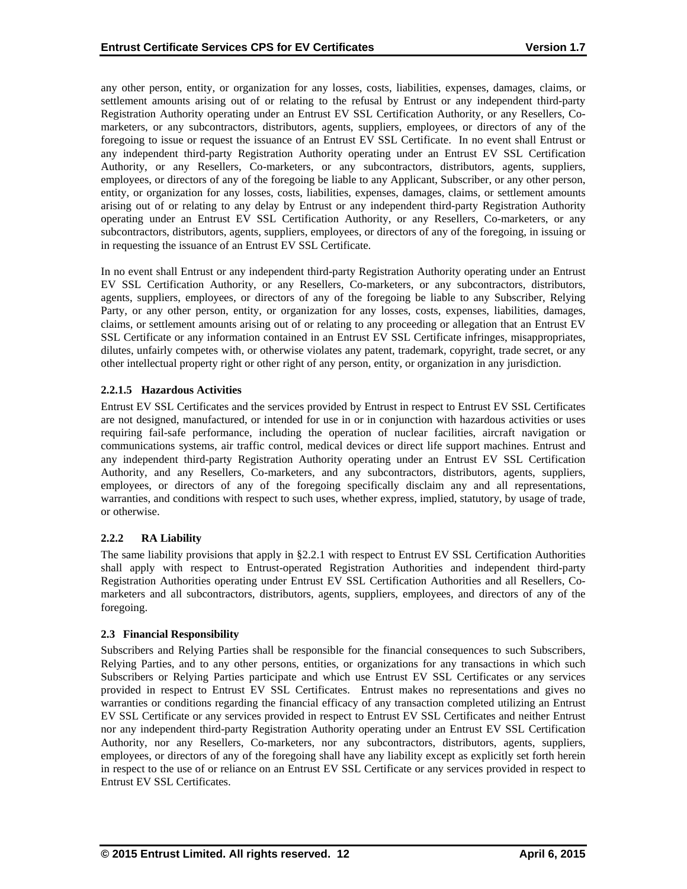any other person, entity, or organization for any losses, costs, liabilities, expenses, damages, claims, or settlement amounts arising out of or relating to the refusal by Entrust or any independent third-party Registration Authority operating under an Entrust EV SSL Certification Authority, or any Resellers, Co-marketers, or any subcontractors, distributors, agents, suppliers, employees, or directors of any of the foregoing to issue or request the issuance of an Entrust EV SSL Certificate. In no event shall Entrust or any independent third-party Registration Authority operating under an Entrust EV SSL Certification Authority, or any Resellers, Co-marketers, or any subcontractors, distributors, agents, suppliers, employees, or directors of any of the foregoing be liable to any Applicant, Subscriber, or any other person, entity, or organization for any losses, costs, liabilities, expenses, damages, claims, or settlement amounts arising out of or relating to any delay by Entrust or any independent third-party Registration Authority operating under an Entrust EV SSL Certification Authority, or any Resellers, Co-marketers, or any subcontractors, distributors, agents, suppliers, employees, or directors of any of the foregoing, in issuing or in requesting the issuance of an Entrust EV SSL Certificate.

In no event shall Entrust or any independent third-party Registration Authority operating under an Entrust EV SSL Certification Authority, or any Resellers, Co-marketers, or any subcontractors, distributors, agents, suppliers, employees, or directors of any of the foregoing be liable to any Subscriber, Relying Party, or any other person, entity, or organization for any losses, costs, expenses, liabilities, damages, claims, or settlement amounts arising out of or relating to any proceeding or allegation that an Entrust EV SSL Certificate or any information contained in an Entrust EV SSL Certificate infringes, misappropriates, dilutes, unfairly competes with, or otherwise violates any patent, trademark, copyright, trade secret, or any other intellectual property right or other right of any person, entity, or organization in any jurisdiction.

#### 2.2.1.5 Hazardous Activities

Entrust EV SSL Certificates and the services provided by Entrust in respect to Entrust EV SSL Certificates are not designed, manufactured, or intended for use in or in conjunction with hazardous activities or uses requiring fail-safe performance, including the operation of nuclear facilities, aircraft navigation or communications systems, air traffic control, medical devices or direct life support machines. Entrust and any independent third-party Registration Authority operating under an Entrust EV SSL Certification Authority, and any Resellers, Co-marketers, and any subcontractors, distributors, agents, suppliers, employees, or directors of any of the foregoing specifically disclaim any and all representations, warranties, and conditions with respect to such uses, whether express, implied, statutory, by usage of trade, or otherwise.

### 2.2.2 RA Liability

The same liability provisions that apply in §2.2.1 with respect to Entrust EV SSL Certification Authorities shall apply with respect to Entrust-operated Registration Authorities and independent third-party Registration Authorities operating under Entrust EV SSL Certification Authorities and all Resellers, Co-marketers and all subcontractors, distributors, agents, suppliers, employees, and directors of any of the foregoing.

## 2.3 Financial Responsibility

Subscribers and Relying Parties shall be responsible for the financial consequences to such Subscribers, Relying Parties, and to any other persons, entities, or organizations for any transactions in which such Subscribers or Relying Parties participate and which use Entrust EV SSL Certificates or any services provided in respect to Entrust EV SSL Certificates. Entrust makes no representations and gives no warranties or conditions regarding the financial efficacy of any transaction completed utilizing an Entrust EV SSL Certificate or any services provided in respect to Entrust EV SSL Certificates and neither Entrust nor any independent third-party Registration Authority operating under an Entrust EV SSL Certification Authority, nor any Resellers, Co-marketers, nor any subcontractors, distributors, agents, suppliers, employees, or directors of any of the foregoing shall have any liability except as explicitly set forth herein in respect to the use of or reliance on an Entrust EV SSL Certificate or any services provided in respect to Entrust EV SSL Certificates.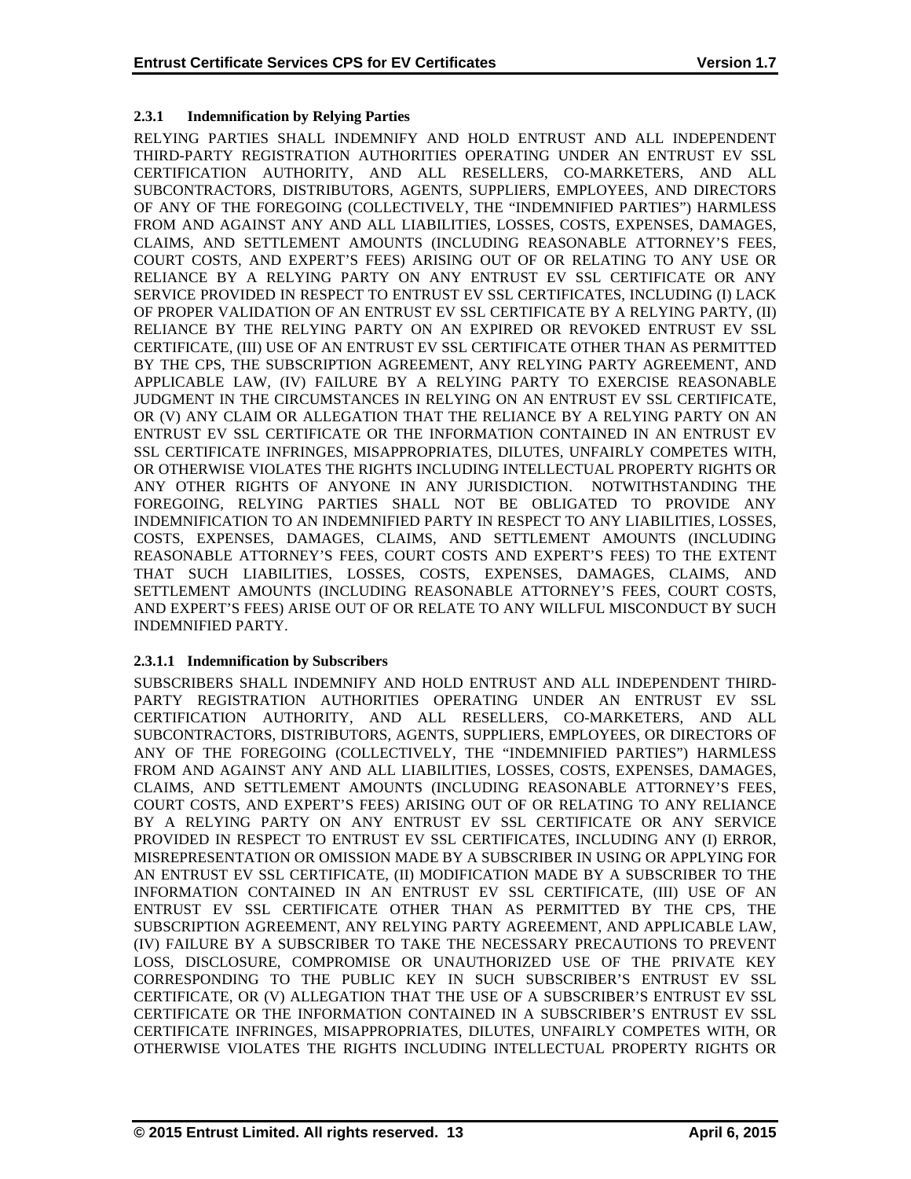### 2.3.1 Indemnification by Relying Parties

RELYING PARTIES SHALL INDEMNIFY AND HOLD ENTRUST AND ALL INDEPENDENT THIRD-PARTY REGISTRATION AUTHORITIES OPERATING UNDER AN ENTRUST EV SSL CERTIFICATION AUTHORITY, AND ALL RESELLERS, CO-MARKETERS, AND ALL SUBCONTRACTORS, DISTRIBUTORS, AGENTS, SUPPLIERS, EMPLOYEES, AND DIRECTORS OF ANY OF THE FOREGOING (COLLECTIVELY, THE "INDEMNIFIED PARTIES") HARMLESS FROM AND AGAINST ANY AND ALL LIABILITIES, LOSSES, COSTS, EXPENSES, DAMAGES, CLAIMS, AND SETTLEMENT AMOUNTS (INCLUDING REASONABLE ATTORNEY'S FEES, COURT COSTS, AND EXPERT'S FEES) ARISING OUT OF OR RELATING TO ANY USE OR RELIANCE BY A RELYING PARTY ON ANY ENTRUST EV SSL CERTIFICATE OR ANY SERVICE PROVIDED IN RESPECT TO ENTRUST EV SSL CERTIFICATES, INCLUDING (I) LACK OF PROPER VALIDATION OF AN ENTRUST EV SSL CERTIFICATE BY A RELYING PARTY, (II) RELIANCE BY THE RELYING PARTY ON AN EXPIRED OR REVOKED ENTRUST EV SSL CERTIFICATE, (III) USE OF AN ENTRUST EV SSL CERTIFICATE OTHER THAN AS PERMITTED BY THE CPS, THE SUBSCRIPTION AGREEMENT, ANY RELYING PARTY AGREEMENT, AND APPLICABLE LAW, (IV) FAILURE BY A RELYING PARTY TO EXERCISE REASONABLE JUDGMENT IN THE CIRCUMSTANCES IN RELYING ON AN ENTRUST EV SSL CERTIFICATE, OR (V) ANY CLAIM OR ALLEGATION THAT THE RELIANCE BY A RELYING PARTY ON AN ENTRUST EV SSL CERTIFICATE OR THE INFORMATION CONTAINED IN AN ENTRUST EV SSL CERTIFICATE INFRINGES, MISAPPROPRIATES, DILUTES, UNFAIRLY COMPETES WITH, OR OTHERWISE VIOLATES THE RIGHTS INCLUDING INTELLECTUAL PROPERTY RIGHTS OR ANY OTHER RIGHTS OF ANYONE IN ANY JURISDICTION. NOTWITHSTANDING THE FOREGOING, RELYING PARTIES SHALL NOT BE OBLIGATED TO PROVIDE ANY INDEMNIFICATION TO AN INDEMNIFIED PARTY IN RESPECT TO ANY LIABILITIES, LOSSES, COSTS, EXPENSES, DAMAGES, CLAIMS, AND SETTLEMENT AMOUNTS (INCLUDING REASONABLE ATTORNEY'S FEES, COURT COSTS AND EXPERT'S FEES) TO THE EXTENT THAT SUCH LIABILITIES, LOSSES, COSTS, EXPENSES, DAMAGES, CLAIMS, AND SETTLEMENT AMOUNTS (INCLUDING REASONABLE ATTORNEY'S FEES, COURT COSTS, AND EXPERT'S FEES) ARISE OUT OF OR RELATE TO ANY WILLFUL MISCONDUCT BY SUCH INDEMNIFIED PARTY.

#### 2.3.1.1 Indemnification by Subscribers

SUBSCRIBERS SHALL INDEMNIFY AND HOLD ENTRUST AND ALL INDEPENDENT THIRD-PARTY REGISTRATION AUTHORITIES OPERATING UNDER AN ENTRUST EV SSL CERTIFICATION AUTHORITY, AND ALL RESELLERS, CO-MARKETERS, AND ALL SUBCONTRACTORS, DISTRIBUTORS, AGENTS, SUPPLIERS, EMPLOYEES, OR DIRECTORS OF ANY OF THE FOREGOING (COLLECTIVELY, THE "INDEMNIFIED PARTIES") HARMLESS FROM AND AGAINST ANY AND ALL LIABILITIES, LOSSES, COSTS, EXPENSES, DAMAGES, CLAIMS, AND SETTLEMENT AMOUNTS (INCLUDING REASONABLE ATTORNEY'S FEES, COURT COSTS, AND EXPERT'S FEES) ARISING OUT OF OR RELATING TO ANY RELIANCE BY A RELYING PARTY ON ANY ENTRUST EV SSL CERTIFICATE OR ANY SERVICE PROVIDED IN RESPECT TO ENTRUST EV SSL CERTIFICATES, INCLUDING ANY (I) ERROR, MISREPRESENTATION OR OMISSION MADE BY A SUBSCRIBER IN USING OR APPLYING FOR AN ENTRUST EV SSL CERTIFICATE, (II) MODIFICATION MADE BY A SUBSCRIBER TO THE INFORMATION CONTAINED IN AN ENTRUST EV SSL CERTIFICATE, (III) USE OF AN ENTRUST EV SSL CERTIFICATE OTHER THAN AS PERMITTED BY THE CPS, THE SUBSCRIPTION AGREEMENT, ANY RELYING PARTY AGREEMENT, AND APPLICABLE LAW, (IV) FAILURE BY A SUBSCRIBER TO TAKE THE NECESSARY PRECAUTIONS TO PREVENT LOSS, DISCLOSURE, COMPROMISE OR UNAUTHORIZED USE OF THE PRIVATE KEY CORRESPONDING TO THE PUBLIC KEY IN SUCH SUBSCRIBER'S ENTRUST EV SSL CERTIFICATE, OR (V) ALLEGATION THAT THE USE OF A SUBSCRIBER'S ENTRUST EV SSL CERTIFICATE OR THE INFORMATION CONTAINED IN A SUBSCRIBER'S ENTRUST EV SSL CERTIFICATE INFRINGES, MISAPPROPRIATES, DILUTES, UNFAIRLY COMPETES WITH, OR OTHERWISE VIOLATES THE RIGHTS INCLUDING INTELLECTUAL PROPERTY RIGHTS OR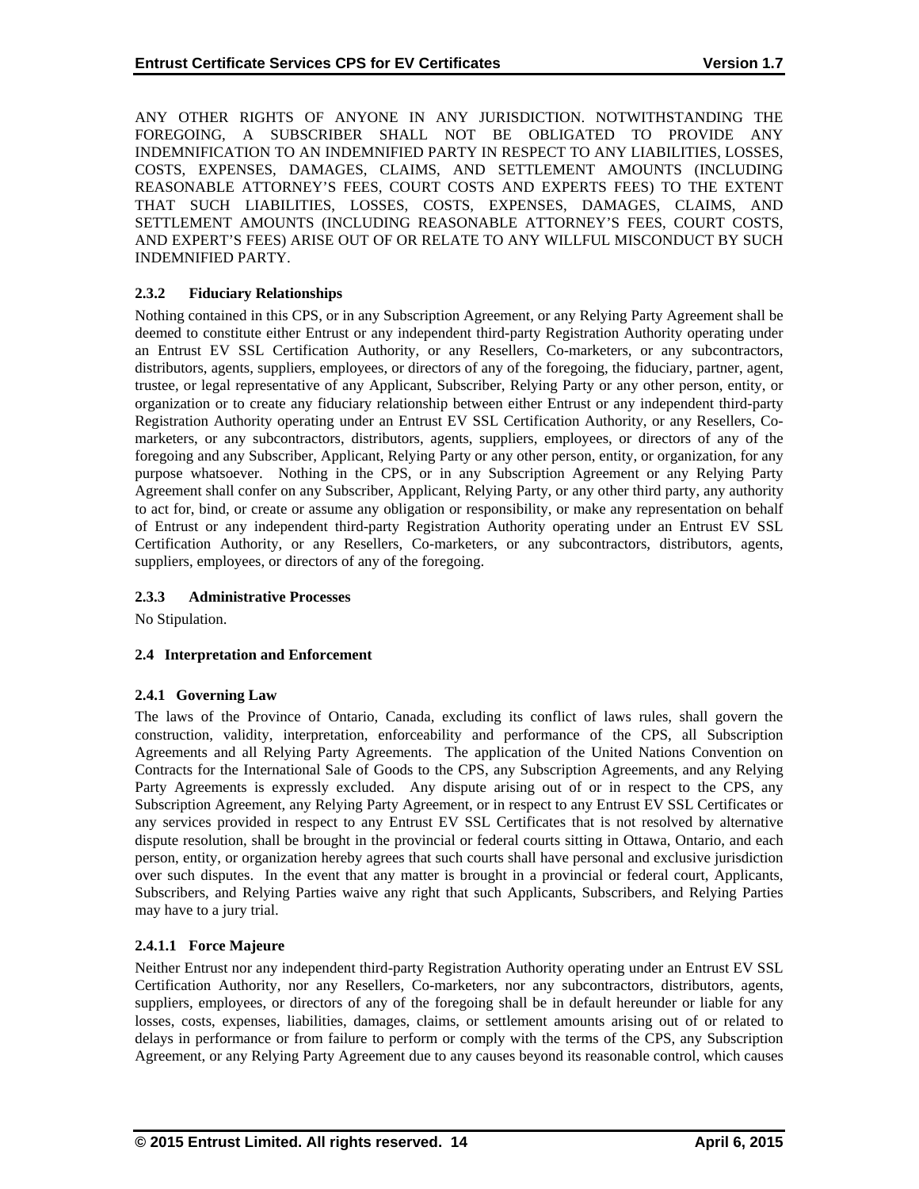ANY OTHER RIGHTS OF ANYONE IN ANY JURISDICTION. NOTWITHSTANDING THE FOREGOING, A SUBSCRIBER SHALL NOT BE OBLIGATED TO PROVIDE ANY INDEMNIFICATION TO AN INDEMNIFIED PARTY IN RESPECT TO ANY LIABILITIES, LOSSES, COSTS, EXPENSES, DAMAGES, CLAIMS, AND SETTLEMENT AMOUNTS (INCLUDING REASONABLE ATTORNEY'S FEES, COURT COSTS AND EXPERTS FEES) TO THE EXTENT THAT SUCH LIABILITIES, LOSSES, COSTS, EXPENSES, DAMAGES, CLAIMS, AND SETTLEMENT AMOUNTS (INCLUDING REASONABLE ATTORNEY'S FEES, COURT COSTS, AND EXPERT'S FEES) ARISE OUT OF OR RELATE TO ANY WILLFUL MISCONDUCT BY SUCH INDEMNIFIED PARTY.

### 2.3.2 Fiduciary Relationships

Nothing contained in this CPS, or in any Subscription Agreement, or any Relying Party Agreement shall be deemed to constitute either Entrust or any independent third-party Registration Authority operating under an Entrust EV SSL Certification Authority, or any Resellers, Co-marketers, or any subcontractors, distributors, agents, suppliers, employees, or directors of any of the foregoing, the fiduciary, partner, agent, trustee, or legal representative of any Applicant, Subscriber, Relying Party or any other person, entity, or organization or to create any fiduciary relationship between either Entrust or any independent third-party Registration Authority operating under an Entrust EV SSL Certification Authority, or any Resellers, Co-marketers, or any subcontractors, distributors, agents, suppliers, employees, or directors of any of the foregoing and any Subscriber, Applicant, Relying Party or any other person, entity, or organization, for any purpose whatsoever. Nothing in the CPS, or in any Subscription Agreement or any Relying Party Agreement shall confer on any Subscriber, Applicant, Relying Party, or any other third party, any authority to act for, bind, or create or assume any obligation or responsibility, or make any representation on behalf of Entrust or any independent third-party Registration Authority operating under an Entrust EV SSL Certification Authority, or any Resellers, Co-marketers, or any subcontractors, distributors, agents, suppliers, employees, or directors of any of the foregoing.

### 2.3.3 Administrative Processes

No Stipulation.

## 2.4 Interpretation and Enforcement

### 2.4.1 Governing Law

The laws of the Province of Ontario, Canada, excluding its conflict of laws rules, shall govern the construction, validity, interpretation, enforceability and performance of the CPS, all Subscription Agreements and all Relying Party Agreements. The application of the United Nations Convention on Contracts for the International Sale of Goods to the CPS, any Subscription Agreements, and any Relying Party Agreements is expressly excluded. Any dispute arising out of or in respect to the CPS, any Subscription Agreement, any Relying Party Agreement, or in respect to any Entrust EV SSL Certificates or any services provided in respect to any Entrust EV SSL Certificates that is not resolved by alternative dispute resolution, shall be brought in the provincial or federal courts sitting in Ottawa, Ontario, and each person, entity, or organization hereby agrees that such courts shall have personal and exclusive jurisdiction over such disputes. In the event that any matter is brought in a provincial or federal court, Applicants, Subscribers, and Relying Parties waive any right that such Applicants, Subscribers, and Relying Parties may have to a jury trial.

#### 2.4.1.1 Force Majeure

Neither Entrust nor any independent third-party Registration Authority operating under an Entrust EV SSL Certification Authority, nor any Resellers, Co-marketers, nor any subcontractors, distributors, agents, suppliers, employees, or directors of any of the foregoing shall be in default hereunder or liable for any losses, costs, expenses, liabilities, damages, claims, or settlement amounts arising out of or related to delays in performance or from failure to perform or comply with the terms of the CPS, any Subscription Agreement, or any Relying Party Agreement due to any causes beyond its reasonable control, which causes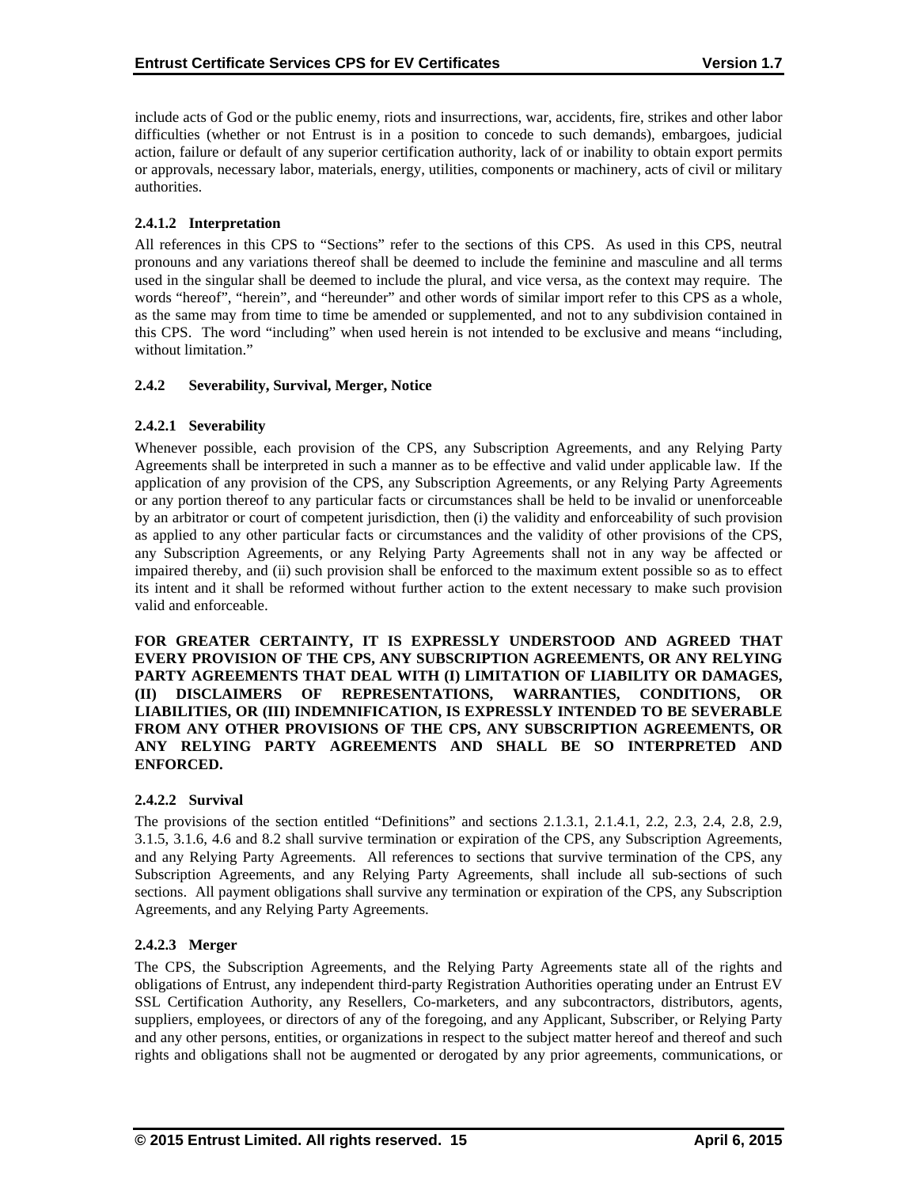include acts of God or the public enemy, riots and insurrections, war, accidents, fire, strikes and other labor difficulties (whether or not Entrust is in a position to concede to such demands), embargoes, judicial action, failure or default of any superior certification authority, lack of or inability to obtain export permits or approvals, necessary labor, materials, energy, utilities, components or machinery, acts of civil or military authorities.

#### 2.4.1.2 Interpretation

All references in this CPS to "Sections" refer to the sections of this CPS. As used in this CPS, neutral pronouns and any variations thereof shall be deemed to include the feminine and masculine and all terms used in the singular shall be deemed to include the plural, and vice versa, as the context may require. The words "hereof", "herein", and "hereunder" and other words of similar import refer to this CPS as a whole, as the same may from time to time be amended or supplemented, and not to any subdivision contained in this CPS. The word "including" when used herein is not intended to be exclusive and means "including, without limitation."

### 2.4.2 Severability, Survival, Merger, Notice

#### 2.4.2.1 Severability

Whenever possible, each provision of the CPS, any Subscription Agreements, and any Relying Party Agreements shall be interpreted in such a manner as to be effective and valid under applicable law. If the application of any provision of the CPS, any Subscription Agreements, or any Relying Party Agreements or any portion thereof to any particular facts or circumstances shall be held to be invalid or unenforceable by an arbitrator or court of competent jurisdiction, then (i) the validity and enforceability of such provision as applied to any other particular facts or circumstances and the validity of other provisions of the CPS, any Subscription Agreements, or any Relying Party Agreements shall not in any way be affected or impaired thereby, and (ii) such provision shall be enforced to the maximum extent possible so as to effect its intent and it shall be reformed without further action to the extent necessary to make such provision valid and enforceable.

**FOR GREATER CERTAINTY, IT IS EXPRESSLY UNDERSTOOD AND AGREED THAT EVERY PROVISION OF THE CPS, ANY SUBSCRIPTION AGREEMENTS, OR ANY RELYING PARTY AGREEMENTS THAT DEAL WITH (I) LIMITATION OF LIABILITY OR DAMAGES, (II) DISCLAIMERS OF REPRESENTATIONS, WARRANTIES, CONDITIONS, OR LIABILITIES, OR (III) INDEMNIFICATION, IS EXPRESSLY INTENDED TO BE SEVERABLE FROM ANY OTHER PROVISIONS OF THE CPS, ANY SUBSCRIPTION AGREEMENTS, OR ANY RELYING PARTY AGREEMENTS AND SHALL BE SO INTERPRETED AND ENFORCED.**

#### 2.4.2.2 Survival

The provisions of the section entitled "Definitions" and sections 2.1.3.1, 2.1.4.1, 2.2, 2.3, 2.4, 2.8, 2.9, 3.1.5, 3.1.6, 4.6 and 8.2 shall survive termination or expiration of the CPS, any Subscription Agreements, and any Relying Party Agreements. All references to sections that survive termination of the CPS, any Subscription Agreements, and any Relying Party Agreements, shall include all sub-sections of such sections. All payment obligations shall survive any termination or expiration of the CPS, any Subscription Agreements, and any Relying Party Agreements.

#### 2.4.2.3 Merger

The CPS, the Subscription Agreements, and the Relying Party Agreements state all of the rights and obligations of Entrust, any independent third-party Registration Authorities operating under an Entrust EV SSL Certification Authority, any Resellers, Co-marketers, and any subcontractors, distributors, agents, suppliers, employees, or directors of any of the foregoing, and any Applicant, Subscriber, or Relying Party and any other persons, entities, or organizations in respect to the subject matter hereof and thereof and such rights and obligations shall not be augmented or derogated by any prior agreements, communications, or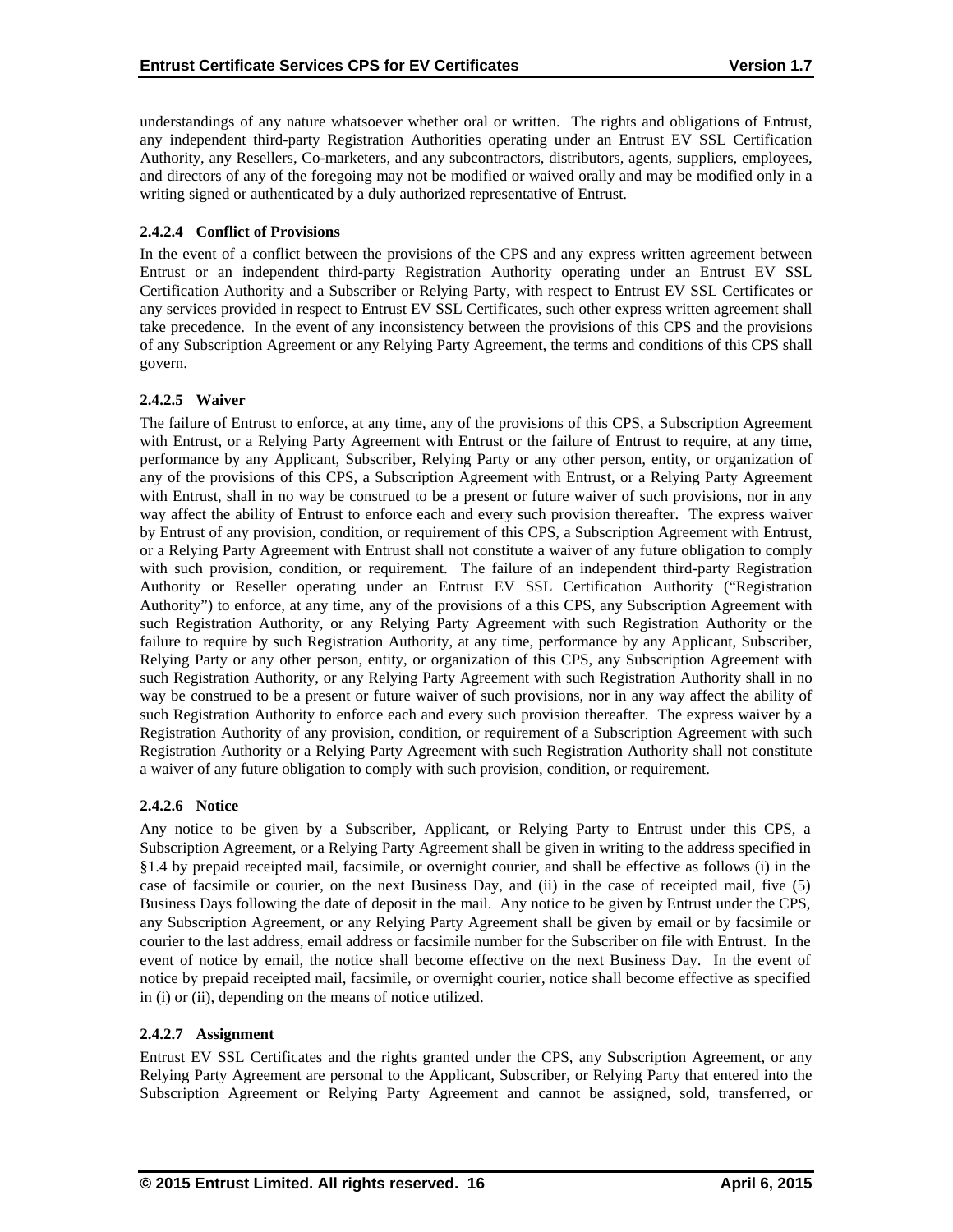understandings of any nature whatsoever whether oral or written. The rights and obligations of Entrust, any independent third-party Registration Authorities operating under an Entrust EV SSL Certification Authority, any Resellers, Co-marketers, and any subcontractors, distributors, agents, suppliers, employees, and directors of any of the foregoing may not be modified or waived orally and may be modified only in a writing signed or authenticated by a duly authorized representative of Entrust.

#### 2.4.2.4 Conflict of Provisions

In the event of a conflict between the provisions of the CPS and any express written agreement between Entrust or an independent third-party Registration Authority operating under an Entrust EV SSL Certification Authority and a Subscriber or Relying Party, with respect to Entrust EV SSL Certificates or any services provided in respect to Entrust EV SSL Certificates, such other express written agreement shall take precedence. In the event of any inconsistency between the provisions of this CPS and the provisions of any Subscription Agreement or any Relying Party Agreement, the terms and conditions of this CPS shall govern.

#### 2.4.2.5 Waiver

The failure of Entrust to enforce, at any time, any of the provisions of this CPS, a Subscription Agreement with Entrust, or a Relying Party Agreement with Entrust or the failure of Entrust to require, at any time, performance by any Applicant, Subscriber, Relying Party or any other person, entity, or organization of any of the provisions of this CPS, a Subscription Agreement with Entrust, or a Relying Party Agreement with Entrust, shall in no way be construed to be a present or future waiver of such provisions, nor in any way affect the ability of Entrust to enforce each and every such provision thereafter. The express waiver by Entrust of any provision, condition, or requirement of this CPS, a Subscription Agreement with Entrust, or a Relying Party Agreement with Entrust shall not constitute a waiver of any future obligation to comply with such provision, condition, or requirement. The failure of an independent third-party Registration Authority or Reseller operating under an Entrust EV SSL Certification Authority ("Registration Authority") to enforce, at any time, any of the provisions of a this CPS, any Subscription Agreement with such Registration Authority, or any Relying Party Agreement with such Registration Authority or the failure to require by such Registration Authority, at any time, performance by any Applicant, Subscriber, Relying Party or any other person, entity, or organization of this CPS, any Subscription Agreement with such Registration Authority, or any Relying Party Agreement with such Registration Authority shall in no way be construed to be a present or future waiver of such provisions, nor in any way affect the ability of such Registration Authority to enforce each and every such provision thereafter. The express waiver by a Registration Authority of any provision, condition, or requirement of a Subscription Agreement with such Registration Authority or a Relying Party Agreement with such Registration Authority shall not constitute a waiver of any future obligation to comply with such provision, condition, or requirement.

#### 2.4.2.6 Notice

Any notice to be given by a Subscriber, Applicant, or Relying Party to Entrust under this CPS, a Subscription Agreement, or a Relying Party Agreement shall be given in writing to the address specified in §1.4 by prepaid receipted mail, facsimile, or overnight courier, and shall be effective as follows (i) in the case of facsimile or courier, on the next Business Day, and (ii) in the case of receipted mail, five (5) Business Days following the date of deposit in the mail. Any notice to be given by Entrust under the CPS, any Subscription Agreement, or any Relying Party Agreement shall be given by email or by facsimile or courier to the last address, email address or facsimile number for the Subscriber on file with Entrust. In the event of notice by email, the notice shall become effective on the next Business Day. In the event of notice by prepaid receipted mail, facsimile, or overnight courier, notice shall become effective as specified in (i) or (ii), depending on the means of notice utilized.

#### 2.4.2.7 Assignment

Entrust EV SSL Certificates and the rights granted under the CPS, any Subscription Agreement, or any Relying Party Agreement are personal to the Applicant, Subscriber, or Relying Party that entered into the Subscription Agreement or Relying Party Agreement and cannot be assigned, sold, transferred, or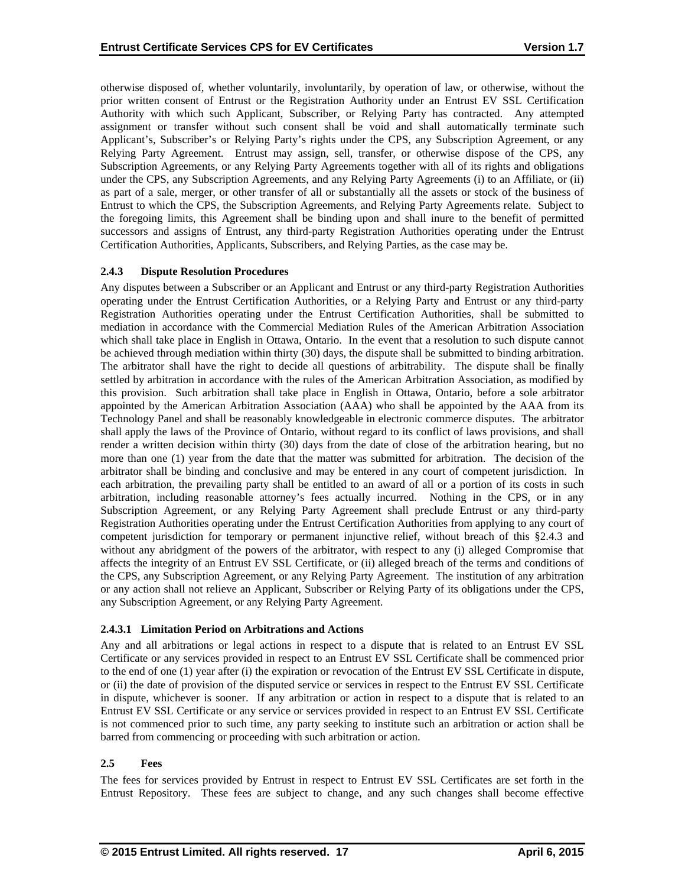otherwise disposed of, whether voluntarily, involuntarily, by operation of law, or otherwise, without the prior written consent of Entrust or the Registration Authority under an Entrust EV SSL Certification Authority with which such Applicant, Subscriber, or Relying Party has contracted. Any attempted assignment or transfer without such consent shall be void and shall automatically terminate such Applicant's, Subscriber's or Relying Party's rights under the CPS, any Subscription Agreement, or any Relying Party Agreement. Entrust may assign, sell, transfer, or otherwise dispose of the CPS, any Subscription Agreements, or any Relying Party Agreements together with all of its rights and obligations under the CPS, any Subscription Agreements, and any Relying Party Agreements (i) to an Affiliate, or (ii) as part of a sale, merger, or other transfer of all or substantially all the assets or stock of the business of Entrust to which the CPS, the Subscription Agreements, and Relying Party Agreements relate. Subject to the foregoing limits, this Agreement shall be binding upon and shall inure to the benefit of permitted successors and assigns of Entrust, any third-party Registration Authorities operating under the Entrust Certification Authorities, Applicants, Subscribers, and Relying Parties, as the case may be.

### 2.4.3 Dispute Resolution Procedures

Any disputes between a Subscriber or an Applicant and Entrust or any third-party Registration Authorities operating under the Entrust Certification Authorities, or a Relying Party and Entrust or any third-party Registration Authorities operating under the Entrust Certification Authorities, shall be submitted to mediation in accordance with the Commercial Mediation Rules of the American Arbitration Association which shall take place in English in Ottawa, Ontario. In the event that a resolution to such dispute cannot be achieved through mediation within thirty (30) days, the dispute shall be submitted to binding arbitration. The arbitrator shall have the right to decide all questions of arbitrability. The dispute shall be finally settled by arbitration in accordance with the rules of the American Arbitration Association, as modified by this provision. Such arbitration shall take place in English in Ottawa, Ontario, before a sole arbitrator appointed by the American Arbitration Association (AAA) who shall be appointed by the AAA from its Technology Panel and shall be reasonably knowledgeable in electronic commerce disputes. The arbitrator shall apply the laws of the Province of Ontario, without regard to its conflict of laws provisions, and shall render a written decision within thirty (30) days from the date of close of the arbitration hearing, but no more than one (1) year from the date that the matter was submitted for arbitration. The decision of the arbitrator shall be binding and conclusive and may be entered in any court of competent jurisdiction. In each arbitration, the prevailing party shall be entitled to an award of all or a portion of its costs in such arbitration, including reasonable attorney's fees actually incurred. Nothing in the CPS, or in any Subscription Agreement, or any Relying Party Agreement shall preclude Entrust or any third-party Registration Authorities operating under the Entrust Certification Authorities from applying to any court of competent jurisdiction for temporary or permanent injunctive relief, without breach of this §2.4.3 and without any abridgment of the powers of the arbitrator, with respect to any (i) alleged Compromise that affects the integrity of an Entrust EV SSL Certificate, or (ii) alleged breach of the terms and conditions of the CPS, any Subscription Agreement, or any Relying Party Agreement. The institution of any arbitration or any action shall not relieve an Applicant, Subscriber or Relying Party of its obligations under the CPS, any Subscription Agreement, or any Relying Party Agreement.

#### 2.4.3.1 Limitation Period on Arbitrations and Actions

Any and all arbitrations or legal actions in respect to a dispute that is related to an Entrust EV SSL Certificate or any services provided in respect to an Entrust EV SSL Certificate shall be commenced prior to the end of one (1) year after (i) the expiration or revocation of the Entrust EV SSL Certificate in dispute, or (ii) the date of provision of the disputed service or services in respect to the Entrust EV SSL Certificate in dispute, whichever is sooner. If any arbitration or action in respect to a dispute that is related to an Entrust EV SSL Certificate or any service or services provided in respect to an Entrust EV SSL Certificate is not commenced prior to such time, any party seeking to institute such an arbitration or action shall be barred from commencing or proceeding with such arbitration or action.

## 2.5 Fees

The fees for services provided by Entrust in respect to Entrust EV SSL Certificates are set forth in the Entrust Repository. These fees are subject to change, and any such changes shall become effective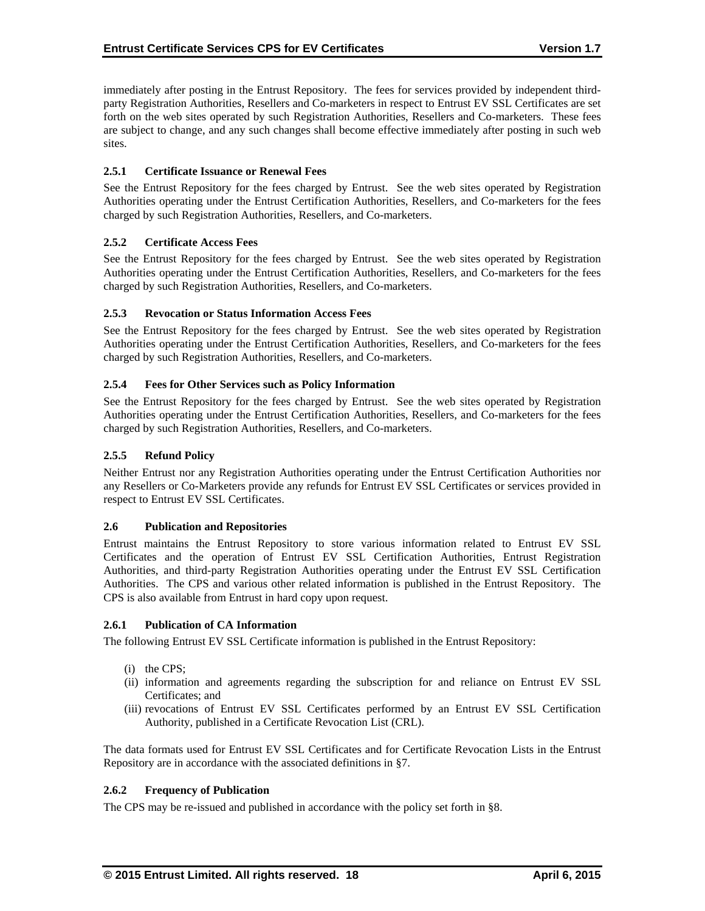immediately after posting in the Entrust Repository. The fees for services provided by independent third-party Registration Authorities, Resellers and Co-marketers in respect to Entrust EV SSL Certificates are set forth on the web sites operated by such Registration Authorities, Resellers and Co-marketers. These fees are subject to change, and any such changes shall become effective immediately after posting in such web sites.

### 2.5.1 Certificate Issuance or Renewal Fees

See the Entrust Repository for the fees charged by Entrust. See the web sites operated by Registration Authorities operating under the Entrust Certification Authorities, Resellers, and Co-marketers for the fees charged by such Registration Authorities, Resellers, and Co-marketers.

### 2.5.2 Certificate Access Fees

See the Entrust Repository for the fees charged by Entrust. See the web sites operated by Registration Authorities operating under the Entrust Certification Authorities, Resellers, and Co-marketers for the fees charged by such Registration Authorities, Resellers, and Co-marketers.

### 2.5.3 Revocation or Status Information Access Fees

See the Entrust Repository for the fees charged by Entrust. See the web sites operated by Registration Authorities operating under the Entrust Certification Authorities, Resellers, and Co-marketers for the fees charged by such Registration Authorities, Resellers, and Co-marketers.

### 2.5.4 Fees for Other Services such as Policy Information

See the Entrust Repository for the fees charged by Entrust. See the web sites operated by Registration Authorities operating under the Entrust Certification Authorities, Resellers, and Co-marketers for the fees charged by such Registration Authorities, Resellers, and Co-marketers.

### 2.5.5 Refund Policy

Neither Entrust nor any Registration Authorities operating under the Entrust Certification Authorities nor any Resellers or Co-Marketers provide any refunds for Entrust EV SSL Certificates or services provided in respect to Entrust EV SSL Certificates.

## 2.6 Publication and Repositories

Entrust maintains the Entrust Repository to store various information related to Entrust EV SSL Certificates and the operation of Entrust EV SSL Certification Authorities, Entrust Registration Authorities, and third-party Registration Authorities operating under the Entrust EV SSL Certification Authorities. The CPS and various other related information is published in the Entrust Repository. The CPS is also available from Entrust in hard copy upon request.

### 2.6.1 Publication of CA Information

The following Entrust EV SSL Certificate information is published in the Entrust Repository:

(i) the CPS;
(ii) information and agreements regarding the subscription for and reliance on Entrust EV SSL Certificates; and
(iii) revocations of Entrust EV SSL Certificates performed by an Entrust EV SSL Certification Authority, published in a Certificate Revocation List (CRL).

The data formats used for Entrust EV SSL Certificates and for Certificate Revocation Lists in the Entrust Repository are in accordance with the associated definitions in §7.

### 2.6.2 Frequency of Publication

The CPS may be re-issued and published in accordance with the policy set forth in §8.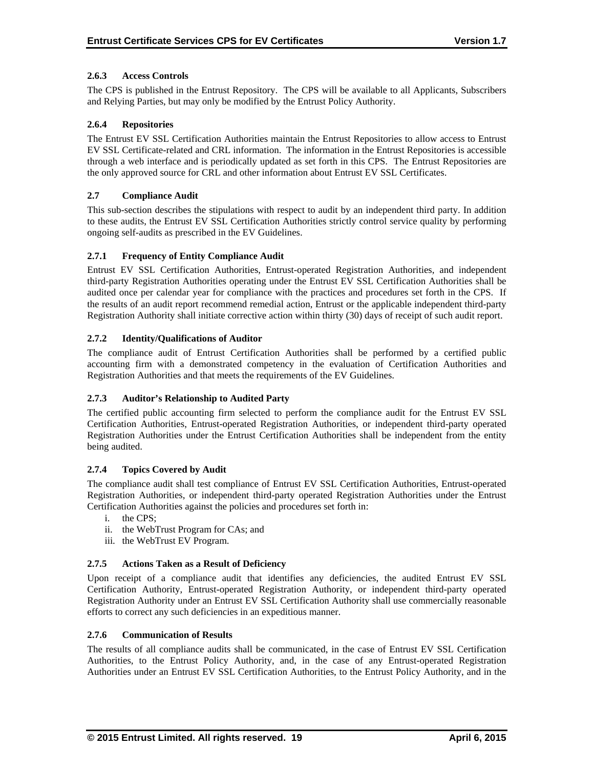### 2.6.3 Access Controls

The CPS is published in the Entrust Repository. The CPS will be available to all Applicants, Subscribers and Relying Parties, but may only be modified by the Entrust Policy Authority.

### 2.6.4 Repositories

The Entrust EV SSL Certification Authorities maintain the Entrust Repositories to allow access to Entrust EV SSL Certificate-related and CRL information. The information in the Entrust Repositories is accessible through a web interface and is periodically updated as set forth in this CPS. The Entrust Repositories are the only approved source for CRL and other information about Entrust EV SSL Certificates.

## 2.7 Compliance Audit

This sub-section describes the stipulations with respect to audit by an independent third party. In addition to these audits, the Entrust EV SSL Certification Authorities strictly control service quality by performing ongoing self-audits as prescribed in the EV Guidelines.

### 2.7.1 Frequency of Entity Compliance Audit

Entrust EV SSL Certification Authorities, Entrust-operated Registration Authorities, and independent third-party Registration Authorities operating under the Entrust EV SSL Certification Authorities shall be audited once per calendar year for compliance with the practices and procedures set forth in the CPS. If the results of an audit report recommend remedial action, Entrust or the applicable independent third-party Registration Authority shall initiate corrective action within thirty (30) days of receipt of such audit report.

### 2.7.2 Identity/Qualifications of Auditor

The compliance audit of Entrust Certification Authorities shall be performed by a certified public accounting firm with a demonstrated competency in the evaluation of Certification Authorities and Registration Authorities and that meets the requirements of the EV Guidelines.

### 2.7.3 Auditor's Relationship to Audited Party

The certified public accounting firm selected to perform the compliance audit for the Entrust EV SSL Certification Authorities, Entrust-operated Registration Authorities, or independent third-party operated Registration Authorities under the Entrust Certification Authorities shall be independent from the entity being audited.

### 2.7.4 Topics Covered by Audit

The compliance audit shall test compliance of Entrust EV SSL Certification Authorities, Entrust-operated Registration Authorities, or independent third-party operated Registration Authorities under the Entrust Certification Authorities against the policies and procedures set forth in:

i. the CPS;
ii. the WebTrust Program for CAs; and
iii. the WebTrust EV Program.

### 2.7.5 Actions Taken as a Result of Deficiency

Upon receipt of a compliance audit that identifies any deficiencies, the audited Entrust EV SSL Certification Authority, Entrust-operated Registration Authority, or independent third-party operated Registration Authority under an Entrust EV SSL Certification Authority shall use commercially reasonable efforts to correct any such deficiencies in an expeditious manner.

### 2.7.6 Communication of Results

The results of all compliance audits shall be communicated, in the case of Entrust EV SSL Certification Authorities, to the Entrust Policy Authority, and, in the case of any Entrust-operated Registration Authorities under an Entrust EV SSL Certification Authorities, to the Entrust Policy Authority, and in the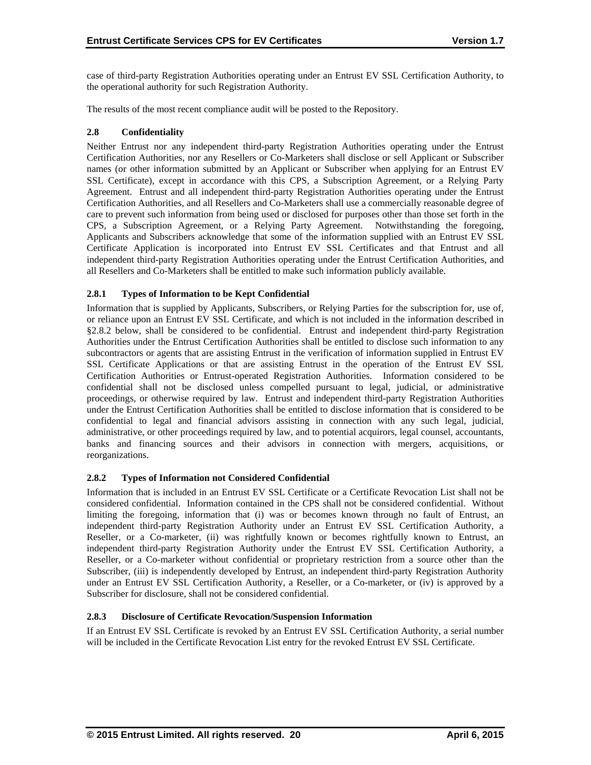case of third-party Registration Authorities operating under an Entrust EV SSL Certification Authority, to the operational authority for such Registration Authority.

The results of the most recent compliance audit will be posted to the Repository.

### 2.8 Confidentiality

Neither Entrust nor any independent third-party Registration Authorities operating under the Entrust Certification Authorities, nor any Resellers or Co-Marketers shall disclose or sell Applicant or Subscriber names (or other information submitted by an Applicant or Subscriber when applying for an Entrust EV SSL Certificate), except in accordance with this CPS, a Subscription Agreement, or a Relying Party Agreement. Entrust and all independent third-party Registration Authorities operating under the Entrust Certification Authorities, and all Resellers and Co-Marketers shall use a commercially reasonable degree of care to prevent such information from being used or disclosed for purposes other than those set forth in the CPS, a Subscription Agreement, or a Relying Party Agreement. Notwithstanding the foregoing, Applicants and Subscribers acknowledge that some of the information supplied with an Entrust EV SSL Certificate Application is incorporated into Entrust EV SSL Certificates and that Entrust and all independent third-party Registration Authorities operating under the Entrust Certification Authorities, and all Resellers and Co-Marketers shall be entitled to make such information publicly available.

#### 2.8.1 Types of Information to be Kept Confidential

Information that is supplied by Applicants, Subscribers, or Relying Parties for the subscription for, use of, or reliance upon an Entrust EV SSL Certificate, and which is not included in the information described in §2.8.2 below, shall be considered to be confidential. Entrust and independent third-party Registration Authorities under the Entrust Certification Authorities shall be entitled to disclose such information to any subcontractors or agents that are assisting Entrust in the verification of information supplied in Entrust EV SSL Certificate Applications or that are assisting Entrust in the operation of the Entrust EV SSL Certification Authorities or Entrust-operated Registration Authorities. Information considered to be confidential shall not be disclosed unless compelled pursuant to legal, judicial, or administrative proceedings, or otherwise required by law. Entrust and independent third-party Registration Authorities under the Entrust Certification Authorities shall be entitled to disclose information that is considered to be confidential to legal and financial advisors assisting in connection with any such legal, judicial, administrative, or other proceedings required by law, and to potential acquirors, legal counsel, accountants, banks and financing sources and their advisors in connection with mergers, acquisitions, or reorganizations.

#### 2.8.2 Types of Information not Considered Confidential

Information that is included in an Entrust EV SSL Certificate or a Certificate Revocation List shall not be considered confidential. Information contained in the CPS shall not be considered confidential. Without limiting the foregoing, information that (i) was or becomes known through no fault of Entrust, an independent third-party Registration Authority under an Entrust EV SSL Certification Authority, a Reseller, or a Co-marketer, (ii) was rightfully known or becomes rightfully known to Entrust, an independent third-party Registration Authority under the Entrust EV SSL Certification Authority, a Reseller, or a Co-marketer without confidential or proprietary restriction from a source other than the Subscriber, (iii) is independently developed by Entrust, an independent third-party Registration Authority under an Entrust EV SSL Certification Authority, a Reseller, or a Co-marketer, or (iv) is approved by a Subscriber for disclosure, shall not be considered confidential.

#### 2.8.3 Disclosure of Certificate Revocation/Suspension Information

If an Entrust EV SSL Certificate is revoked by an Entrust EV SSL Certification Authority, a serial number will be included in the Certificate Revocation List entry for the revoked Entrust EV SSL Certificate.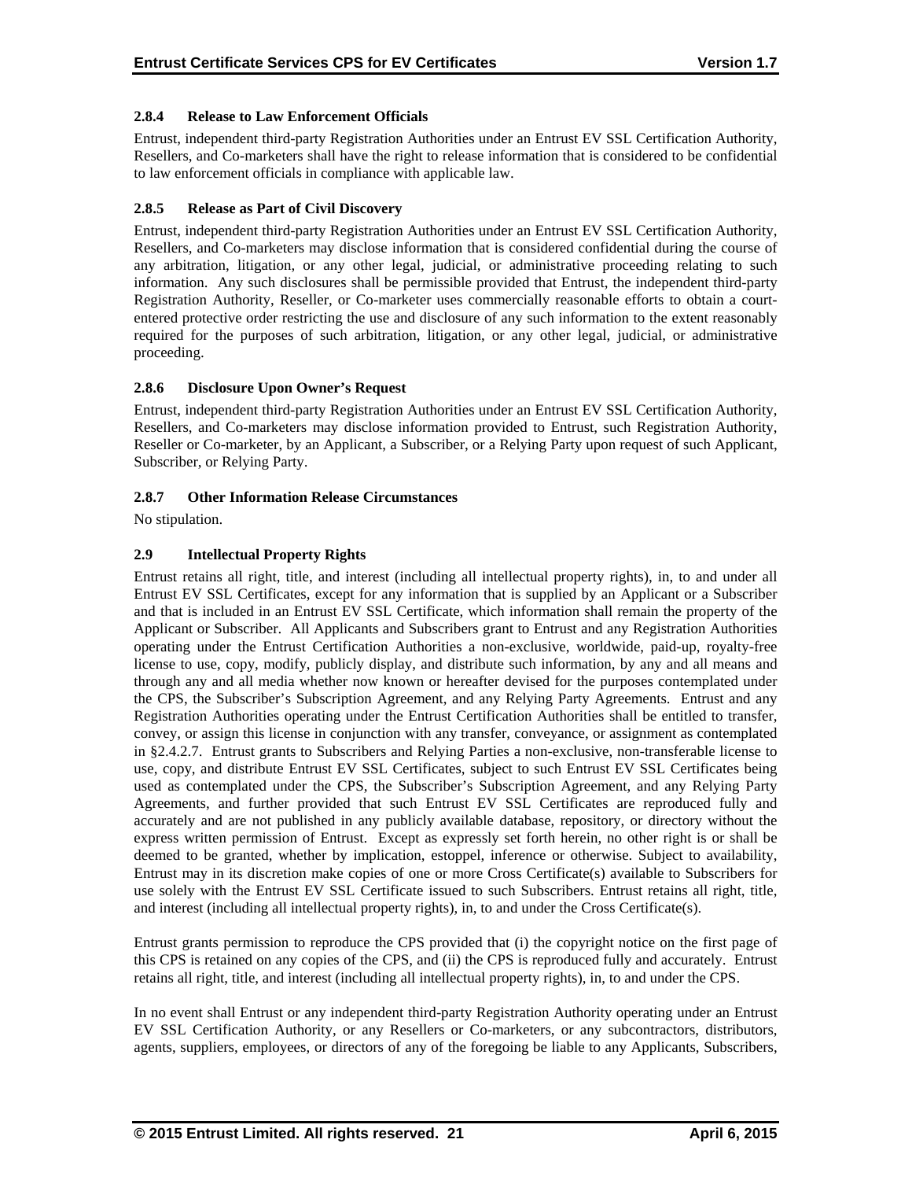### 2.8.4 Release to Law Enforcement Officials

Entrust, independent third-party Registration Authorities under an Entrust EV SSL Certification Authority, Resellers, and Co-marketers shall have the right to release information that is considered to be confidential to law enforcement officials in compliance with applicable law.

### 2.8.5 Release as Part of Civil Discovery

Entrust, independent third-party Registration Authorities under an Entrust EV SSL Certification Authority, Resellers, and Co-marketers may disclose information that is considered confidential during the course of any arbitration, litigation, or any other legal, judicial, or administrative proceeding relating to such information. Any such disclosures shall be permissible provided that Entrust, the independent third-party Registration Authority, Reseller, or Co-marketer uses commercially reasonable efforts to obtain a court-entered protective order restricting the use and disclosure of any such information to the extent reasonably required for the purposes of such arbitration, litigation, or any other legal, judicial, or administrative proceeding.

### 2.8.6 Disclosure Upon Owner's Request

Entrust, independent third-party Registration Authorities under an Entrust EV SSL Certification Authority, Resellers, and Co-marketers may disclose information provided to Entrust, such Registration Authority, Reseller or Co-marketer, by an Applicant, a Subscriber, or a Relying Party upon request of such Applicant, Subscriber, or Relying Party.

### 2.8.7 Other Information Release Circumstances

No stipulation.

## 2.9 Intellectual Property Rights

Entrust retains all right, title, and interest (including all intellectual property rights), in, to and under all Entrust EV SSL Certificates, except for any information that is supplied by an Applicant or a Subscriber and that is included in an Entrust EV SSL Certificate, which information shall remain the property of the Applicant or Subscriber. All Applicants and Subscribers grant to Entrust and any Registration Authorities operating under the Entrust Certification Authorities a non-exclusive, worldwide, paid-up, royalty-free license to use, copy, modify, publicly display, and distribute such information, by any and all means and through any and all media whether now known or hereafter devised for the purposes contemplated under the CPS, the Subscriber's Subscription Agreement, and any Relying Party Agreements. Entrust and any Registration Authorities operating under the Entrust Certification Authorities shall be entitled to transfer, convey, or assign this license in conjunction with any transfer, conveyance, or assignment as contemplated in §2.4.2.7. Entrust grants to Subscribers and Relying Parties a non-exclusive, non-transferable license to use, copy, and distribute Entrust EV SSL Certificates, subject to such Entrust EV SSL Certificates being used as contemplated under the CPS, the Subscriber's Subscription Agreement, and any Relying Party Agreements, and further provided that such Entrust EV SSL Certificates are reproduced fully and accurately and are not published in any publicly available database, repository, or directory without the express written permission of Entrust. Except as expressly set forth herein, no other right is or shall be deemed to be granted, whether by implication, estoppel, inference or otherwise. Subject to availability, Entrust may in its discretion make copies of one or more Cross Certificate(s) available to Subscribers for use solely with the Entrust EV SSL Certificate issued to such Subscribers. Entrust retains all right, title, and interest (including all intellectual property rights), in, to and under the Cross Certificate(s).

Entrust grants permission to reproduce the CPS provided that (i) the copyright notice on the first page of this CPS is retained on any copies of the CPS, and (ii) the CPS is reproduced fully and accurately. Entrust retains all right, title, and interest (including all intellectual property rights), in, to and under the CPS.

In no event shall Entrust or any independent third-party Registration Authority operating under an Entrust EV SSL Certification Authority, or any Resellers or Co-marketers, or any subcontractors, distributors, agents, suppliers, employees, or directors of any of the foregoing be liable to any Applicants, Subscribers,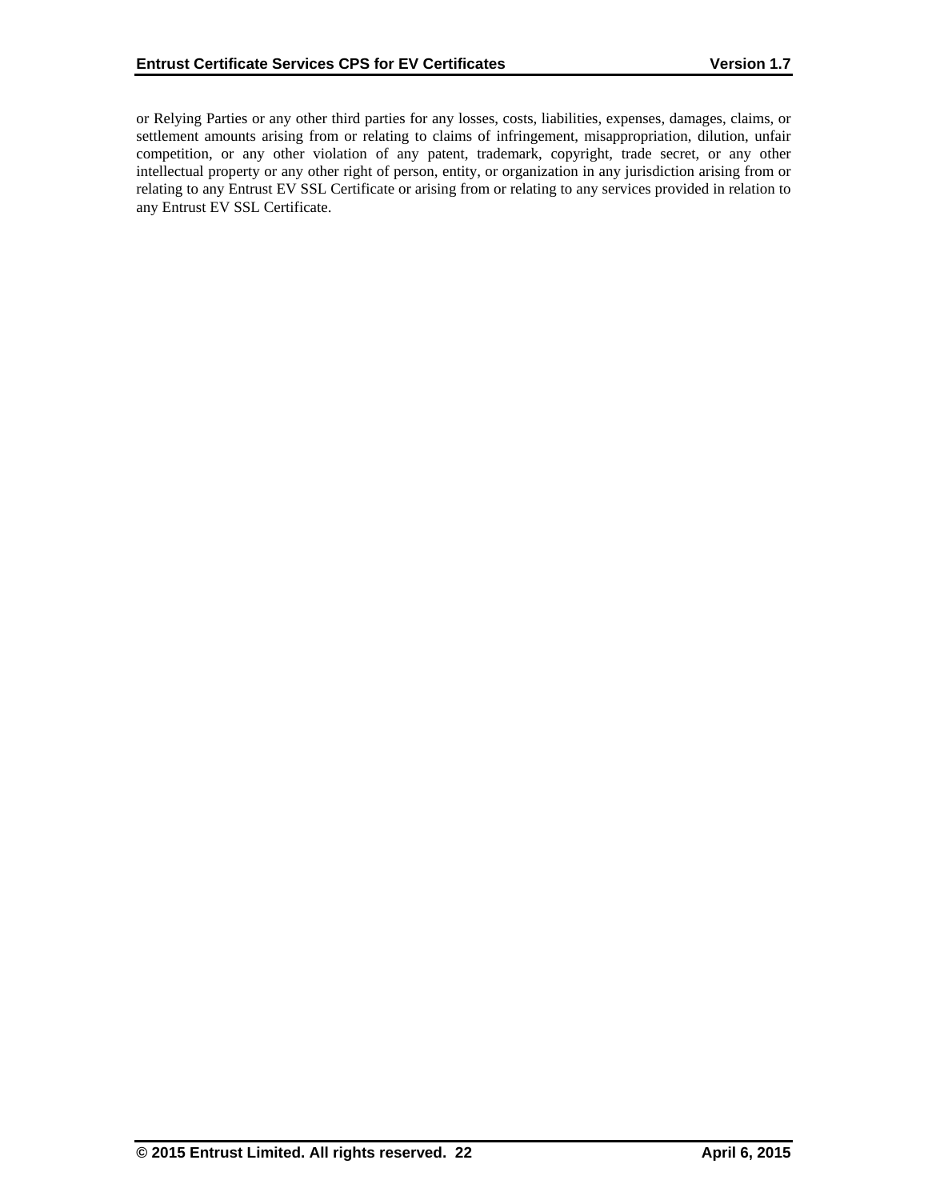or Relying Parties or any other third parties for any losses, costs, liabilities, expenses, damages, claims, or settlement amounts arising from or relating to claims of infringement, misappropriation, dilution, unfair competition, or any other violation of any patent, trademark, copyright, trade secret, or any other intellectual property or any other right of person, entity, or organization in any jurisdiction arising from or relating to any Entrust EV SSL Certificate or arising from or relating to any services provided in relation to any Entrust EV SSL Certificate.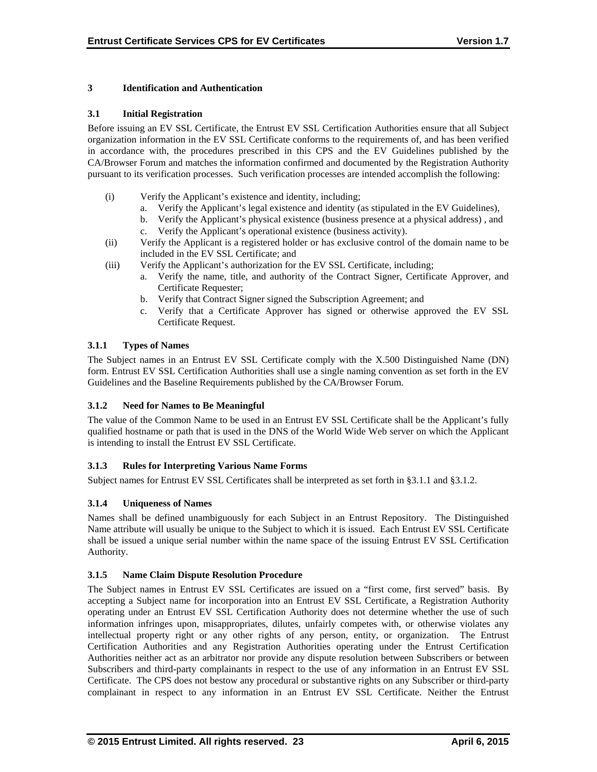# 3 Identification and Authentication

## 3.1 Initial Registration

Before issuing an EV SSL Certificate, the Entrust EV SSL Certification Authorities ensure that all Subject organization information in the EV SSL Certificate conforms to the requirements of, and has been verified in accordance with, the procedures prescribed in this CPS and the EV Guidelines published by the CA/Browser Forum and matches the information confirmed and documented by the Registration Authority pursuant to its verification processes. Such verification processes are intended accomplish the following:

(i) Verify the Applicant's existence and identity, including;
  a. Verify the Applicant's legal existence and identity (as stipulated in the EV Guidelines),
  b. Verify the Applicant's physical existence (business presence at a physical address) , and
  c. Verify the Applicant's operational existence (business activity).

(ii) Verify the Applicant is a registered holder or has exclusive control of the domain name to be included in the EV SSL Certificate; and

(iii) Verify the Applicant's authorization for the EV SSL Certificate, including;
  a. Verify the name, title, and authority of the Contract Signer, Certificate Approver, and Certificate Requester;
  b. Verify that Contract Signer signed the Subscription Agreement; and
  c. Verify that a Certificate Approver has signed or otherwise approved the EV SSL Certificate Request.

### 3.1.1 Types of Names

The Subject names in an Entrust EV SSL Certificate comply with the X.500 Distinguished Name (DN) form. Entrust EV SSL Certification Authorities shall use a single naming convention as set forth in the EV Guidelines and the Baseline Requirements published by the CA/Browser Forum.

### 3.1.2 Need for Names to Be Meaningful

The value of the Common Name to be used in an Entrust EV SSL Certificate shall be the Applicant's fully qualified hostname or path that is used in the DNS of the World Wide Web server on which the Applicant is intending to install the Entrust EV SSL Certificate.

### 3.1.3 Rules for Interpreting Various Name Forms

Subject names for Entrust EV SSL Certificates shall be interpreted as set forth in §3.1.1 and §3.1.2.

### 3.1.4 Uniqueness of Names

Names shall be defined unambiguously for each Subject in an Entrust Repository. The Distinguished Name attribute will usually be unique to the Subject to which it is issued. Each Entrust EV SSL Certificate shall be issued a unique serial number within the name space of the issuing Entrust EV SSL Certification Authority.

### 3.1.5 Name Claim Dispute Resolution Procedure

The Subject names in Entrust EV SSL Certificates are issued on a "first come, first served" basis. By accepting a Subject name for incorporation into an Entrust EV SSL Certificate, a Registration Authority operating under an Entrust EV SSL Certification Authority does not determine whether the use of such information infringes upon, misappropriates, dilutes, unfairly competes with, or otherwise violates any intellectual property right or any other rights of any person, entity, or organization. The Entrust Certification Authorities and any Registration Authorities operating under the Entrust Certification Authorities neither act as an arbitrator nor provide any dispute resolution between Subscribers or between Subscribers and third-party complainants in respect to the use of any information in an Entrust EV SSL Certificate. The CPS does not bestow any procedural or substantive rights on any Subscriber or third-party complainant in respect to any information in an Entrust EV SSL Certificate. Neither the Entrust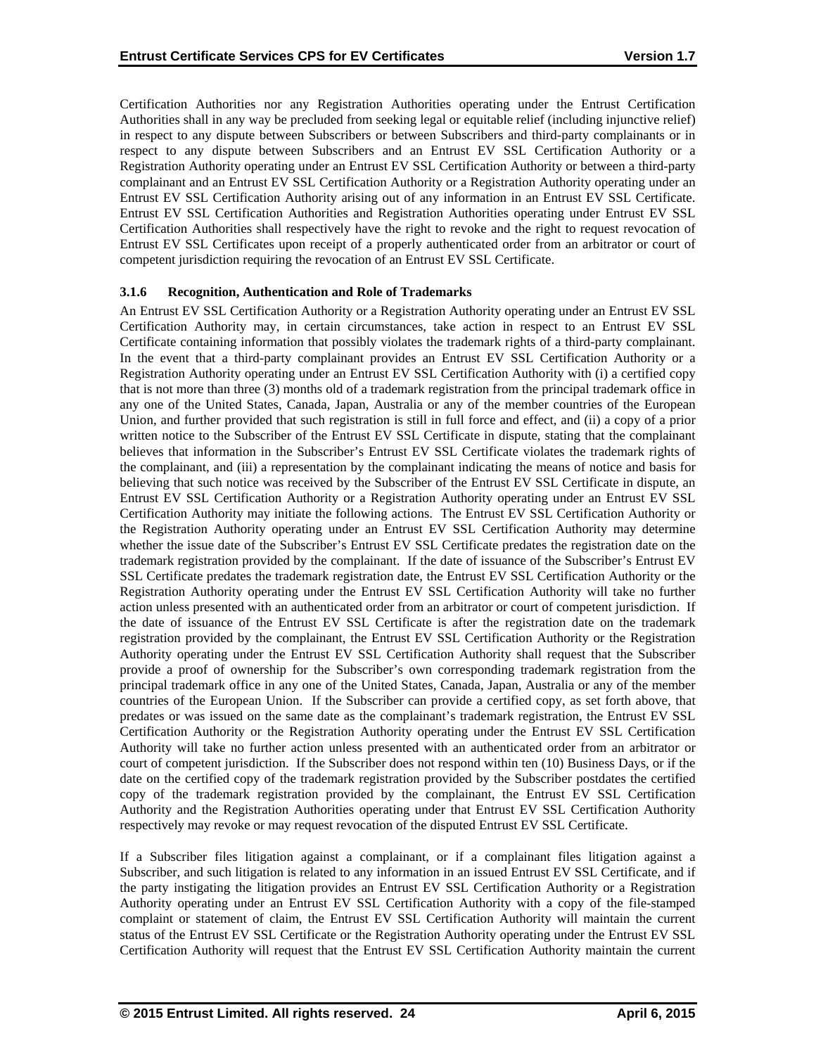Certification Authorities nor any Registration Authorities operating under the Entrust Certification Authorities shall in any way be precluded from seeking legal or equitable relief (including injunctive relief) in respect to any dispute between Subscribers or between Subscribers and third-party complainants or in respect to any dispute between Subscribers and an Entrust EV SSL Certification Authority or a Registration Authority operating under an Entrust EV SSL Certification Authority or between a third-party complainant and an Entrust EV SSL Certification Authority or a Registration Authority operating under an Entrust EV SSL Certification Authority arising out of any information in an Entrust EV SSL Certificate. Entrust EV SSL Certification Authorities and Registration Authorities operating under Entrust EV SSL Certification Authorities shall respectively have the right to revoke and the right to request revocation of Entrust EV SSL Certificates upon receipt of a properly authenticated order from an arbitrator or court of competent jurisdiction requiring the revocation of an Entrust EV SSL Certificate.

### 3.1.6 Recognition, Authentication and Role of Trademarks

An Entrust EV SSL Certification Authority or a Registration Authority operating under an Entrust EV SSL Certification Authority may, in certain circumstances, take action in respect to an Entrust EV SSL Certificate containing information that possibly violates the trademark rights of a third-party complainant. In the event that a third-party complainant provides an Entrust EV SSL Certification Authority or a Registration Authority operating under an Entrust EV SSL Certification Authority with (i) a certified copy that is not more than three (3) months old of a trademark registration from the principal trademark office in any one of the United States, Canada, Japan, Australia or any of the member countries of the European Union, and further provided that such registration is still in full force and effect, and (ii) a copy of a prior written notice to the Subscriber of the Entrust EV SSL Certificate in dispute, stating that the complainant believes that information in the Subscriber's Entrust EV SSL Certificate violates the trademark rights of the complainant, and (iii) a representation by the complainant indicating the means of notice and basis for believing that such notice was received by the Subscriber of the Entrust EV SSL Certificate in dispute, an Entrust EV SSL Certification Authority or a Registration Authority operating under an Entrust EV SSL Certification Authority may initiate the following actions. The Entrust EV SSL Certification Authority or the Registration Authority operating under an Entrust EV SSL Certification Authority may determine whether the issue date of the Subscriber's Entrust EV SSL Certificate predates the registration date on the trademark registration provided by the complainant. If the date of issuance of the Subscriber's Entrust EV SSL Certificate predates the trademark registration date, the Entrust EV SSL Certification Authority or the Registration Authority operating under the Entrust EV SSL Certification Authority will take no further action unless presented with an authenticated order from an arbitrator or court of competent jurisdiction. If the date of issuance of the Entrust EV SSL Certificate is after the registration date on the trademark registration provided by the complainant, the Entrust EV SSL Certification Authority or the Registration Authority operating under the Entrust EV SSL Certification Authority shall request that the Subscriber provide a proof of ownership for the Subscriber's own corresponding trademark registration from the principal trademark office in any one of the United States, Canada, Japan, Australia or any of the member countries of the European Union. If the Subscriber can provide a certified copy, as set forth above, that predates or was issued on the same date as the complainant's trademark registration, the Entrust EV SSL Certification Authority or the Registration Authority operating under the Entrust EV SSL Certification Authority will take no further action unless presented with an authenticated order from an arbitrator or court of competent jurisdiction. If the Subscriber does not respond within ten (10) Business Days, or if the date on the certified copy of the trademark registration provided by the Subscriber postdates the certified copy of the trademark registration provided by the complainant, the Entrust EV SSL Certification Authority and the Registration Authorities operating under that Entrust EV SSL Certification Authority respectively may revoke or may request revocation of the disputed Entrust EV SSL Certificate.

If a Subscriber files litigation against a complainant, or if a complainant files litigation against a Subscriber, and such litigation is related to any information in an issued Entrust EV SSL Certificate, and if the party instigating the litigation provides an Entrust EV SSL Certification Authority or a Registration Authority operating under an Entrust EV SSL Certification Authority with a copy of the file-stamped complaint or statement of claim, the Entrust EV SSL Certification Authority will maintain the current status of the Entrust EV SSL Certificate or the Registration Authority operating under the Entrust EV SSL Certification Authority will request that the Entrust EV SSL Certification Authority maintain the current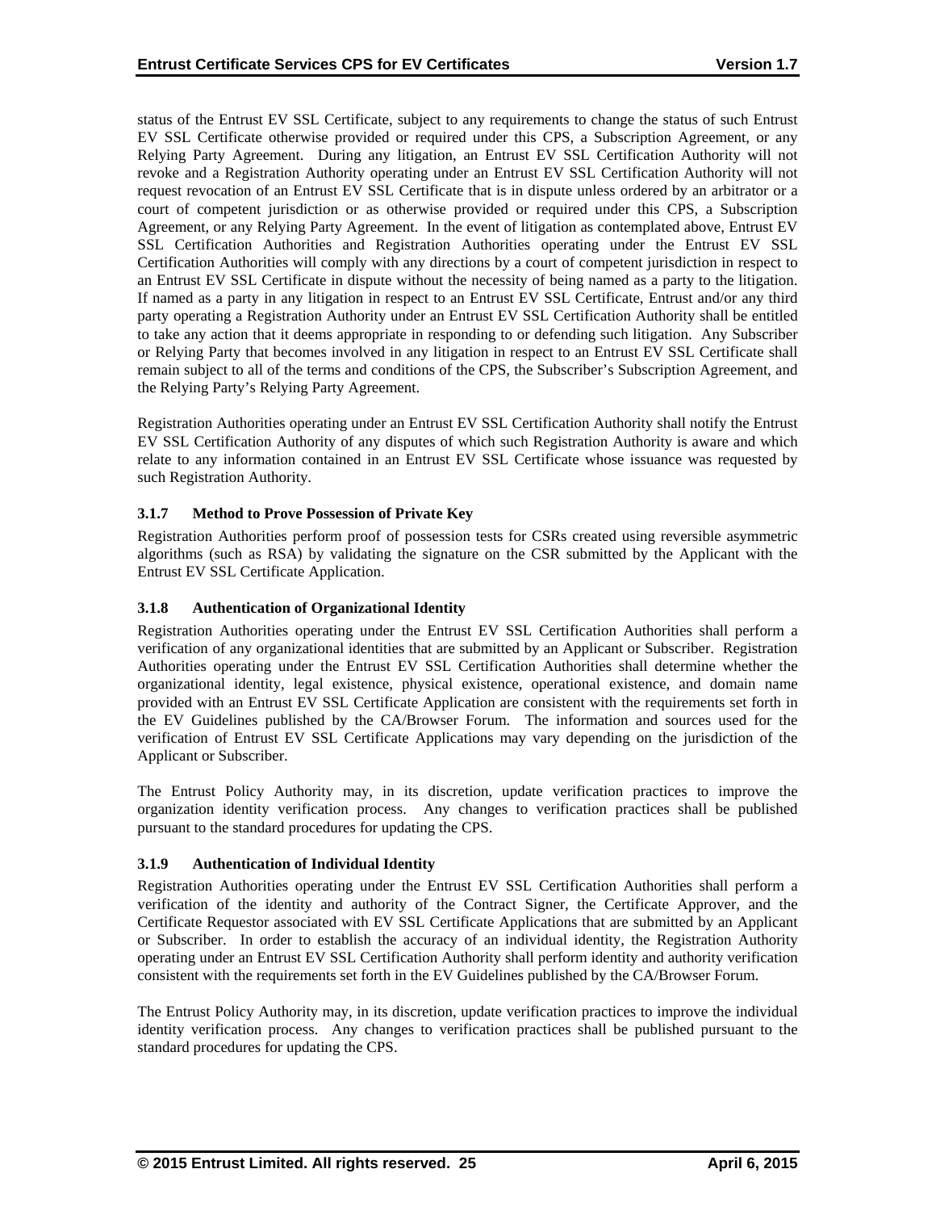status of the Entrust EV SSL Certificate, subject to any requirements to change the status of such Entrust EV SSL Certificate otherwise provided or required under this CPS, a Subscription Agreement, or any Relying Party Agreement. During any litigation, an Entrust EV SSL Certification Authority will not revoke and a Registration Authority operating under an Entrust EV SSL Certification Authority will not request revocation of an Entrust EV SSL Certificate that is in dispute unless ordered by an arbitrator or a court of competent jurisdiction or as otherwise provided or required under this CPS, a Subscription Agreement, or any Relying Party Agreement. In the event of litigation as contemplated above, Entrust EV SSL Certification Authorities and Registration Authorities operating under the Entrust EV SSL Certification Authorities will comply with any directions by a court of competent jurisdiction in respect to an Entrust EV SSL Certificate in dispute without the necessity of being named as a party to the litigation. If named as a party in any litigation in respect to an Entrust EV SSL Certificate, Entrust and/or any third party operating a Registration Authority under an Entrust EV SSL Certification Authority shall be entitled to take any action that it deems appropriate in responding to or defending such litigation. Any Subscriber or Relying Party that becomes involved in any litigation in respect to an Entrust EV SSL Certificate shall remain subject to all of the terms and conditions of the CPS, the Subscriber's Subscription Agreement, and the Relying Party's Relying Party Agreement.

Registration Authorities operating under an Entrust EV SSL Certification Authority shall notify the Entrust EV SSL Certification Authority of any disputes of which such Registration Authority is aware and which relate to any information contained in an Entrust EV SSL Certificate whose issuance was requested by such Registration Authority.

### 3.1.7 Method to Prove Possession of Private Key

Registration Authorities perform proof of possession tests for CSRs created using reversible asymmetric algorithms (such as RSA) by validating the signature on the CSR submitted by the Applicant with the Entrust EV SSL Certificate Application.

### 3.1.8 Authentication of Organizational Identity

Registration Authorities operating under the Entrust EV SSL Certification Authorities shall perform a verification of any organizational identities that are submitted by an Applicant or Subscriber. Registration Authorities operating under the Entrust EV SSL Certification Authorities shall determine whether the organizational identity, legal existence, physical existence, operational existence, and domain name provided with an Entrust EV SSL Certificate Application are consistent with the requirements set forth in the EV Guidelines published by the CA/Browser Forum. The information and sources used for the verification of Entrust EV SSL Certificate Applications may vary depending on the jurisdiction of the Applicant or Subscriber.

The Entrust Policy Authority may, in its discretion, update verification practices to improve the organization identity verification process. Any changes to verification practices shall be published pursuant to the standard procedures for updating the CPS.

### 3.1.9 Authentication of Individual Identity

Registration Authorities operating under the Entrust EV SSL Certification Authorities shall perform a verification of the identity and authority of the Contract Signer, the Certificate Approver, and the Certificate Requestor associated with EV SSL Certificate Applications that are submitted by an Applicant or Subscriber. In order to establish the accuracy of an individual identity, the Registration Authority operating under an Entrust EV SSL Certification Authority shall perform identity and authority verification consistent with the requirements set forth in the EV Guidelines published by the CA/Browser Forum.

The Entrust Policy Authority may, in its discretion, update verification practices to improve the individual identity verification process. Any changes to verification practices shall be published pursuant to the standard procedures for updating the CPS.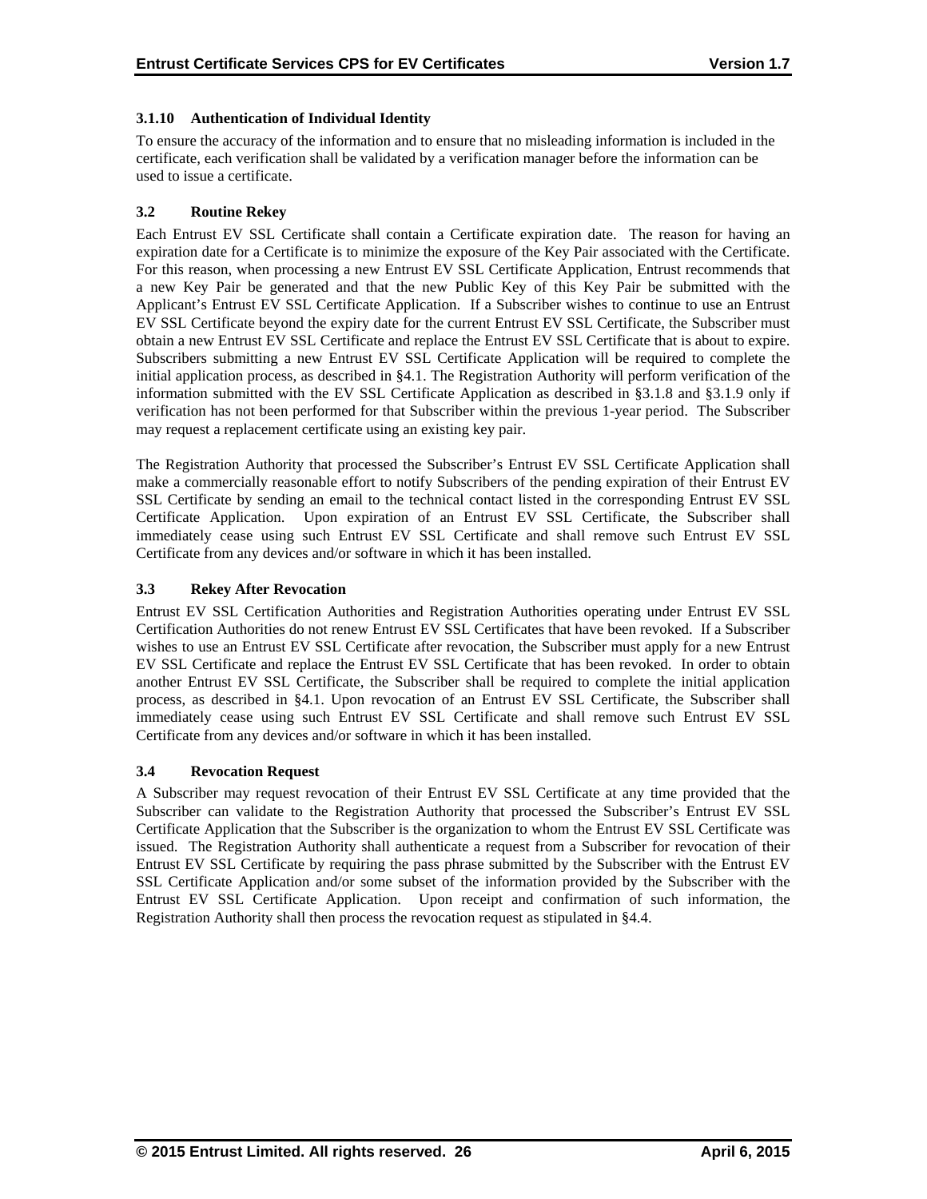### 3.1.10 Authentication of Individual Identity

To ensure the accuracy of the information and to ensure that no misleading information is included in the certificate, each verification shall be validated by a verification manager before the information can be used to issue a certificate.

### 3.2 Routine Rekey

Each Entrust EV SSL Certificate shall contain a Certificate expiration date. The reason for having an expiration date for a Certificate is to minimize the exposure of the Key Pair associated with the Certificate. For this reason, when processing a new Entrust EV SSL Certificate Application, Entrust recommends that a new Key Pair be generated and that the new Public Key of this Key Pair be submitted with the Applicant's Entrust EV SSL Certificate Application. If a Subscriber wishes to continue to use an Entrust EV SSL Certificate beyond the expiry date for the current Entrust EV SSL Certificate, the Subscriber must obtain a new Entrust EV SSL Certificate and replace the Entrust EV SSL Certificate that is about to expire. Subscribers submitting a new Entrust EV SSL Certificate Application will be required to complete the initial application process, as described in §4.1. The Registration Authority will perform verification of the information submitted with the EV SSL Certificate Application as described in §3.1.8 and §3.1.9 only if verification has not been performed for that Subscriber within the previous 1-year period. The Subscriber may request a replacement certificate using an existing key pair.

The Registration Authority that processed the Subscriber's Entrust EV SSL Certificate Application shall make a commercially reasonable effort to notify Subscribers of the pending expiration of their Entrust EV SSL Certificate by sending an email to the technical contact listed in the corresponding Entrust EV SSL Certificate Application. Upon expiration of an Entrust EV SSL Certificate, the Subscriber shall immediately cease using such Entrust EV SSL Certificate and shall remove such Entrust EV SSL Certificate from any devices and/or software in which it has been installed.

### 3.3 Rekey After Revocation

Entrust EV SSL Certification Authorities and Registration Authorities operating under Entrust EV SSL Certification Authorities do not renew Entrust EV SSL Certificates that have been revoked. If a Subscriber wishes to use an Entrust EV SSL Certificate after revocation, the Subscriber must apply for a new Entrust EV SSL Certificate and replace the Entrust EV SSL Certificate that has been revoked. In order to obtain another Entrust EV SSL Certificate, the Subscriber shall be required to complete the initial application process, as described in §4.1. Upon revocation of an Entrust EV SSL Certificate, the Subscriber shall immediately cease using such Entrust EV SSL Certificate and shall remove such Entrust EV SSL Certificate from any devices and/or software in which it has been installed.

### 3.4 Revocation Request

A Subscriber may request revocation of their Entrust EV SSL Certificate at any time provided that the Subscriber can validate to the Registration Authority that processed the Subscriber's Entrust EV SSL Certificate Application that the Subscriber is the organization to whom the Entrust EV SSL Certificate was issued. The Registration Authority shall authenticate a request from a Subscriber for revocation of their Entrust EV SSL Certificate by requiring the pass phrase submitted by the Subscriber with the Entrust EV SSL Certificate Application and/or some subset of the information provided by the Subscriber with the Entrust EV SSL Certificate Application. Upon receipt and confirmation of such information, the Registration Authority shall then process the revocation request as stipulated in §4.4.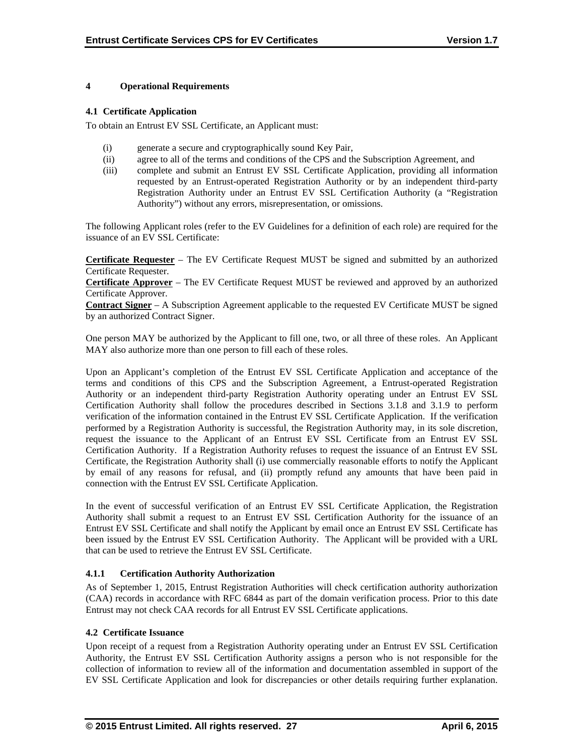# 4 Operational Requirements

## 4.1 Certificate Application

To obtain an Entrust EV SSL Certificate, an Applicant must:

(i) generate a secure and cryptographically sound Key Pair,
(ii) agree to all of the terms and conditions of the CPS and the Subscription Agreement, and
(iii) complete and submit an Entrust EV SSL Certificate Application, providing all information requested by an Entrust-operated Registration Authority or by an independent third-party Registration Authority under an Entrust EV SSL Certification Authority (a "Registration Authority") without any errors, misrepresentation, or omissions.

The following Applicant roles (refer to the EV Guidelines for a definition of each role) are required for the issuance of an EV SSL Certificate:

**Certificate Requester** – The EV Certificate Request MUST be signed and submitted by an authorized Certificate Requester.
**Certificate Approver** – The EV Certificate Request MUST be reviewed and approved by an authorized Certificate Approver.
**Contract Signer** – A Subscription Agreement applicable to the requested EV Certificate MUST be signed by an authorized Contract Signer.

One person MAY be authorized by the Applicant to fill one, two, or all three of these roles. An Applicant MAY also authorize more than one person to fill each of these roles.

Upon an Applicant's completion of the Entrust EV SSL Certificate Application and acceptance of the terms and conditions of this CPS and the Subscription Agreement, a Entrust-operated Registration Authority or an independent third-party Registration Authority operating under an Entrust EV SSL Certification Authority shall follow the procedures described in Sections 3.1.8 and 3.1.9 to perform verification of the information contained in the Entrust EV SSL Certificate Application. If the verification performed by a Registration Authority is successful, the Registration Authority may, in its sole discretion, request the issuance to the Applicant of an Entrust EV SSL Certificate from an Entrust EV SSL Certification Authority. If a Registration Authority refuses to request the issuance of an Entrust EV SSL Certificate, the Registration Authority shall (i) use commercially reasonable efforts to notify the Applicant by email of any reasons for refusal, and (ii) promptly refund any amounts that have been paid in connection with the Entrust EV SSL Certificate Application.

In the event of successful verification of an Entrust EV SSL Certificate Application, the Registration Authority shall submit a request to an Entrust EV SSL Certification Authority for the issuance of an Entrust EV SSL Certificate and shall notify the Applicant by email once an Entrust EV SSL Certificate has been issued by the Entrust EV SSL Certification Authority. The Applicant will be provided with a URL that can be used to retrieve the Entrust EV SSL Certificate.

### 4.1.1 Certification Authority Authorization

As of September 1, 2015, Entrust Registration Authorities will check certification authority authorization (CAA) records in accordance with RFC 6844 as part of the domain verification process. Prior to this date Entrust may not check CAA records for all Entrust EV SSL Certificate applications.

## 4.2 Certificate Issuance

Upon receipt of a request from a Registration Authority operating under an Entrust EV SSL Certification Authority, the Entrust EV SSL Certification Authority assigns a person who is not responsible for the collection of information to review all of the information and documentation assembled in support of the EV SSL Certificate Application and look for discrepancies or other details requiring further explanation.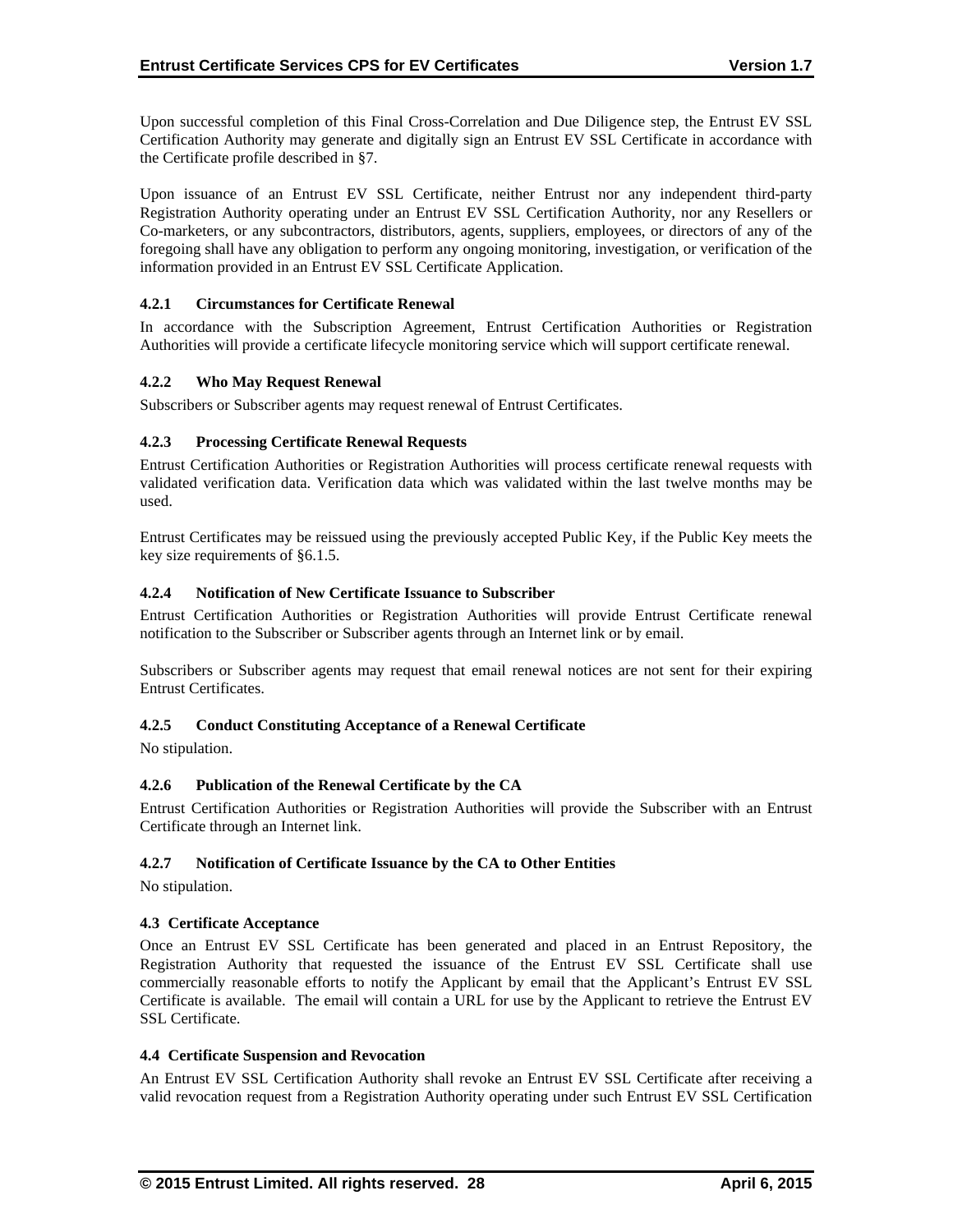Upon successful completion of this Final Cross-Correlation and Due Diligence step, the Entrust EV SSL Certification Authority may generate and digitally sign an Entrust EV SSL Certificate in accordance with the Certificate profile described in §7.

Upon issuance of an Entrust EV SSL Certificate, neither Entrust nor any independent third-party Registration Authority operating under an Entrust EV SSL Certification Authority, nor any Resellers or Co-marketers, or any subcontractors, distributors, agents, suppliers, employees, or directors of any of the foregoing shall have any obligation to perform any ongoing monitoring, investigation, or verification of the information provided in an Entrust EV SSL Certificate Application.

#### 4.2.1 Circumstances for Certificate Renewal

In accordance with the Subscription Agreement, Entrust Certification Authorities or Registration Authorities will provide a certificate lifecycle monitoring service which will support certificate renewal.

#### 4.2.2 Who May Request Renewal

Subscribers or Subscriber agents may request renewal of Entrust Certificates.

#### 4.2.3 Processing Certificate Renewal Requests

Entrust Certification Authorities or Registration Authorities will process certificate renewal requests with validated verification data. Verification data which was validated within the last twelve months may be used.

Entrust Certificates may be reissued using the previously accepted Public Key, if the Public Key meets the key size requirements of §6.1.5.

#### 4.2.4 Notification of New Certificate Issuance to Subscriber

Entrust Certification Authorities or Registration Authorities will provide Entrust Certificate renewal notification to the Subscriber or Subscriber agents through an Internet link or by email.

Subscribers or Subscriber agents may request that email renewal notices are not sent for their expiring Entrust Certificates.

#### 4.2.5 Conduct Constituting Acceptance of a Renewal Certificate

No stipulation.

#### 4.2.6 Publication of the Renewal Certificate by the CA

Entrust Certification Authorities or Registration Authorities will provide the Subscriber with an Entrust Certificate through an Internet link.

#### 4.2.7 Notification of Certificate Issuance by the CA to Other Entities

No stipulation.

### 4.3 Certificate Acceptance

Once an Entrust EV SSL Certificate has been generated and placed in an Entrust Repository, the Registration Authority that requested the issuance of the Entrust EV SSL Certificate shall use commercially reasonable efforts to notify the Applicant by email that the Applicant's Entrust EV SSL Certificate is available. The email will contain a URL for use by the Applicant to retrieve the Entrust EV SSL Certificate.

### 4.4 Certificate Suspension and Revocation

An Entrust EV SSL Certification Authority shall revoke an Entrust EV SSL Certificate after receiving a valid revocation request from a Registration Authority operating under such Entrust EV SSL Certification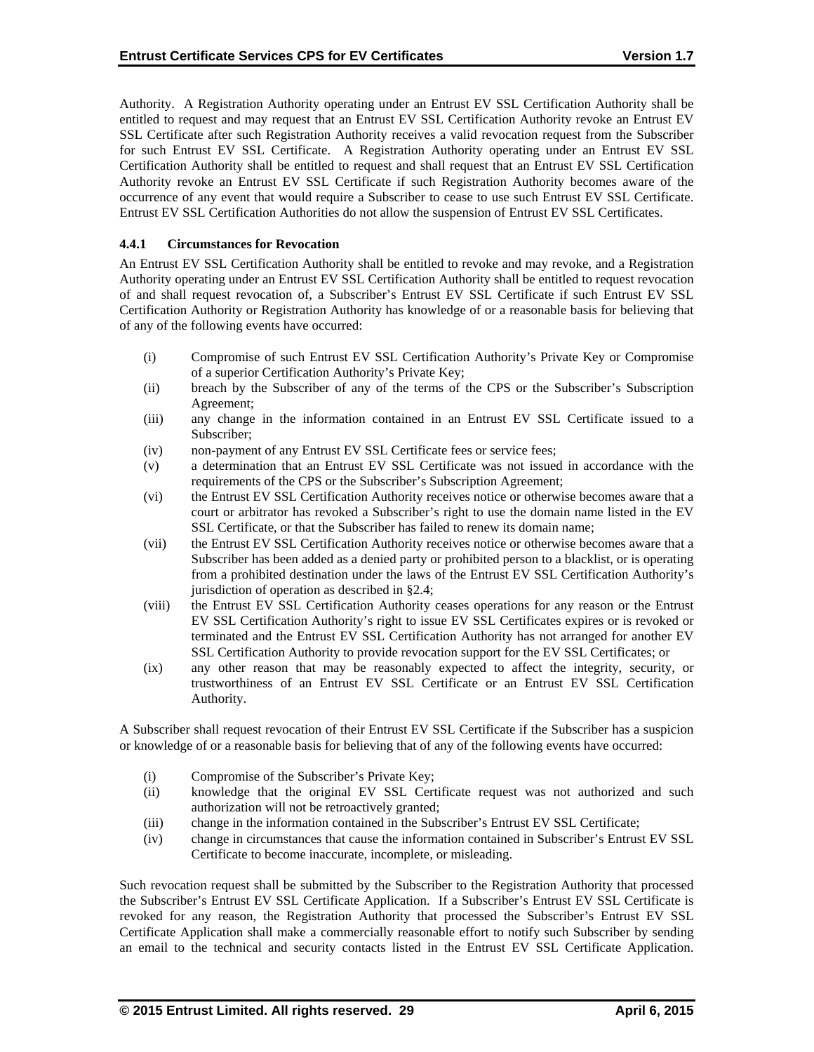Authority. A Registration Authority operating under an Entrust EV SSL Certification Authority shall be entitled to request and may request that an Entrust EV SSL Certification Authority revoke an Entrust EV SSL Certificate after such Registration Authority receives a valid revocation request from the Subscriber for such Entrust EV SSL Certificate. A Registration Authority operating under an Entrust EV SSL Certification Authority shall be entitled to request and shall request that an Entrust EV SSL Certification Authority revoke an Entrust EV SSL Certificate if such Registration Authority becomes aware of the occurrence of any event that would require a Subscriber to cease to use such Entrust EV SSL Certificate. Entrust EV SSL Certification Authorities do not allow the suspension of Entrust EV SSL Certificates.

#### 4.4.1 Circumstances for Revocation

An Entrust EV SSL Certification Authority shall be entitled to revoke and may revoke, and a Registration Authority operating under an Entrust EV SSL Certification Authority shall be entitled to request revocation of and shall request revocation of, a Subscriber's Entrust EV SSL Certificate if such Entrust EV SSL Certification Authority or Registration Authority has knowledge of or a reasonable basis for believing that of any of the following events have occurred:

- (i) Compromise of such Entrust EV SSL Certification Authority's Private Key or Compromise of a superior Certification Authority's Private Key;
- (ii) breach by the Subscriber of any of the terms of the CPS or the Subscriber's Subscription Agreement;
- (iii) any change in the information contained in an Entrust EV SSL Certificate issued to a Subscriber;
- (iv) non-payment of any Entrust EV SSL Certificate fees or service fees;
- (v) a determination that an Entrust EV SSL Certificate was not issued in accordance with the requirements of the CPS or the Subscriber's Subscription Agreement;
- (vi) the Entrust EV SSL Certification Authority receives notice or otherwise becomes aware that a court or arbitrator has revoked a Subscriber's right to use the domain name listed in the EV SSL Certificate, or that the Subscriber has failed to renew its domain name;
- (vii) the Entrust EV SSL Certification Authority receives notice or otherwise becomes aware that a Subscriber has been added as a denied party or prohibited person to a blacklist, or is operating from a prohibited destination under the laws of the Entrust EV SSL Certification Authority's jurisdiction of operation as described in §2.4;
- (viii) the Entrust EV SSL Certification Authority ceases operations for any reason or the Entrust EV SSL Certification Authority's right to issue EV SSL Certificates expires or is revoked or terminated and the Entrust EV SSL Certification Authority has not arranged for another EV SSL Certification Authority to provide revocation support for the EV SSL Certificates; or
- (ix) any other reason that may be reasonably expected to affect the integrity, security, or trustworthiness of an Entrust EV SSL Certificate or an Entrust EV SSL Certification Authority.

A Subscriber shall request revocation of their Entrust EV SSL Certificate if the Subscriber has a suspicion or knowledge of or a reasonable basis for believing that of any of the following events have occurred:

- (i) Compromise of the Subscriber's Private Key;
- (ii) knowledge that the original EV SSL Certificate request was not authorized and such authorization will not be retroactively granted;
- (iii) change in the information contained in the Subscriber's Entrust EV SSL Certificate;
- (iv) change in circumstances that cause the information contained in Subscriber's Entrust EV SSL Certificate to become inaccurate, incomplete, or misleading.

Such revocation request shall be submitted by the Subscriber to the Registration Authority that processed the Subscriber's Entrust EV SSL Certificate Application. If a Subscriber's Entrust EV SSL Certificate is revoked for any reason, the Registration Authority that processed the Subscriber's Entrust EV SSL Certificate Application shall make a commercially reasonable effort to notify such Subscriber by sending an email to the technical and security contacts listed in the Entrust EV SSL Certificate Application.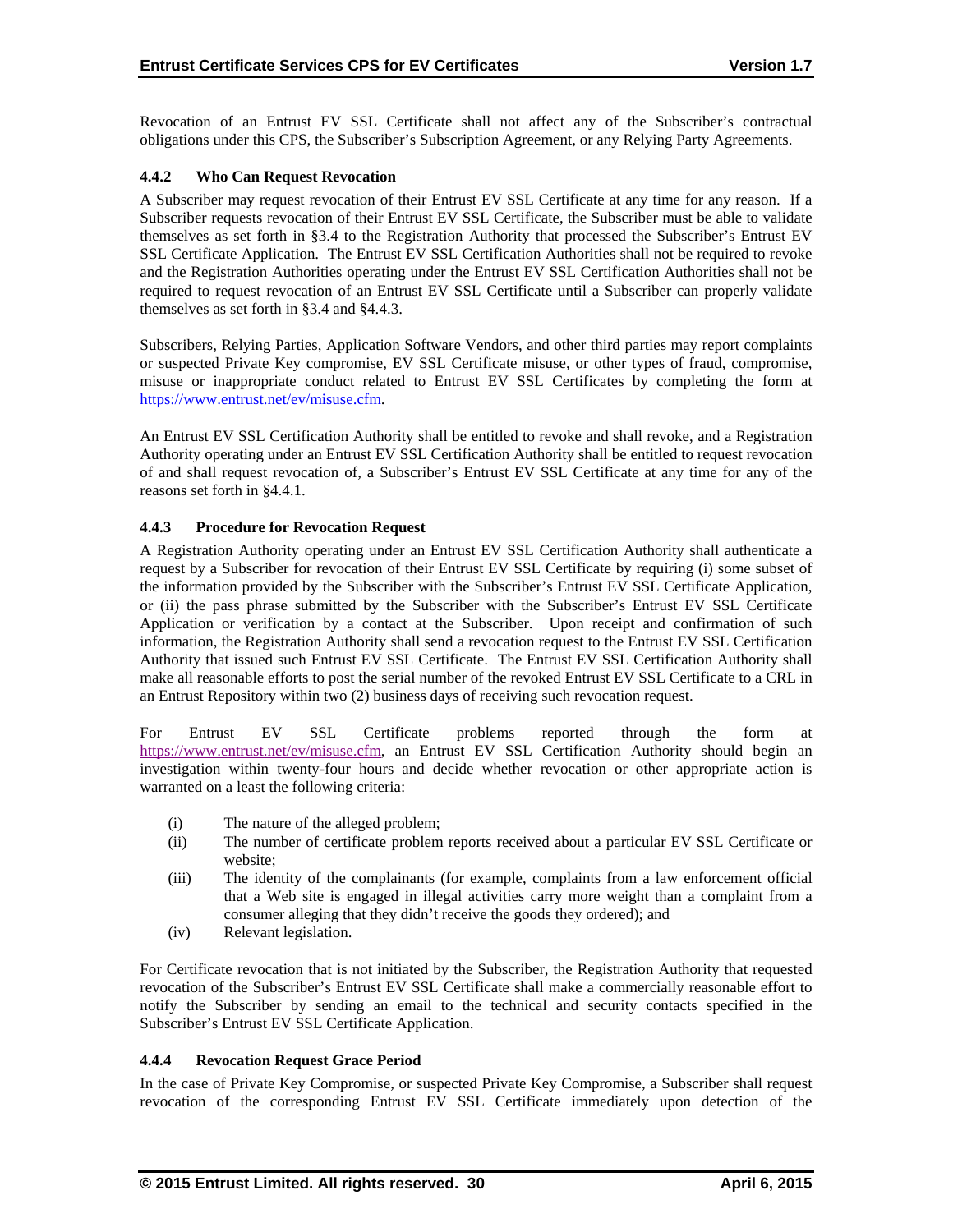Revocation of an Entrust EV SSL Certificate shall not affect any of the Subscriber's contractual obligations under this CPS, the Subscriber's Subscription Agreement, or any Relying Party Agreements.

#### 4.4.2 Who Can Request Revocation

A Subscriber may request revocation of their Entrust EV SSL Certificate at any time for any reason. If a Subscriber requests revocation of their Entrust EV SSL Certificate, the Subscriber must be able to validate themselves as set forth in §3.4 to the Registration Authority that processed the Subscriber's Entrust EV SSL Certificate Application. The Entrust EV SSL Certification Authorities shall not be required to revoke and the Registration Authorities operating under the Entrust EV SSL Certification Authorities shall not be required to request revocation of an Entrust EV SSL Certificate until a Subscriber can properly validate themselves as set forth in §3.4 and §4.4.3.

Subscribers, Relying Parties, Application Software Vendors, and other third parties may report complaints or suspected Private Key compromise, EV SSL Certificate misuse, or other types of fraud, compromise, misuse or inappropriate conduct related to Entrust EV SSL Certificates by completing the form at https://www.entrust.net/ev/misuse.cfm.

An Entrust EV SSL Certification Authority shall be entitled to revoke and shall revoke, and a Registration Authority operating under an Entrust EV SSL Certification Authority shall be entitled to request revocation of and shall request revocation of, a Subscriber's Entrust EV SSL Certificate at any time for any of the reasons set forth in §4.4.1.

#### 4.4.3 Procedure for Revocation Request

A Registration Authority operating under an Entrust EV SSL Certification Authority shall authenticate a request by a Subscriber for revocation of their Entrust EV SSL Certificate by requiring (i) some subset of the information provided by the Subscriber with the Subscriber's Entrust EV SSL Certificate Application, or (ii) the pass phrase submitted by the Subscriber with the Subscriber's Entrust EV SSL Certificate Application or verification by a contact at the Subscriber. Upon receipt and confirmation of such information, the Registration Authority shall send a revocation request to the Entrust EV SSL Certification Authority that issued such Entrust EV SSL Certificate. The Entrust EV SSL Certification Authority shall make all reasonable efforts to post the serial number of the revoked Entrust EV SSL Certificate to a CRL in an Entrust Repository within two (2) business days of receiving such revocation request.

For Entrust EV SSL Certificate problems reported through the form at https://www.entrust.net/ev/misuse.cfm, an Entrust EV SSL Certification Authority should begin an investigation within twenty-four hours and decide whether revocation or other appropriate action is warranted on a least the following criteria:

- (i) The nature of the alleged problem;
- (ii) The number of certificate problem reports received about a particular EV SSL Certificate or website;
- (iii) The identity of the complainants (for example, complaints from a law enforcement official that a Web site is engaged in illegal activities carry more weight than a complaint from a consumer alleging that they didn't receive the goods they ordered); and
- (iv) Relevant legislation.

For Certificate revocation that is not initiated by the Subscriber, the Registration Authority that requested revocation of the Subscriber's Entrust EV SSL Certificate shall make a commercially reasonable effort to notify the Subscriber by sending an email to the technical and security contacts specified in the Subscriber's Entrust EV SSL Certificate Application.

#### 4.4.4 Revocation Request Grace Period

In the case of Private Key Compromise, or suspected Private Key Compromise, a Subscriber shall request revocation of the corresponding Entrust EV SSL Certificate immediately upon detection of the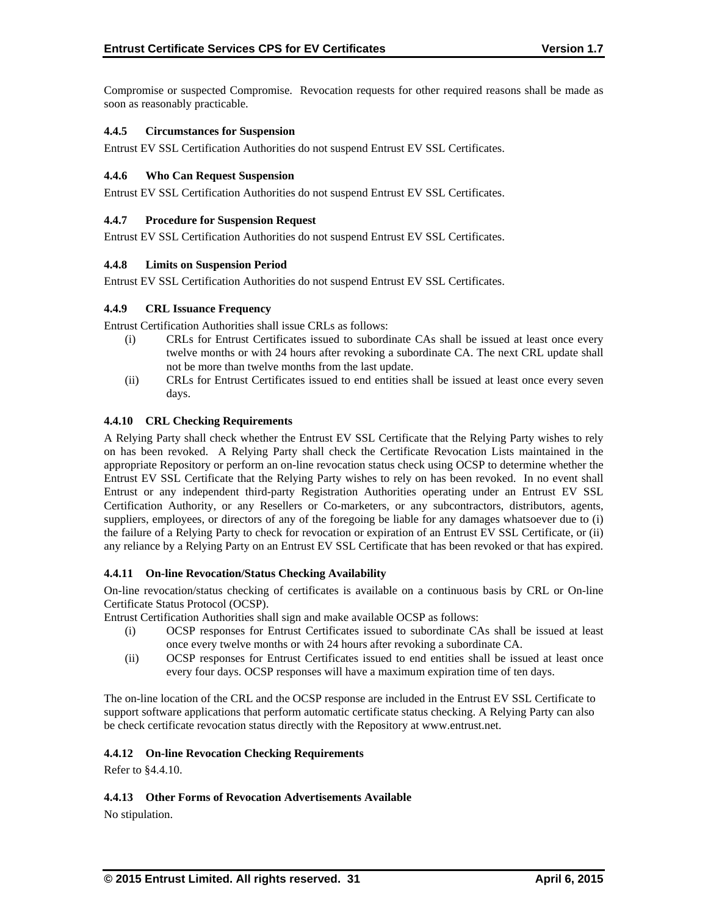Compromise or suspected Compromise. Revocation requests for other required reasons shall be made as soon as reasonably practicable.

#### 4.4.5 Circumstances for Suspension

Entrust EV SSL Certification Authorities do not suspend Entrust EV SSL Certificates.

#### 4.4.6 Who Can Request Suspension

Entrust EV SSL Certification Authorities do not suspend Entrust EV SSL Certificates.

#### 4.4.7 Procedure for Suspension Request

Entrust EV SSL Certification Authorities do not suspend Entrust EV SSL Certificates.

#### 4.4.8 Limits on Suspension Period

Entrust EV SSL Certification Authorities do not suspend Entrust EV SSL Certificates.

#### 4.4.9 CRL Issuance Frequency

Entrust Certification Authorities shall issue CRLs as follows:

(i) CRLs for Entrust Certificates issued to subordinate CAs shall be issued at least once every twelve months or with 24 hours after revoking a subordinate CA. The next CRL update shall not be more than twelve months from the last update.

(ii) CRLs for Entrust Certificates issued to end entities shall be issued at least once every seven days.

#### 4.4.10 CRL Checking Requirements

A Relying Party shall check whether the Entrust EV SSL Certificate that the Relying Party wishes to rely on has been revoked. A Relying Party shall check the Certificate Revocation Lists maintained in the appropriate Repository or perform an on-line revocation status check using OCSP to determine whether the Entrust EV SSL Certificate that the Relying Party wishes to rely on has been revoked. In no event shall Entrust or any independent third-party Registration Authorities operating under an Entrust EV SSL Certification Authority, or any Resellers or Co-marketers, or any subcontractors, distributors, agents, suppliers, employees, or directors of any of the foregoing be liable for any damages whatsoever due to (i) the failure of a Relying Party to check for revocation or expiration of an Entrust EV SSL Certificate, or (ii) any reliance by a Relying Party on an Entrust EV SSL Certificate that has been revoked or that has expired.

#### 4.4.11 On-line Revocation/Status Checking Availability

On-line revocation/status checking of certificates is available on a continuous basis by CRL or On-line Certificate Status Protocol (OCSP).

Entrust Certification Authorities shall sign and make available OCSP as follows:

(i) OCSP responses for Entrust Certificates issued to subordinate CAs shall be issued at least once every twelve months or with 24 hours after revoking a subordinate CA.

(ii) OCSP responses for Entrust Certificates issued to end entities shall be issued at least once every four days. OCSP responses will have a maximum expiration time of ten days.

The on-line location of the CRL and the OCSP response are included in the Entrust EV SSL Certificate to support software applications that perform automatic certificate status checking. A Relying Party can also be check certificate revocation status directly with the Repository at www.entrust.net.

#### 4.4.12 On-line Revocation Checking Requirements

Refer to §4.4.10.

#### 4.4.13 Other Forms of Revocation Advertisements Available

No stipulation.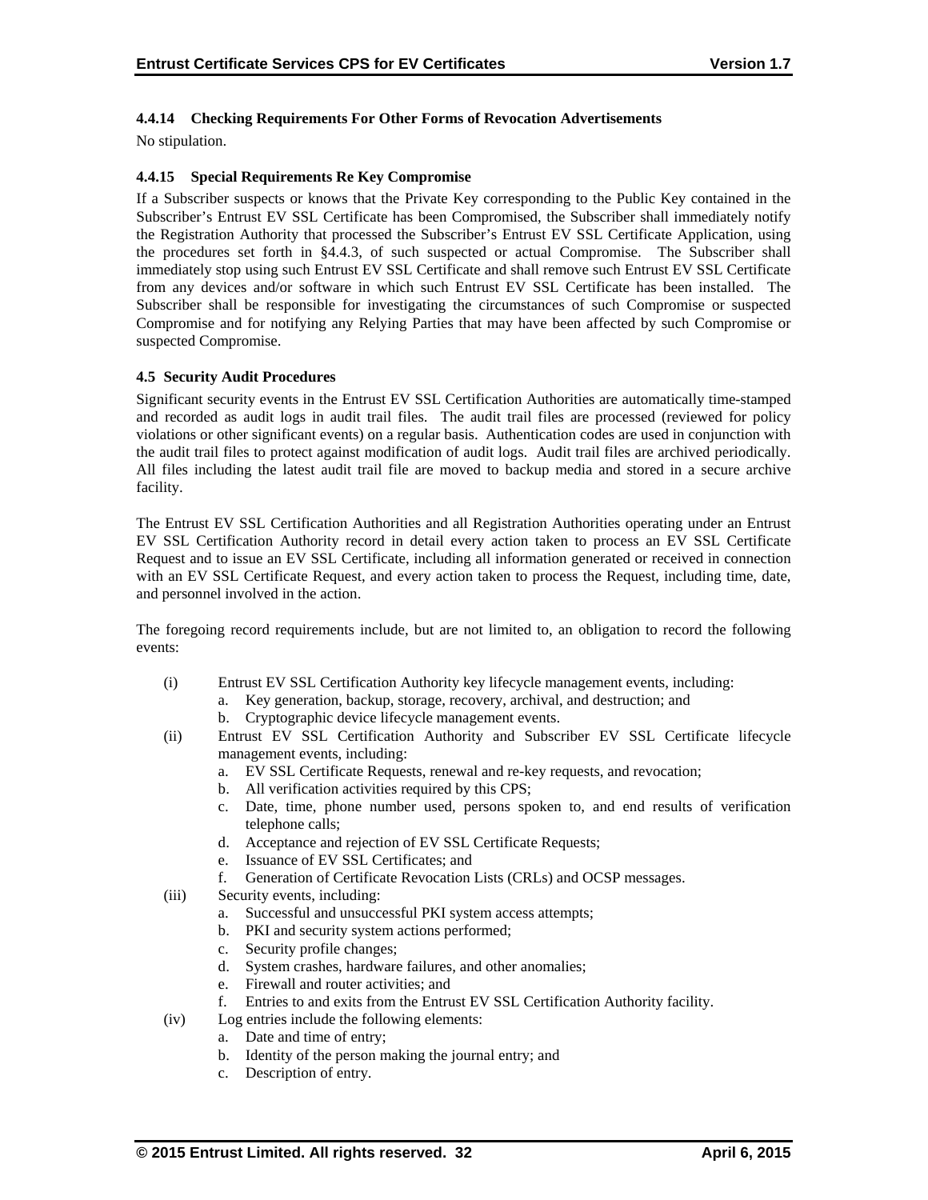#### 4.4.14 Checking Requirements For Other Forms of Revocation Advertisements

No stipulation.

#### 4.4.15 Special Requirements Re Key Compromise

If a Subscriber suspects or knows that the Private Key corresponding to the Public Key contained in the Subscriber's Entrust EV SSL Certificate has been Compromised, the Subscriber shall immediately notify the Registration Authority that processed the Subscriber's Entrust EV SSL Certificate Application, using the procedures set forth in §4.4.3, of such suspected or actual Compromise. The Subscriber shall immediately stop using such Entrust EV SSL Certificate and shall remove such Entrust EV SSL Certificate from any devices and/or software in which such Entrust EV SSL Certificate has been installed. The Subscriber shall be responsible for investigating the circumstances of such Compromise or suspected Compromise and for notifying any Relying Parties that may have been affected by such Compromise or suspected Compromise.

### 4.5 Security Audit Procedures

Significant security events in the Entrust EV SSL Certification Authorities are automatically time-stamped and recorded as audit logs in audit trail files. The audit trail files are processed (reviewed for policy violations or other significant events) on a regular basis. Authentication codes are used in conjunction with the audit trail files to protect against modification of audit logs. Audit trail files are archived periodically. All files including the latest audit trail file are moved to backup media and stored in a secure archive facility.

The Entrust EV SSL Certification Authorities and all Registration Authorities operating under an Entrust EV SSL Certification Authority record in detail every action taken to process an EV SSL Certificate Request and to issue an EV SSL Certificate, including all information generated or received in connection with an EV SSL Certificate Request, and every action taken to process the Request, including time, date, and personnel involved in the action.

The foregoing record requirements include, but are not limited to, an obligation to record the following events:

(i) Entrust EV SSL Certification Authority key lifecycle management events, including:
   a. Key generation, backup, storage, recovery, archival, and destruction; and
   b. Cryptographic device lifecycle management events.

(ii) Entrust EV SSL Certification Authority and Subscriber EV SSL Certificate lifecycle management events, including:
   a. EV SSL Certificate Requests, renewal and re-key requests, and revocation;
   b. All verification activities required by this CPS;
   c. Date, time, phone number used, persons spoken to, and end results of verification telephone calls;
   d. Acceptance and rejection of EV SSL Certificate Requests;
   e. Issuance of EV SSL Certificates; and
   f. Generation of Certificate Revocation Lists (CRLs) and OCSP messages.

(iii) Security events, including:
   a. Successful and unsuccessful PKI system access attempts;
   b. PKI and security system actions performed;
   c. Security profile changes;
   d. System crashes, hardware failures, and other anomalies;
   e. Firewall and router activities; and
   f. Entries to and exits from the Entrust EV SSL Certification Authority facility.

(iv) Log entries include the following elements:
   a. Date and time of entry;
   b. Identity of the person making the journal entry; and
   c. Description of entry.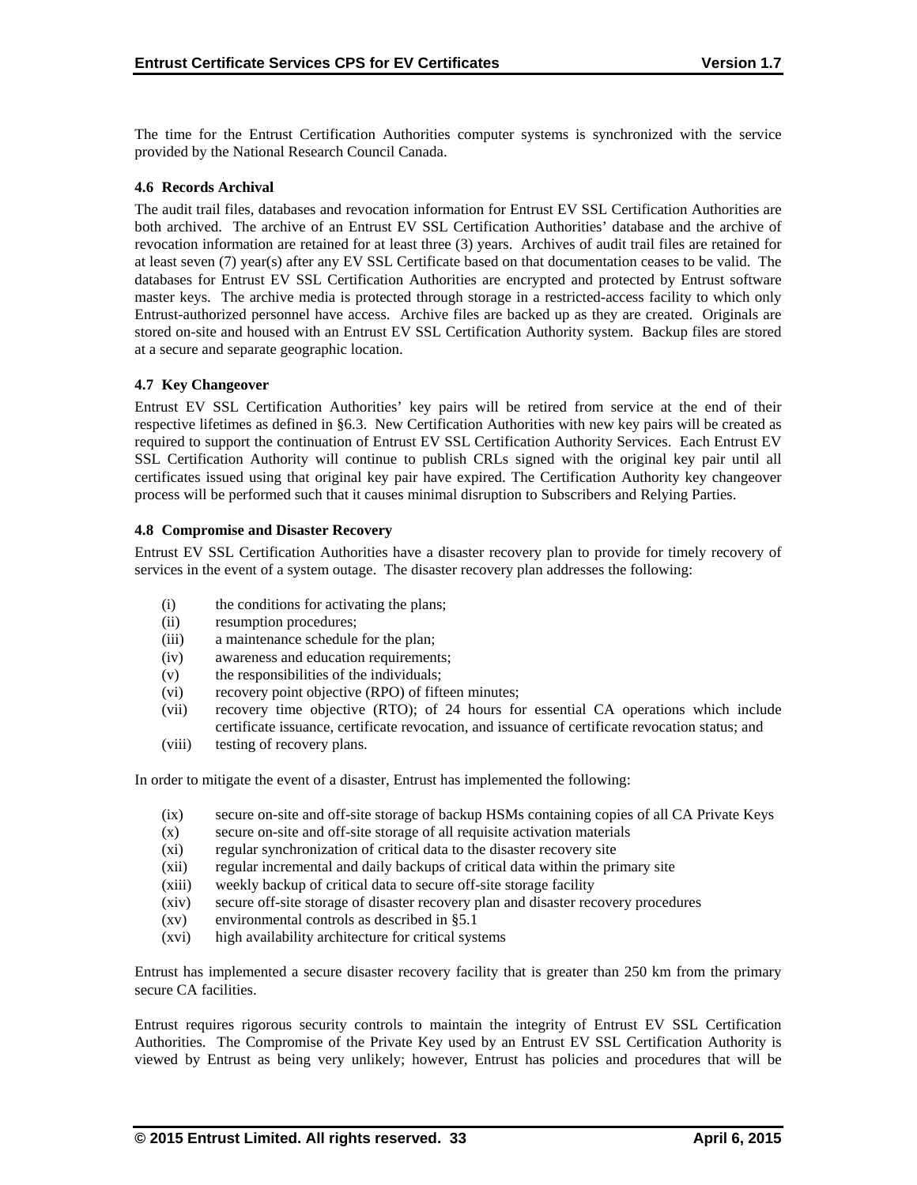The time for the Entrust Certification Authorities computer systems is synchronized with the service provided by the National Research Council Canada.

### 4.6 Records Archival

The audit trail files, databases and revocation information for Entrust EV SSL Certification Authorities are both archived. The archive of an Entrust EV SSL Certification Authorities' database and the archive of revocation information are retained for at least three (3) years. Archives of audit trail files are retained for at least seven (7) year(s) after any EV SSL Certificate based on that documentation ceases to be valid. The databases for Entrust EV SSL Certification Authorities are encrypted and protected by Entrust software master keys. The archive media is protected through storage in a restricted-access facility to which only Entrust-authorized personnel have access. Archive files are backed up as they are created. Originals are stored on-site and housed with an Entrust EV SSL Certification Authority system. Backup files are stored at a secure and separate geographic location.

### 4.7 Key Changeover

Entrust EV SSL Certification Authorities' key pairs will be retired from service at the end of their respective lifetimes as defined in §6.3. New Certification Authorities with new key pairs will be created as required to support the continuation of Entrust EV SSL Certification Authority Services. Each Entrust EV SSL Certification Authority will continue to publish CRLs signed with the original key pair until all certificates issued using that original key pair have expired. The Certification Authority key changeover process will be performed such that it causes minimal disruption to Subscribers and Relying Parties.

### 4.8 Compromise and Disaster Recovery

Entrust EV SSL Certification Authorities have a disaster recovery plan to provide for timely recovery of services in the event of a system outage. The disaster recovery plan addresses the following:

(i) the conditions for activating the plans;
(ii) resumption procedures;
(iii) a maintenance schedule for the plan;
(iv) awareness and education requirements;
(v) the responsibilities of the individuals;
(vi) recovery point objective (RPO) of fifteen minutes;
(vii) recovery time objective (RTO); of 24 hours for essential CA operations which include certificate issuance, certificate revocation, and issuance of certificate revocation status; and
(viii) testing of recovery plans.

In order to mitigate the event of a disaster, Entrust has implemented the following:

(ix) secure on-site and off-site storage of backup HSMs containing copies of all CA Private Keys
(x) secure on-site and off-site storage of all requisite activation materials
(xi) regular synchronization of critical data to the disaster recovery site
(xii) regular incremental and daily backups of critical data within the primary site
(xiii) weekly backup of critical data to secure off-site storage facility
(xiv) secure off-site storage of disaster recovery plan and disaster recovery procedures
(xv) environmental controls as described in §5.1
(xvi) high availability architecture for critical systems

Entrust has implemented a secure disaster recovery facility that is greater than 250 km from the primary secure CA facilities.

Entrust requires rigorous security controls to maintain the integrity of Entrust EV SSL Certification Authorities. The Compromise of the Private Key used by an Entrust EV SSL Certification Authority is viewed by Entrust as being very unlikely; however, Entrust has policies and procedures that will be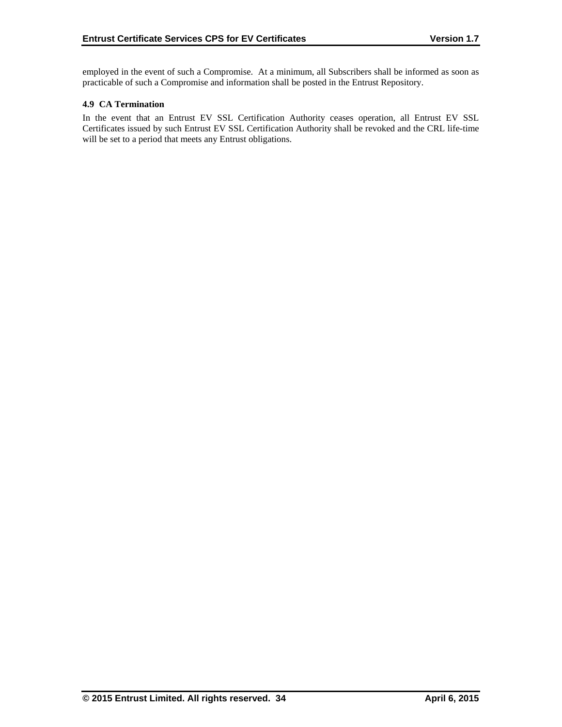employed in the event of such a Compromise. At a minimum, all Subscribers shall be informed as soon as practicable of such a Compromise and information shall be posted in the Entrust Repository.

### 4.9 CA Termination

In the event that an Entrust EV SSL Certification Authority ceases operation, all Entrust EV SSL Certificates issued by such Entrust EV SSL Certification Authority shall be revoked and the CRL life-time will be set to a period that meets any Entrust obligations.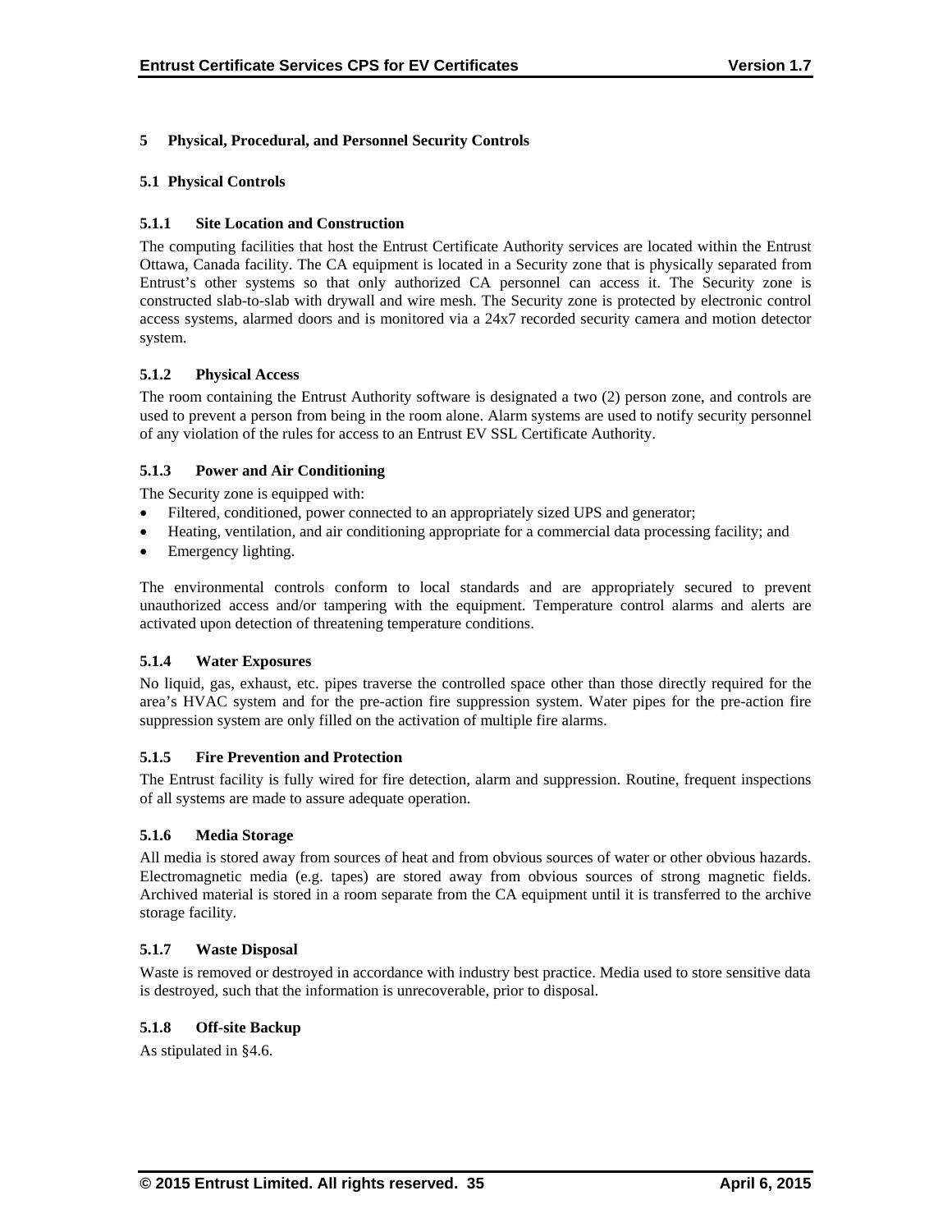# 5 Physical, Procedural, and Personnel Security Controls

## 5.1 Physical Controls

### 5.1.1 Site Location and Construction

The computing facilities that host the Entrust Certificate Authority services are located within the Entrust Ottawa, Canada facility. The CA equipment is located in a Security zone that is physically separated from Entrust's other systems so that only authorized CA personnel can access it. The Security zone is constructed slab-to-slab with drywall and wire mesh. The Security zone is protected by electronic control access systems, alarmed doors and is monitored via a 24x7 recorded security camera and motion detector system.

### 5.1.2 Physical Access

The room containing the Entrust Authority software is designated a two (2) person zone, and controls are used to prevent a person from being in the room alone. Alarm systems are used to notify security personnel of any violation of the rules for access to an Entrust EV SSL Certificate Authority.

### 5.1.3 Power and Air Conditioning

The Security zone is equipped with:

- Filtered, conditioned, power connected to an appropriately sized UPS and generator;
- Heating, ventilation, and air conditioning appropriate for a commercial data processing facility; and
- Emergency lighting.

The environmental controls conform to local standards and are appropriately secured to prevent unauthorized access and/or tampering with the equipment. Temperature control alarms and alerts are activated upon detection of threatening temperature conditions.

### 5.1.4 Water Exposures

No liquid, gas, exhaust, etc. pipes traverse the controlled space other than those directly required for the area's HVAC system and for the pre-action fire suppression system. Water pipes for the pre-action fire suppression system are only filled on the activation of multiple fire alarms.

### 5.1.5 Fire Prevention and Protection

The Entrust facility is fully wired for fire detection, alarm and suppression. Routine, frequent inspections of all systems are made to assure adequate operation.

### 5.1.6 Media Storage

All media is stored away from sources of heat and from obvious sources of water or other obvious hazards. Electromagnetic media (e.g. tapes) are stored away from obvious sources of strong magnetic fields. Archived material is stored in a room separate from the CA equipment until it is transferred to the archive storage facility.

### 5.1.7 Waste Disposal

Waste is removed or destroyed in accordance with industry best practice. Media used to store sensitive data is destroyed, such that the information is unrecoverable, prior to disposal.

### 5.1.8 Off-site Backup

As stipulated in §4.6.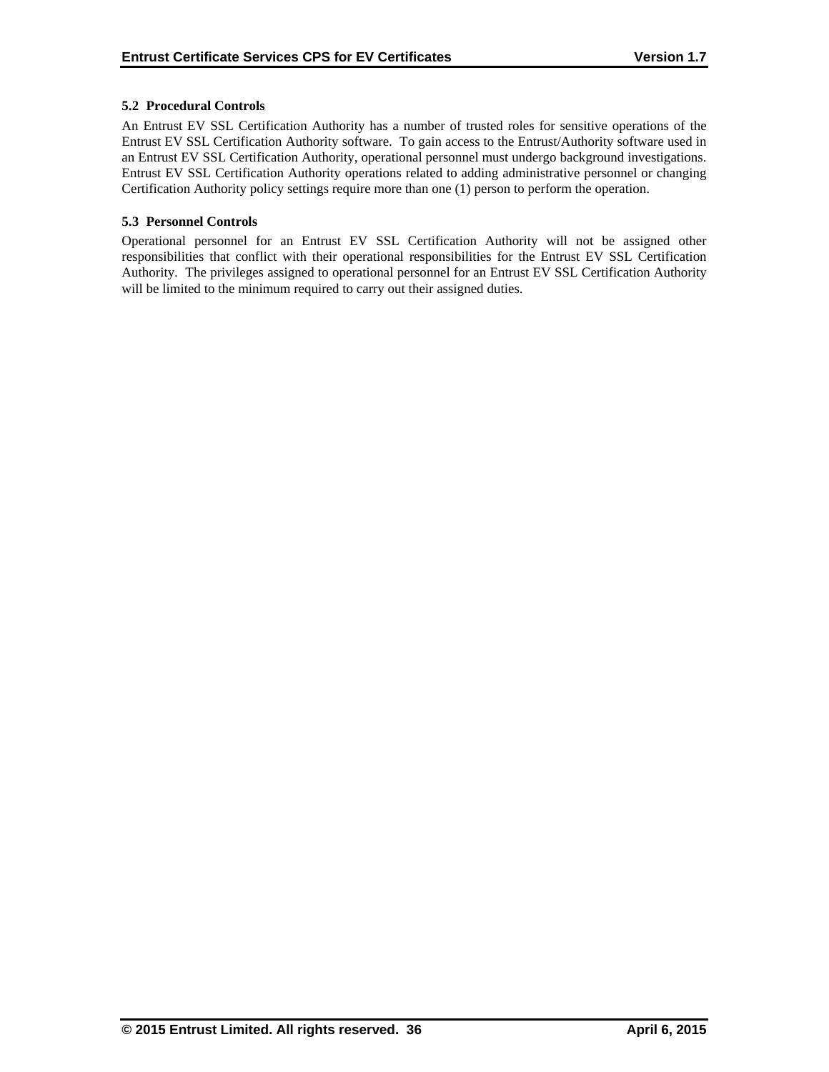### 5.2 Procedural Controls

An Entrust EV SSL Certification Authority has a number of trusted roles for sensitive operations of the Entrust EV SSL Certification Authority software. To gain access to the Entrust/Authority software used in an Entrust EV SSL Certification Authority, operational personnel must undergo background investigations. Entrust EV SSL Certification Authority operations related to adding administrative personnel or changing Certification Authority policy settings require more than one (1) person to perform the operation.

### 5.3 Personnel Controls

Operational personnel for an Entrust EV SSL Certification Authority will not be assigned other responsibilities that conflict with their operational responsibilities for the Entrust EV SSL Certification Authority. The privileges assigned to operational personnel for an Entrust EV SSL Certification Authority will be limited to the minimum required to carry out their assigned duties.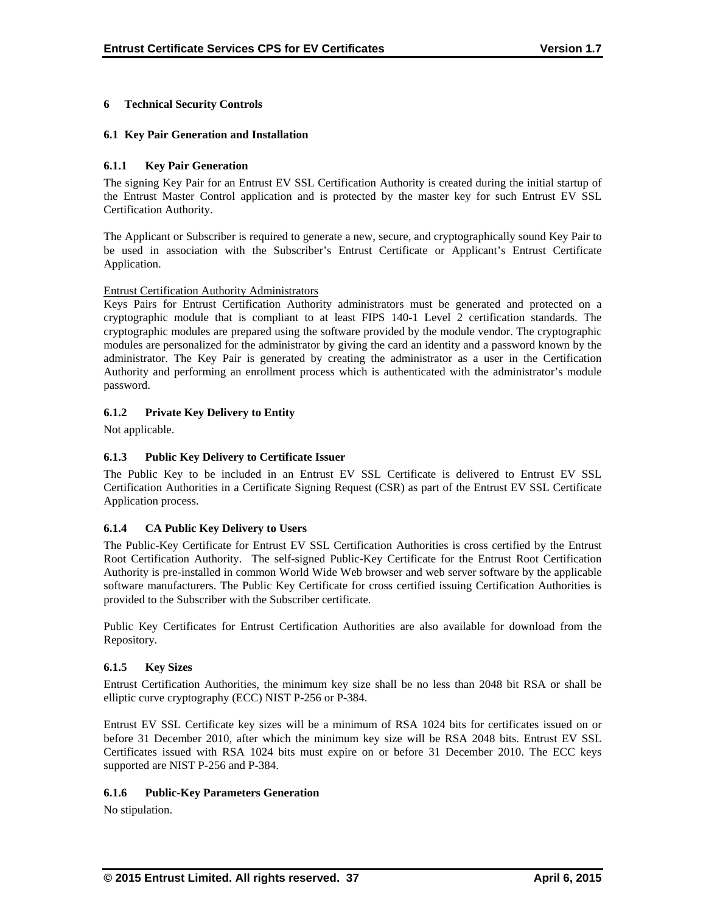# 6 Technical Security Controls

## 6.1 Key Pair Generation and Installation

### 6.1.1 Key Pair Generation

The signing Key Pair for an Entrust EV SSL Certification Authority is created during the initial startup of the Entrust Master Control application and is protected by the master key for such Entrust EV SSL Certification Authority.

The Applicant or Subscriber is required to generate a new, secure, and cryptographically sound Key Pair to be used in association with the Subscriber's Entrust Certificate or Applicant's Entrust Certificate Application.

Entrust Certification Authority Administrators

Keys Pairs for Entrust Certification Authority administrators must be generated and protected on a cryptographic module that is compliant to at least FIPS 140-1 Level 2 certification standards. The cryptographic modules are prepared using the software provided by the module vendor. The cryptographic modules are personalized for the administrator by giving the card an identity and a password known by the administrator. The Key Pair is generated by creating the administrator as a user in the Certification Authority and performing an enrollment process which is authenticated with the administrator's module password.

### 6.1.2 Private Key Delivery to Entity

Not applicable.

### 6.1.3 Public Key Delivery to Certificate Issuer

The Public Key to be included in an Entrust EV SSL Certificate is delivered to Entrust EV SSL Certification Authorities in a Certificate Signing Request (CSR) as part of the Entrust EV SSL Certificate Application process.

### 6.1.4 CA Public Key Delivery to Users

The Public-Key Certificate for Entrust EV SSL Certification Authorities is cross certified by the Entrust Root Certification Authority. The self-signed Public-Key Certificate for the Entrust Root Certification Authority is pre-installed in common World Wide Web browser and web server software by the applicable software manufacturers. The Public Key Certificate for cross certified issuing Certification Authorities is provided to the Subscriber with the Subscriber certificate.

Public Key Certificates for Entrust Certification Authorities are also available for download from the Repository.

### 6.1.5 Key Sizes

Entrust Certification Authorities, the minimum key size shall be no less than 2048 bit RSA or shall be elliptic curve cryptography (ECC) NIST P-256 or P-384.

Entrust EV SSL Certificate key sizes will be a minimum of RSA 1024 bits for certificates issued on or before 31 December 2010, after which the minimum key size will be RSA 2048 bits. Entrust EV SSL Certificates issued with RSA 1024 bits must expire on or before 31 December 2010. The ECC keys supported are NIST P-256 and P-384.

### 6.1.6 Public-Key Parameters Generation

No stipulation.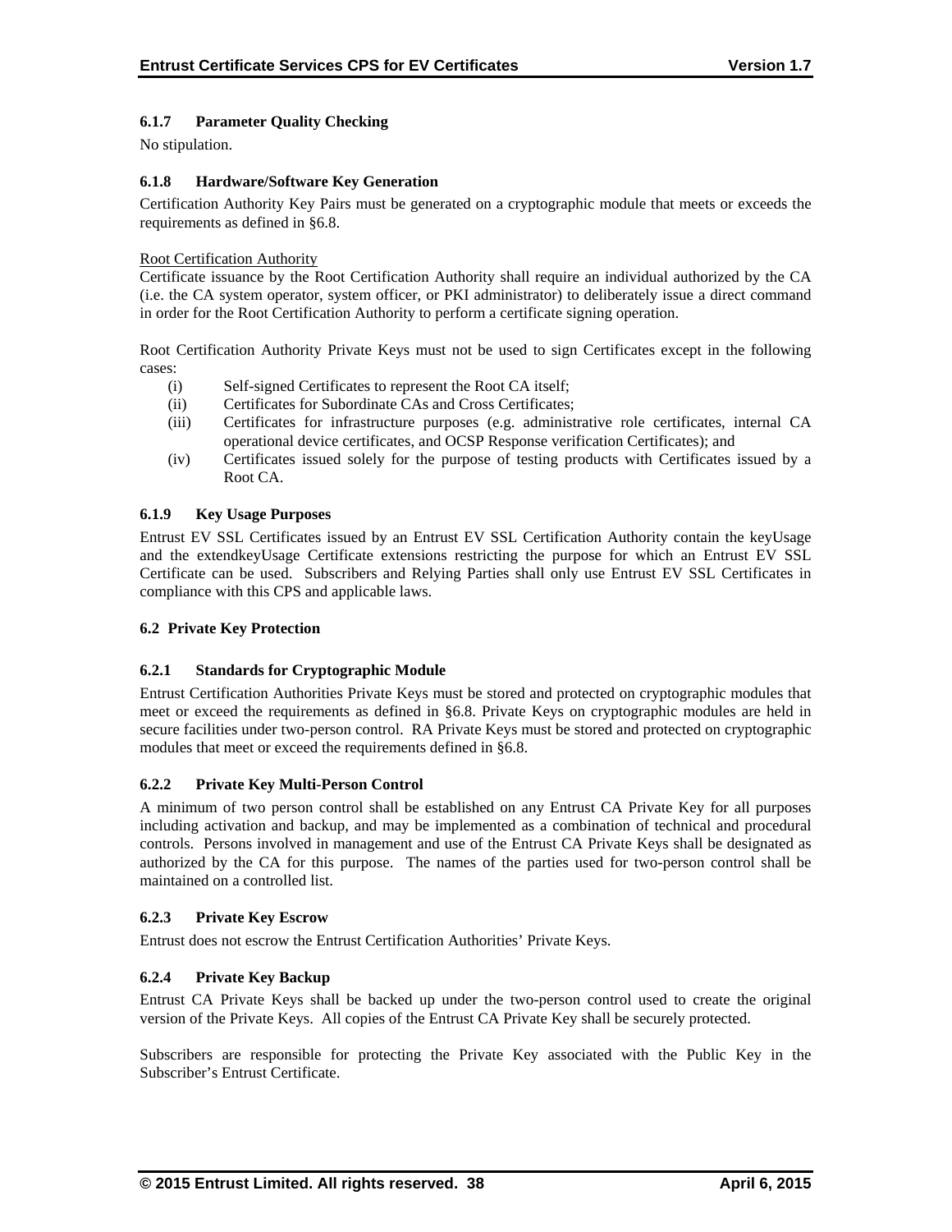### 6.1.7 Parameter Quality Checking

No stipulation.

### 6.1.8 Hardware/Software Key Generation

Certification Authority Key Pairs must be generated on a cryptographic module that meets or exceeds the requirements as defined in §6.8.

Root Certification Authority

Certificate issuance by the Root Certification Authority shall require an individual authorized by the CA (i.e. the CA system operator, system officer, or PKI administrator) to deliberately issue a direct command in order for the Root Certification Authority to perform a certificate signing operation.

Root Certification Authority Private Keys must not be used to sign Certificates except in the following cases:

(i) Self-signed Certificates to represent the Root CA itself;

(ii) Certificates for Subordinate CAs and Cross Certificates;

(iii) Certificates for infrastructure purposes (e.g. administrative role certificates, internal CA operational device certificates, and OCSP Response verification Certificates); and

(iv) Certificates issued solely for the purpose of testing products with Certificates issued by a Root CA.

### 6.1.9 Key Usage Purposes

Entrust EV SSL Certificates issued by an Entrust EV SSL Certification Authority contain the keyUsage and the extendkeyUsage Certificate extensions restricting the purpose for which an Entrust EV SSL Certificate can be used. Subscribers and Relying Parties shall only use Entrust EV SSL Certificates in compliance with this CPS and applicable laws.

## 6.2 Private Key Protection

### 6.2.1 Standards for Cryptographic Module

Entrust Certification Authorities Private Keys must be stored and protected on cryptographic modules that meet or exceed the requirements as defined in §6.8. Private Keys on cryptographic modules are held in secure facilities under two-person control. RA Private Keys must be stored and protected on cryptographic modules that meet or exceed the requirements defined in §6.8.

### 6.2.2 Private Key Multi-Person Control

A minimum of two person control shall be established on any Entrust CA Private Key for all purposes including activation and backup, and may be implemented as a combination of technical and procedural controls. Persons involved in management and use of the Entrust CA Private Keys shall be designated as authorized by the CA for this purpose. The names of the parties used for two-person control shall be maintained on a controlled list.

### 6.2.3 Private Key Escrow

Entrust does not escrow the Entrust Certification Authorities' Private Keys.

### 6.2.4 Private Key Backup

Entrust CA Private Keys shall be backed up under the two-person control used to create the original version of the Private Keys. All copies of the Entrust CA Private Key shall be securely protected.

Subscribers are responsible for protecting the Private Key associated with the Public Key in the Subscriber's Entrust Certificate.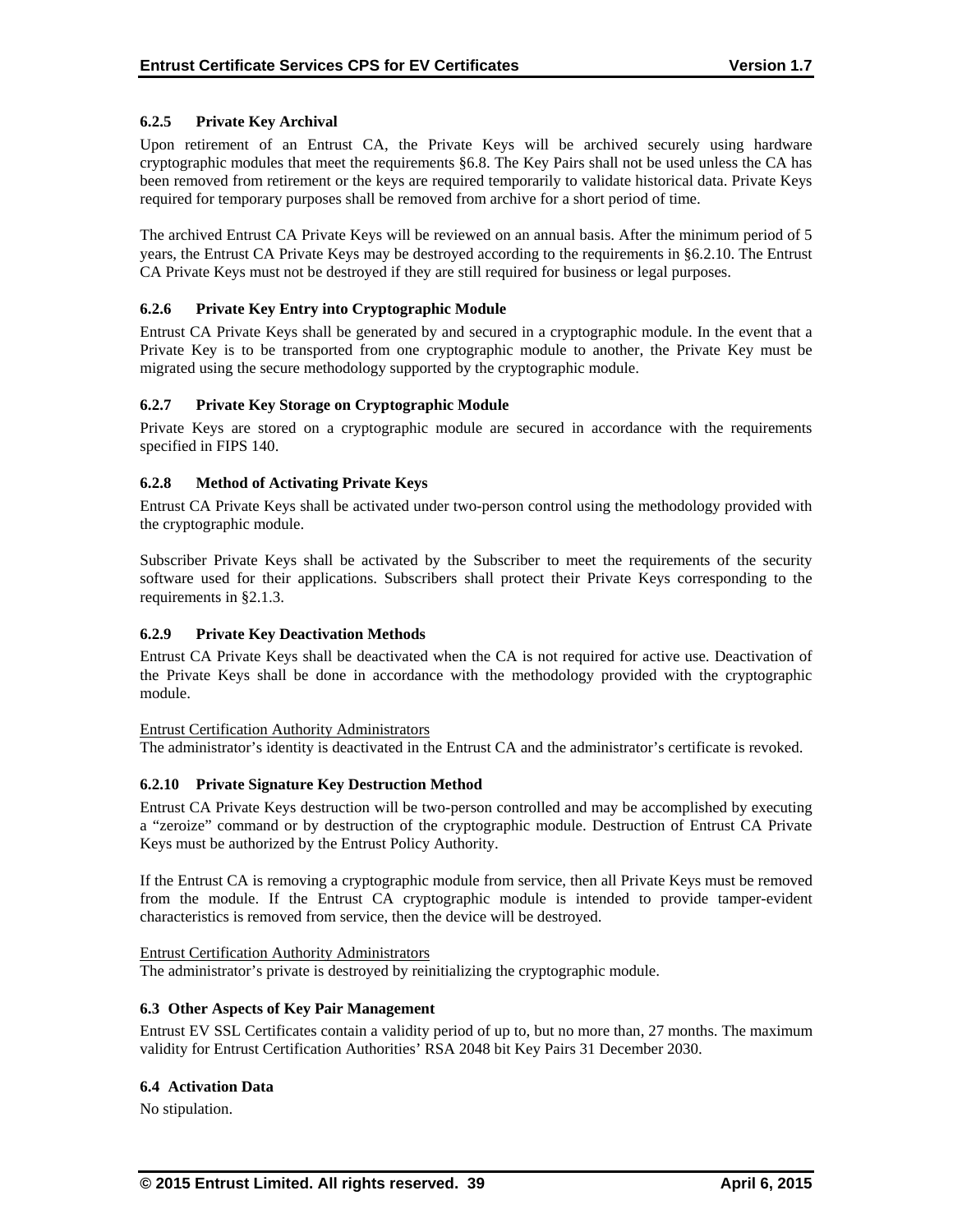#### 6.2.5 Private Key Archival

Upon retirement of an Entrust CA, the Private Keys will be archived securely using hardware cryptographic modules that meet the requirements §6.8. The Key Pairs shall not be used unless the CA has been removed from retirement or the keys are required temporarily to validate historical data. Private Keys required for temporary purposes shall be removed from archive for a short period of time.

The archived Entrust CA Private Keys will be reviewed on an annual basis. After the minimum period of 5 years, the Entrust CA Private Keys may be destroyed according to the requirements in §6.2.10. The Entrust CA Private Keys must not be destroyed if they are still required for business or legal purposes.

#### 6.2.6 Private Key Entry into Cryptographic Module

Entrust CA Private Keys shall be generated by and secured in a cryptographic module. In the event that a Private Key is to be transported from one cryptographic module to another, the Private Key must be migrated using the secure methodology supported by the cryptographic module.

#### 6.2.7 Private Key Storage on Cryptographic Module

Private Keys are stored on a cryptographic module are secured in accordance with the requirements specified in FIPS 140.

#### 6.2.8 Method of Activating Private Keys

Entrust CA Private Keys shall be activated under two-person control using the methodology provided with the cryptographic module.

Subscriber Private Keys shall be activated by the Subscriber to meet the requirements of the security software used for their applications. Subscribers shall protect their Private Keys corresponding to the requirements in §2.1.3.

#### 6.2.9 Private Key Deactivation Methods

Entrust CA Private Keys shall be deactivated when the CA is not required for active use. Deactivation of the Private Keys shall be done in accordance with the methodology provided with the cryptographic module.

Entrust Certification Authority Administrators
The administrator's identity is deactivated in the Entrust CA and the administrator's certificate is revoked.

#### 6.2.10 Private Signature Key Destruction Method

Entrust CA Private Keys destruction will be two-person controlled and may be accomplished by executing a "zeroize" command or by destruction of the cryptographic module. Destruction of Entrust CA Private Keys must be authorized by the Entrust Policy Authority.

If the Entrust CA is removing a cryptographic module from service, then all Private Keys must be removed from the module. If the Entrust CA cryptographic module is intended to provide tamper-evident characteristics is removed from service, then the device will be destroyed.

Entrust Certification Authority Administrators
The administrator's private is destroyed by reinitializing the cryptographic module.

### 6.3 Other Aspects of Key Pair Management

Entrust EV SSL Certificates contain a validity period of up to, but no more than, 27 months. The maximum validity for Entrust Certification Authorities' RSA 2048 bit Key Pairs 31 December 2030.

### 6.4 Activation Data

No stipulation.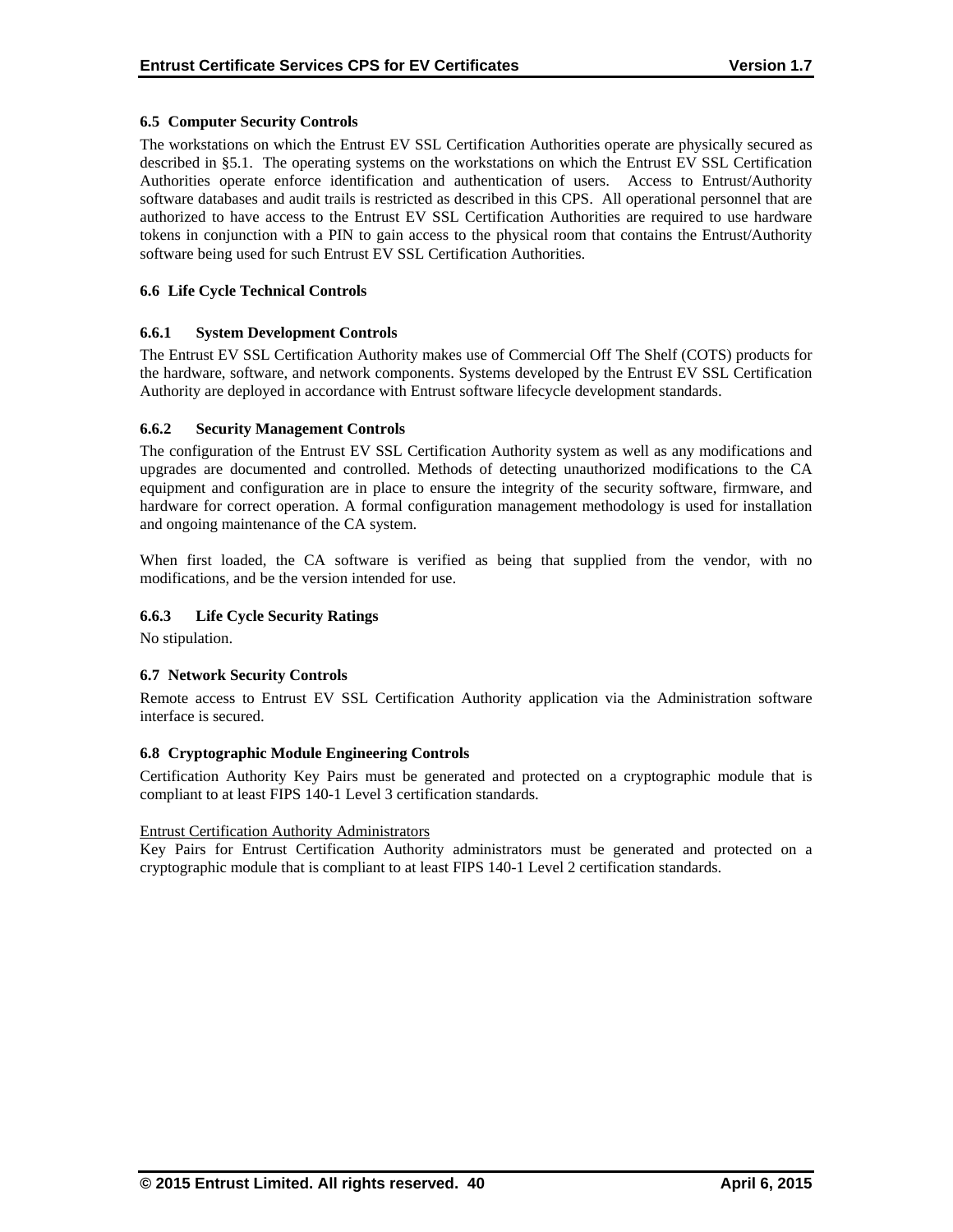### 6.5 Computer Security Controls

The workstations on which the Entrust EV SSL Certification Authorities operate are physically secured as described in §5.1. The operating systems on the workstations on which the Entrust EV SSL Certification Authorities operate enforce identification and authentication of users. Access to Entrust/Authority software databases and audit trails is restricted as described in this CPS. All operational personnel that are authorized to have access to the Entrust EV SSL Certification Authorities are required to use hardware tokens in conjunction with a PIN to gain access to the physical room that contains the Entrust/Authority software being used for such Entrust EV SSL Certification Authorities.

### 6.6 Life Cycle Technical Controls

#### 6.6.1 System Development Controls

The Entrust EV SSL Certification Authority makes use of Commercial Off The Shelf (COTS) products for the hardware, software, and network components. Systems developed by the Entrust EV SSL Certification Authority are deployed in accordance with Entrust software lifecycle development standards.

#### 6.6.2 Security Management Controls

The configuration of the Entrust EV SSL Certification Authority system as well as any modifications and upgrades are documented and controlled. Methods of detecting unauthorized modifications to the CA equipment and configuration are in place to ensure the integrity of the security software, firmware, and hardware for correct operation. A formal configuration management methodology is used for installation and ongoing maintenance of the CA system.

When first loaded, the CA software is verified as being that supplied from the vendor, with no modifications, and be the version intended for use.

#### 6.6.3 Life Cycle Security Ratings

No stipulation.

### 6.7 Network Security Controls

Remote access to Entrust EV SSL Certification Authority application via the Administration software interface is secured.

### 6.8 Cryptographic Module Engineering Controls

Certification Authority Key Pairs must be generated and protected on a cryptographic module that is compliant to at least FIPS 140-1 Level 3 certification standards.

Entrust Certification Authority Administrators

Key Pairs for Entrust Certification Authority administrators must be generated and protected on a cryptographic module that is compliant to at least FIPS 140-1 Level 2 certification standards.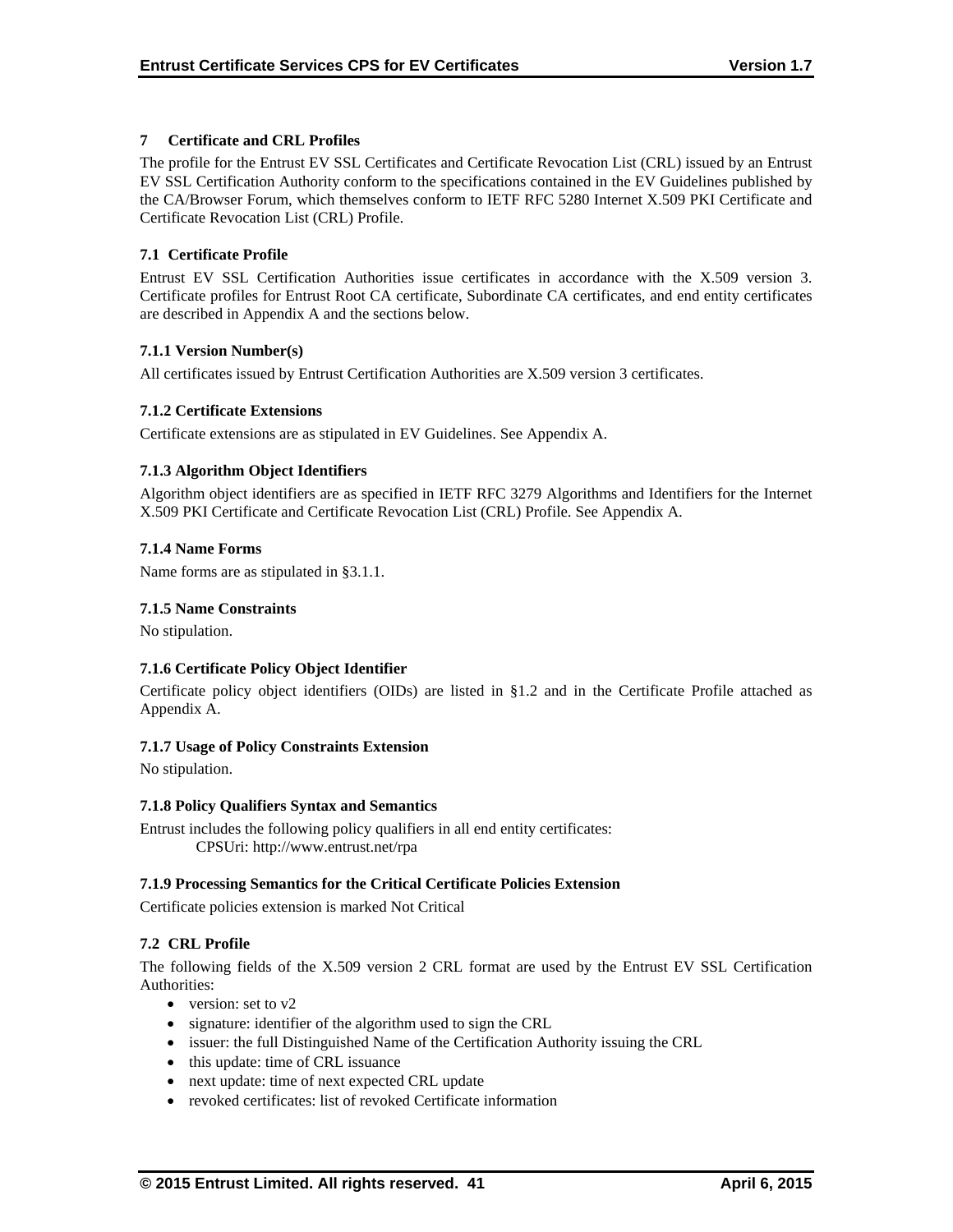# 7 Certificate and CRL Profiles

The profile for the Entrust EV SSL Certificates and Certificate Revocation List (CRL) issued by an Entrust EV SSL Certification Authority conform to the specifications contained in the EV Guidelines published by the CA/Browser Forum, which themselves conform to IETF RFC 5280 Internet X.509 PKI Certificate and Certificate Revocation List (CRL) Profile.

## 7.1 Certificate Profile

Entrust EV SSL Certification Authorities issue certificates in accordance with the X.509 version 3. Certificate profiles for Entrust Root CA certificate, Subordinate CA certificates, and end entity certificates are described in Appendix A and the sections below.

### 7.1.1 Version Number(s)

All certificates issued by Entrust Certification Authorities are X.509 version 3 certificates.

### 7.1.2 Certificate Extensions

Certificate extensions are as stipulated in EV Guidelines. See Appendix A.

### 7.1.3 Algorithm Object Identifiers

Algorithm object identifiers are as specified in IETF RFC 3279 Algorithms and Identifiers for the Internet X.509 PKI Certificate and Certificate Revocation List (CRL) Profile. See Appendix A.

### 7.1.4 Name Forms

Name forms are as stipulated in §3.1.1.

### 7.1.5 Name Constraints

No stipulation.

### 7.1.6 Certificate Policy Object Identifier

Certificate policy object identifiers (OIDs) are listed in §1.2 and in the Certificate Profile attached as Appendix A.

### 7.1.7 Usage of Policy Constraints Extension

No stipulation.

### 7.1.8 Policy Qualifiers Syntax and Semantics

Entrust includes the following policy qualifiers in all end entity certificates:

CPSUri: http://www.entrust.net/rpa

### 7.1.9 Processing Semantics for the Critical Certificate Policies Extension

Certificate policies extension is marked Not Critical

## 7.2 CRL Profile

The following fields of the X.509 version 2 CRL format are used by the Entrust EV SSL Certification Authorities:

- version: set to v2
- signature: identifier of the algorithm used to sign the CRL
- issuer: the full Distinguished Name of the Certification Authority issuing the CRL
- this update: time of CRL issuance
- next update: time of next expected CRL update
- revoked certificates: list of revoked Certificate information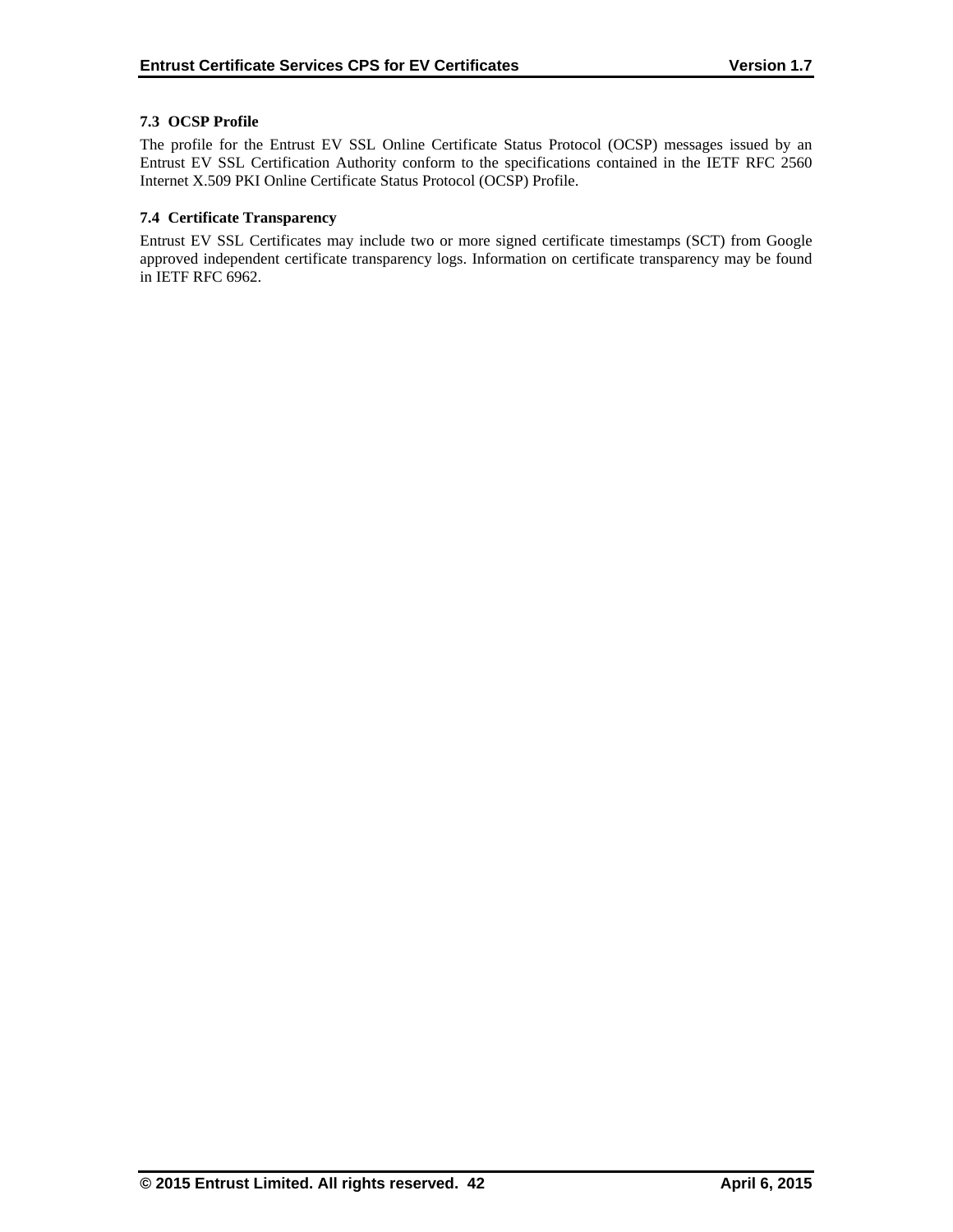### 7.3 OCSP Profile

The profile for the Entrust EV SSL Online Certificate Status Protocol (OCSP) messages issued by an Entrust EV SSL Certification Authority conform to the specifications contained in the IETF RFC 2560 Internet X.509 PKI Online Certificate Status Protocol (OCSP) Profile.

### 7.4 Certificate Transparency

Entrust EV SSL Certificates may include two or more signed certificate timestamps (SCT) from Google approved independent certificate transparency logs. Information on certificate transparency may be found in IETF RFC 6962.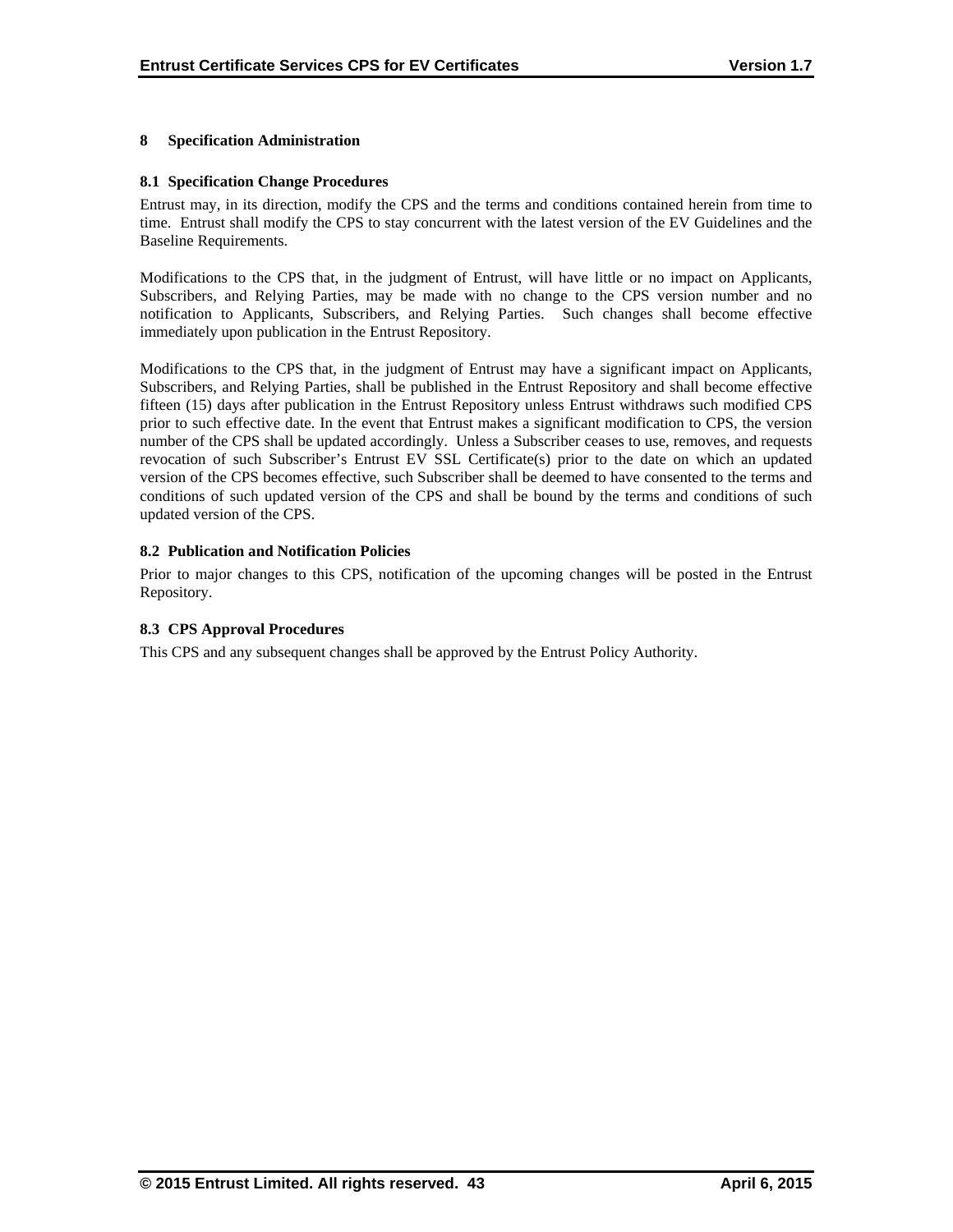# 8 Specification Administration

## 8.1 Specification Change Procedures

Entrust may, in its direction, modify the CPS and the terms and conditions contained herein from time to time. Entrust shall modify the CPS to stay concurrent with the latest version of the EV Guidelines and the Baseline Requirements.

Modifications to the CPS that, in the judgment of Entrust, will have little or no impact on Applicants, Subscribers, and Relying Parties, may be made with no change to the CPS version number and no notification to Applicants, Subscribers, and Relying Parties. Such changes shall become effective immediately upon publication in the Entrust Repository.

Modifications to the CPS that, in the judgment of Entrust may have a significant impact on Applicants, Subscribers, and Relying Parties, shall be published in the Entrust Repository and shall become effective fifteen (15) days after publication in the Entrust Repository unless Entrust withdraws such modified CPS prior to such effective date. In the event that Entrust makes a significant modification to CPS, the version number of the CPS shall be updated accordingly. Unless a Subscriber ceases to use, removes, and requests revocation of such Subscriber's Entrust EV SSL Certificate(s) prior to the date on which an updated version of the CPS becomes effective, such Subscriber shall be deemed to have consented to the terms and conditions of such updated version of the CPS and shall be bound by the terms and conditions of such updated version of the CPS.

## 8.2 Publication and Notification Policies

Prior to major changes to this CPS, notification of the upcoming changes will be posted in the Entrust Repository.

## 8.3 CPS Approval Procedures

This CPS and any subsequent changes shall be approved by the Entrust Policy Authority.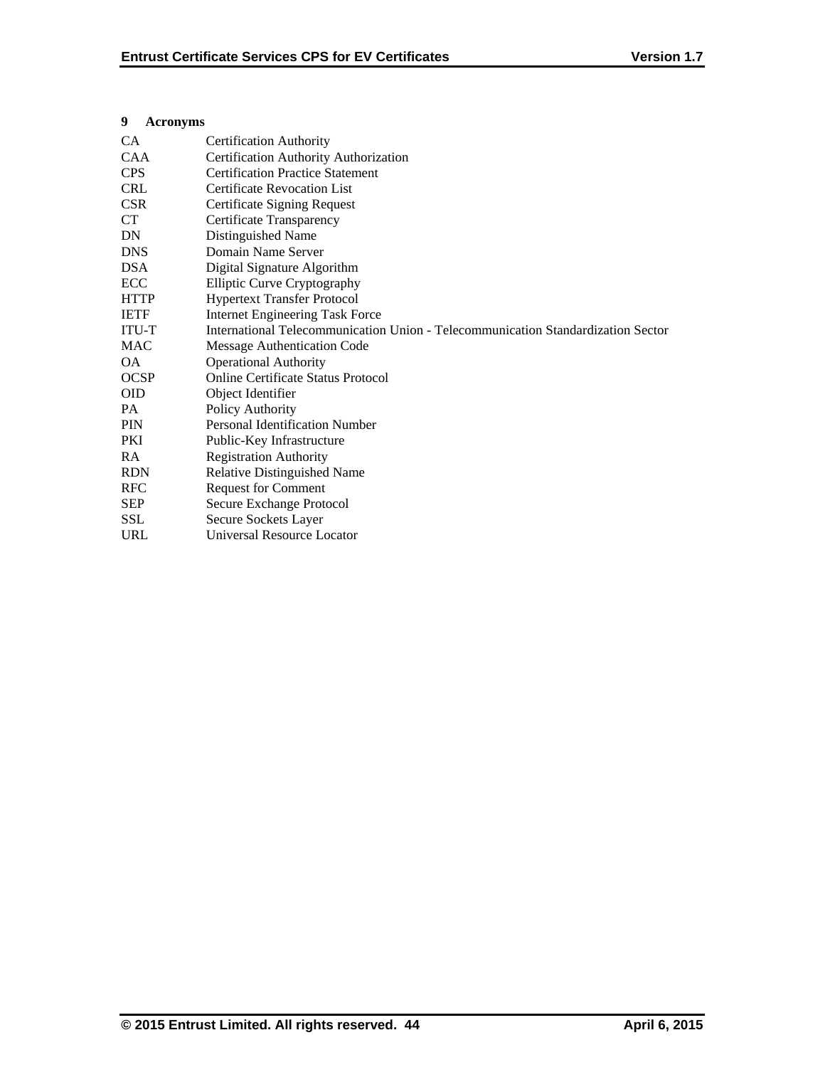# 9 Acronyms

| | |
|---|---|
| CA | Certification Authority |
| CAA | Certification Authority Authorization |
| CPS | Certification Practice Statement |
| CRL | Certificate Revocation List |
| CSR | Certificate Signing Request |
| CT | Certificate Transparency |
| DN | Distinguished Name |
| DNS | Domain Name Server |
| DSA | Digital Signature Algorithm |
| ECC | Elliptic Curve Cryptography |
| HTTP | Hypertext Transfer Protocol |
| IETF | Internet Engineering Task Force |
| ITU-T | International Telecommunication Union - Telecommunication Standardization Sector |
| MAC | Message Authentication Code |
| OA | Operational Authority |
| OCSP | Online Certificate Status Protocol |
| OID | Object Identifier |
| PA | Policy Authority |
| PIN | Personal Identification Number |
| PKI | Public-Key Infrastructure |
| RA | Registration Authority |
| RDN | Relative Distinguished Name |
| RFC | Request for Comment |
| SEP | Secure Exchange Protocol |
| SSL | Secure Sockets Layer |
| URL | Universal Resource Locator |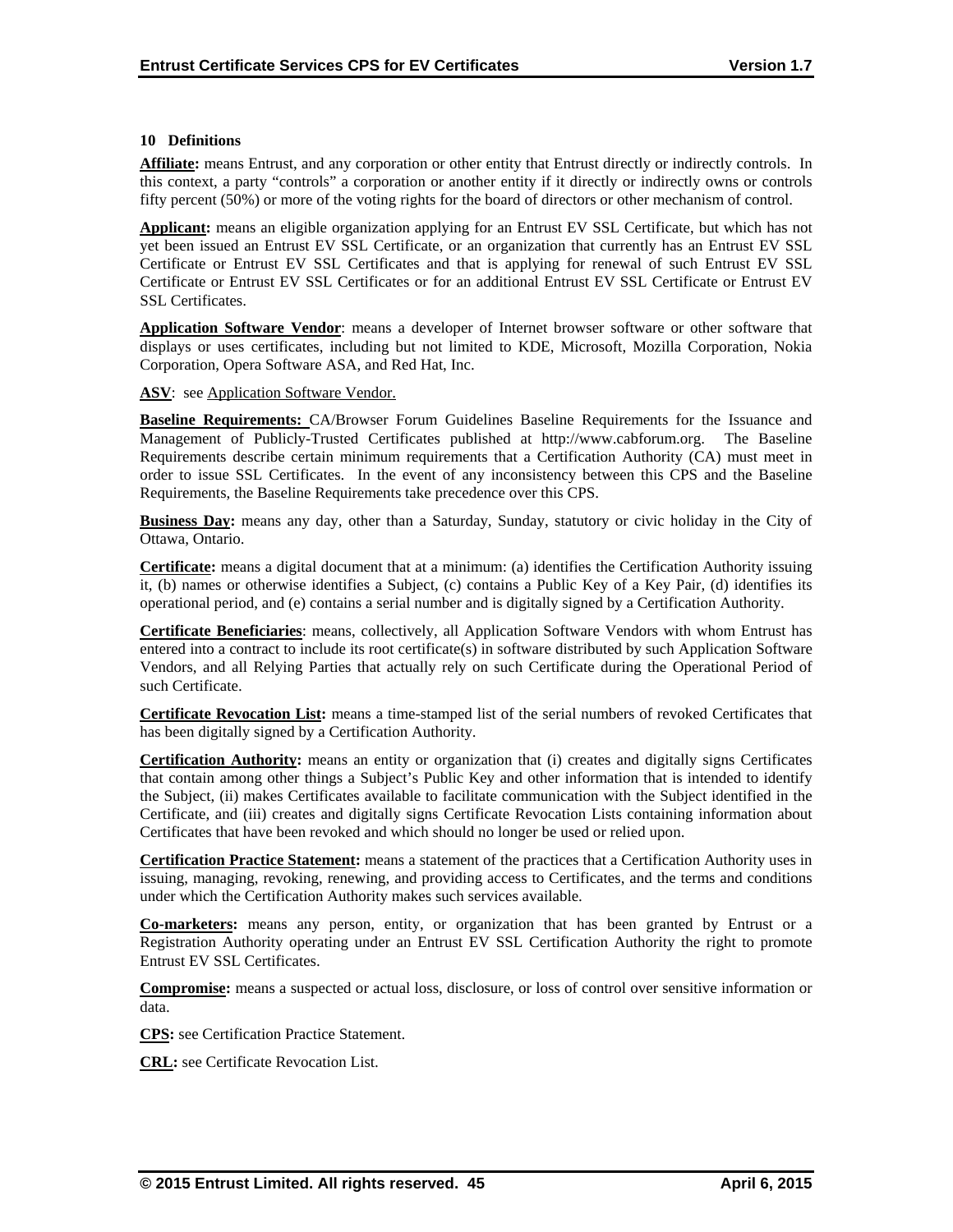## 10 Definitions

**Affiliate:** means Entrust, and any corporation or other entity that Entrust directly or indirectly controls. In this context, a party "controls" a corporation or another entity if it directly or indirectly owns or controls fifty percent (50%) or more of the voting rights for the board of directors or other mechanism of control.

**Applicant:** means an eligible organization applying for an Entrust EV SSL Certificate, but which has not yet been issued an Entrust EV SSL Certificate, or an organization that currently has an Entrust EV SSL Certificate or Entrust EV SSL Certificates and that is applying for renewal of such Entrust EV SSL Certificate or Entrust EV SSL Certificates or for an additional Entrust EV SSL Certificate or Entrust EV SSL Certificates.

**Application Software Vendor**: means a developer of Internet browser software or other software that displays or uses certificates, including but not limited to KDE, Microsoft, Mozilla Corporation, Nokia Corporation, Opera Software ASA, and Red Hat, Inc.

**ASV**: see Application Software Vendor.

**Baseline Requirements:** CA/Browser Forum Guidelines Baseline Requirements for the Issuance and Management of Publicly-Trusted Certificates published at http://www.cabforum.org. The Baseline Requirements describe certain minimum requirements that a Certification Authority (CA) must meet in order to issue SSL Certificates. In the event of any inconsistency between this CPS and the Baseline Requirements, the Baseline Requirements take precedence over this CPS.

**Business Day:** means any day, other than a Saturday, Sunday, statutory or civic holiday in the City of Ottawa, Ontario.

**Certificate:** means a digital document that at a minimum: (a) identifies the Certification Authority issuing it, (b) names or otherwise identifies a Subject, (c) contains a Public Key of a Key Pair, (d) identifies its operational period, and (e) contains a serial number and is digitally signed by a Certification Authority.

**Certificate Beneficiaries**: means, collectively, all Application Software Vendors with whom Entrust has entered into a contract to include its root certificate(s) in software distributed by such Application Software Vendors, and all Relying Parties that actually rely on such Certificate during the Operational Period of such Certificate.

**Certificate Revocation List:** means a time-stamped list of the serial numbers of revoked Certificates that has been digitally signed by a Certification Authority.

**Certification Authority:** means an entity or organization that (i) creates and digitally signs Certificates that contain among other things a Subject's Public Key and other information that is intended to identify the Subject, (ii) makes Certificates available to facilitate communication with the Subject identified in the Certificate, and (iii) creates and digitally signs Certificate Revocation Lists containing information about Certificates that have been revoked and which should no longer be used or relied upon.

**Certification Practice Statement:** means a statement of the practices that a Certification Authority uses in issuing, managing, revoking, renewing, and providing access to Certificates, and the terms and conditions under which the Certification Authority makes such services available.

**Co-marketers:** means any person, entity, or organization that has been granted by Entrust or a Registration Authority operating under an Entrust EV SSL Certification Authority the right to promote Entrust EV SSL Certificates.

**Compromise:** means a suspected or actual loss, disclosure, or loss of control over sensitive information or data.

**CPS:** see Certification Practice Statement.

**CRL:** see Certificate Revocation List.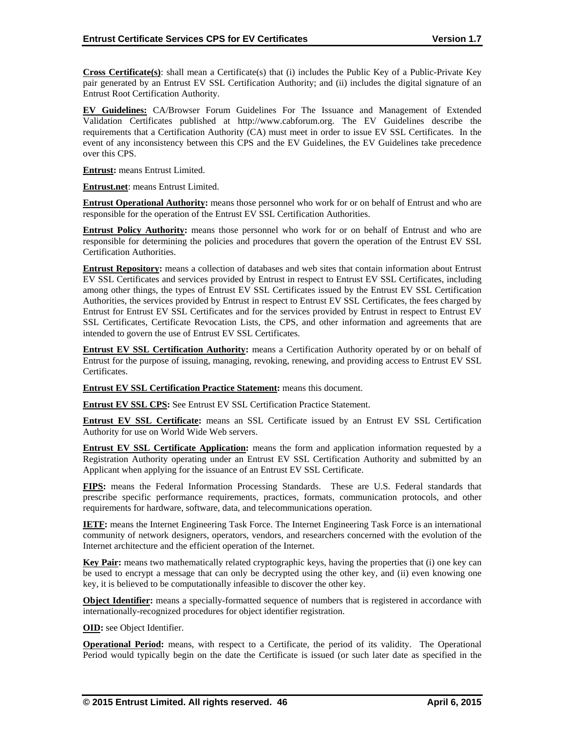**Cross Certificate(s)**: shall mean a Certificate(s) that (i) includes the Public Key of a Public-Private Key pair generated by an Entrust EV SSL Certification Authority; and (ii) includes the digital signature of an Entrust Root Certification Authority.

**EV Guidelines:** CA/Browser Forum Guidelines For The Issuance and Management of Extended Validation Certificates published at http://www.cabforum.org. The EV Guidelines describe the requirements that a Certification Authority (CA) must meet in order to issue EV SSL Certificates. In the event of any inconsistency between this CPS and the EV Guidelines, the EV Guidelines take precedence over this CPS.

**Entrust:** means Entrust Limited.

**Entrust.net**: means Entrust Limited.

**Entrust Operational Authority:** means those personnel who work for or on behalf of Entrust and who are responsible for the operation of the Entrust EV SSL Certification Authorities.

**Entrust Policy Authority:** means those personnel who work for or on behalf of Entrust and who are responsible for determining the policies and procedures that govern the operation of the Entrust EV SSL Certification Authorities.

**Entrust Repository:** means a collection of databases and web sites that contain information about Entrust EV SSL Certificates and services provided by Entrust in respect to Entrust EV SSL Certificates, including among other things, the types of Entrust EV SSL Certificates issued by the Entrust EV SSL Certification Authorities, the services provided by Entrust in respect to Entrust EV SSL Certificates, the fees charged by Entrust for Entrust EV SSL Certificates and for the services provided by Entrust in respect to Entrust EV SSL Certificates, Certificate Revocation Lists, the CPS, and other information and agreements that are intended to govern the use of Entrust EV SSL Certificates.

**Entrust EV SSL Certification Authority:** means a Certification Authority operated by or on behalf of Entrust for the purpose of issuing, managing, revoking, renewing, and providing access to Entrust EV SSL Certificates.

**Entrust EV SSL Certification Practice Statement:** means this document.

**Entrust EV SSL CPS:** See Entrust EV SSL Certification Practice Statement.

**Entrust EV SSL Certificate:** means an SSL Certificate issued by an Entrust EV SSL Certification Authority for use on World Wide Web servers.

**Entrust EV SSL Certificate Application:** means the form and application information requested by a Registration Authority operating under an Entrust EV SSL Certification Authority and submitted by an Applicant when applying for the issuance of an Entrust EV SSL Certificate.

**FIPS:** means the Federal Information Processing Standards. These are U.S. Federal standards that prescribe specific performance requirements, practices, formats, communication protocols, and other requirements for hardware, software, data, and telecommunications operation.

**IETF:** means the Internet Engineering Task Force. The Internet Engineering Task Force is an international community of network designers, operators, vendors, and researchers concerned with the evolution of the Internet architecture and the efficient operation of the Internet.

**Key Pair:** means two mathematically related cryptographic keys, having the properties that (i) one key can be used to encrypt a message that can only be decrypted using the other key, and (ii) even knowing one key, it is believed to be computationally infeasible to discover the other key.

**Object Identifier:** means a specially-formatted sequence of numbers that is registered in accordance with internationally-recognized procedures for object identifier registration.

**OID:** see Object Identifier.

**Operational Period:** means, with respect to a Certificate, the period of its validity. The Operational Period would typically begin on the date the Certificate is issued (or such later date as specified in the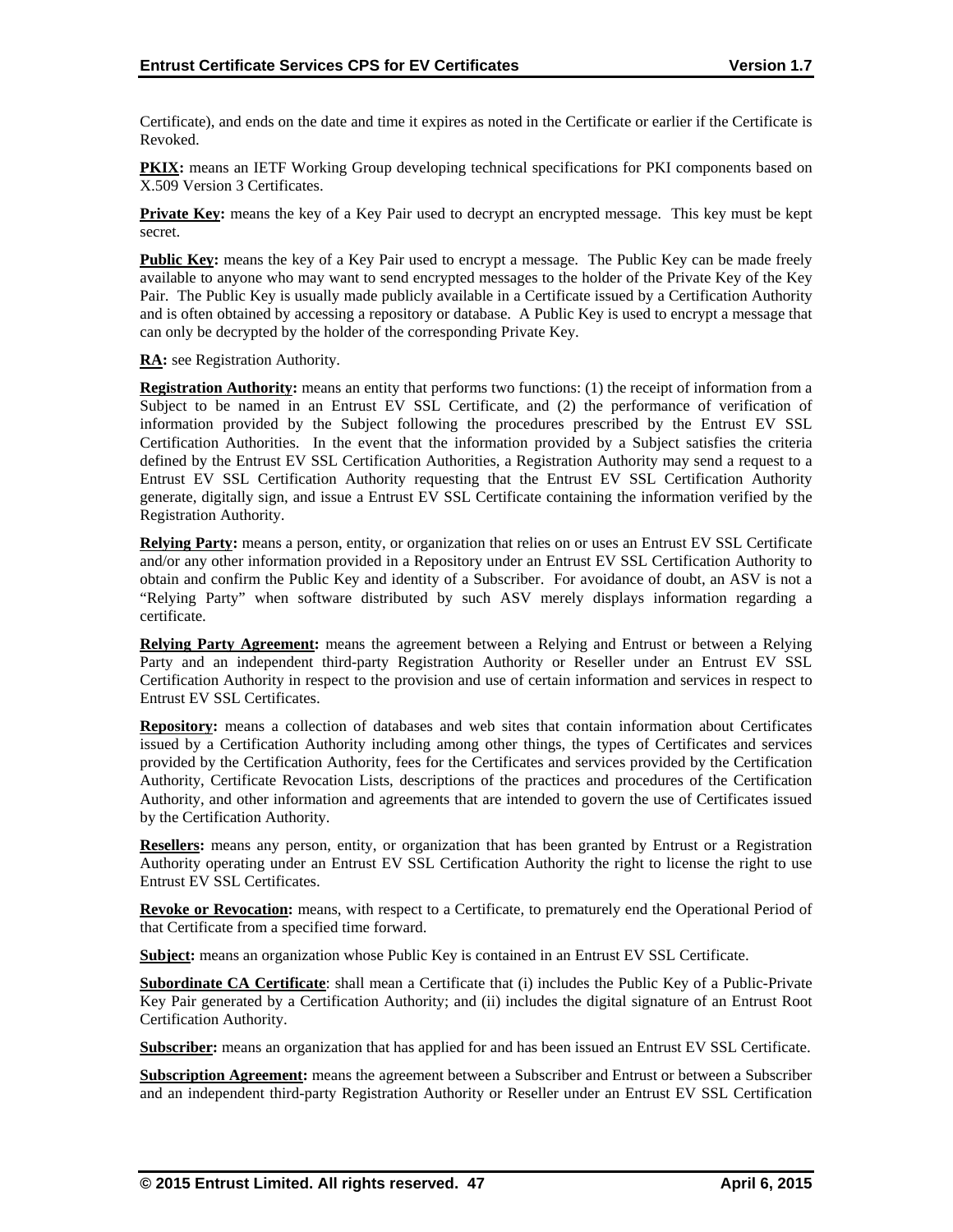Certificate), and ends on the date and time it expires as noted in the Certificate or earlier if the Certificate is Revoked.

**PKIX:** means an IETF Working Group developing technical specifications for PKI components based on X.509 Version 3 Certificates.

**Private Key:** means the key of a Key Pair used to decrypt an encrypted message. This key must be kept secret.

**Public Key:** means the key of a Key Pair used to encrypt a message. The Public Key can be made freely available to anyone who may want to send encrypted messages to the holder of the Private Key of the Key Pair. The Public Key is usually made publicly available in a Certificate issued by a Certification Authority and is often obtained by accessing a repository or database. A Public Key is used to encrypt a message that can only be decrypted by the holder of the corresponding Private Key.

**RA:** see Registration Authority.

**Registration Authority:** means an entity that performs two functions: (1) the receipt of information from a Subject to be named in an Entrust EV SSL Certificate, and (2) the performance of verification of information provided by the Subject following the procedures prescribed by the Entrust EV SSL Certification Authorities. In the event that the information provided by a Subject satisfies the criteria defined by the Entrust EV SSL Certification Authorities, a Registration Authority may send a request to a Entrust EV SSL Certification Authority requesting that the Entrust EV SSL Certification Authority generate, digitally sign, and issue a Entrust EV SSL Certificate containing the information verified by the Registration Authority.

**Relying Party:** means a person, entity, or organization that relies on or uses an Entrust EV SSL Certificate and/or any other information provided in a Repository under an Entrust EV SSL Certification Authority to obtain and confirm the Public Key and identity of a Subscriber. For avoidance of doubt, an ASV is not a "Relying Party" when software distributed by such ASV merely displays information regarding a certificate.

**Relying Party Agreement:** means the agreement between a Relying and Entrust or between a Relying Party and an independent third-party Registration Authority or Reseller under an Entrust EV SSL Certification Authority in respect to the provision and use of certain information and services in respect to Entrust EV SSL Certificates.

**Repository:** means a collection of databases and web sites that contain information about Certificates issued by a Certification Authority including among other things, the types of Certificates and services provided by the Certification Authority, fees for the Certificates and services provided by the Certification Authority, Certificate Revocation Lists, descriptions of the practices and procedures of the Certification Authority, and other information and agreements that are intended to govern the use of Certificates issued by the Certification Authority.

**Resellers:** means any person, entity, or organization that has been granted by Entrust or a Registration Authority operating under an Entrust EV SSL Certification Authority the right to license the right to use Entrust EV SSL Certificates.

**Revoke or Revocation:** means, with respect to a Certificate, to prematurely end the Operational Period of that Certificate from a specified time forward.

**Subject:** means an organization whose Public Key is contained in an Entrust EV SSL Certificate.

**Subordinate CA Certificate**: shall mean a Certificate that (i) includes the Public Key of a Public-Private Key Pair generated by a Certification Authority; and (ii) includes the digital signature of an Entrust Root Certification Authority.

**Subscriber:** means an organization that has applied for and has been issued an Entrust EV SSL Certificate.

**Subscription Agreement:** means the agreement between a Subscriber and Entrust or between a Subscriber and an independent third-party Registration Authority or Reseller under an Entrust EV SSL Certification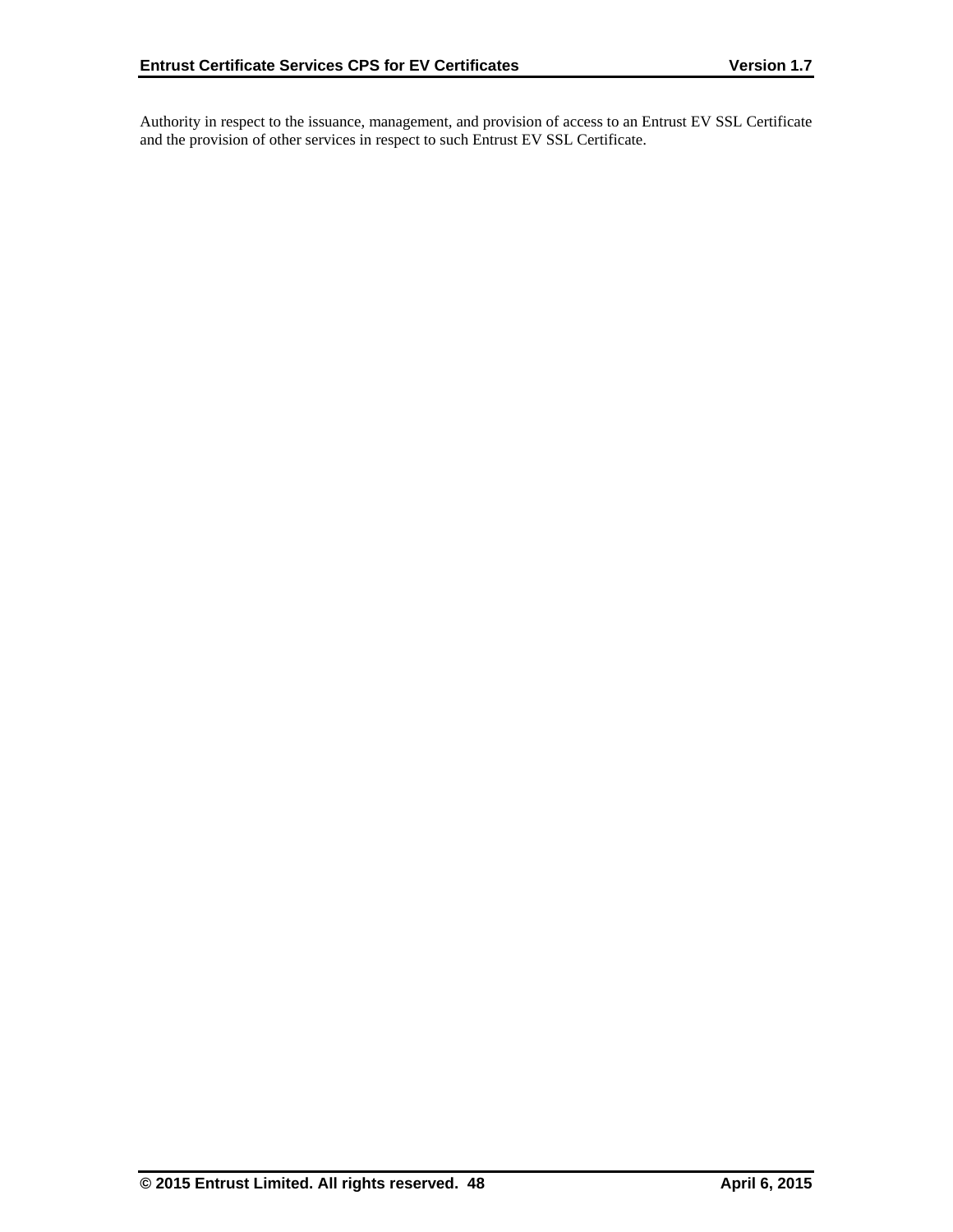Authority in respect to the issuance, management, and provision of access to an Entrust EV SSL Certificate and the provision of other services in respect to such Entrust EV SSL Certificate.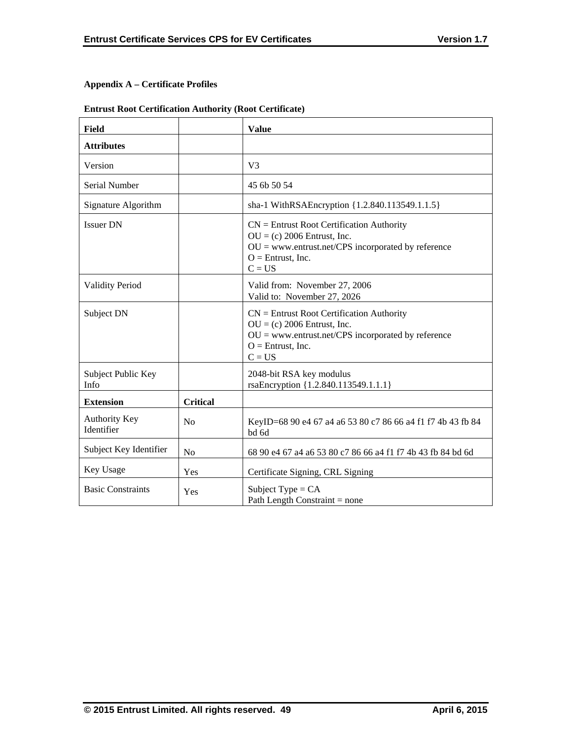**Appendix A – Certificate Profiles**

**Entrust Root Certification Authority (Root Certificate)**

| **Field** | | **Value** |
|---|---|---|
| **Attributes** | | |
| Version | | V3 |
| Serial Number | | 45 6b 50 54 |
| Signature Algorithm | | sha-1 WithRSAEncryption {1.2.840.113549.1.1.5} |
| Issuer DN | | CN = Entrust Root Certification Authority<br>OU = (c) 2006 Entrust, Inc.<br>OU = www.entrust.net/CPS incorporated by reference<br>O = Entrust, Inc.<br>C = US |
| Validity Period | | Valid from: November 27, 2006<br>Valid to: November 27, 2026 |
| Subject DN | | CN = Entrust Root Certification Authority<br>OU = (c) 2006 Entrust, Inc.<br>OU = www.entrust.net/CPS incorporated by reference<br>O = Entrust, Inc.<br>C = US |
| Subject Public Key Info | | 2048-bit RSA key modulus<br>rsaEncryption {1.2.840.113549.1.1.1} |
| **Extension** | **Critical** | |
| Authority Key Identifier | No | KeyID=68 90 e4 67 a4 a6 53 80 c7 86 66 a4 f1 f7 4b 43 fb 84 bd 6d |
| Subject Key Identifier | No | 68 90 e4 67 a4 a6 53 80 c7 86 66 a4 f1 f7 4b 43 fb 84 bd 6d |
| Key Usage | Yes | Certificate Signing, CRL Signing |
| Basic Constraints | Yes | Subject Type = CA<br>Path Length Constraint = none |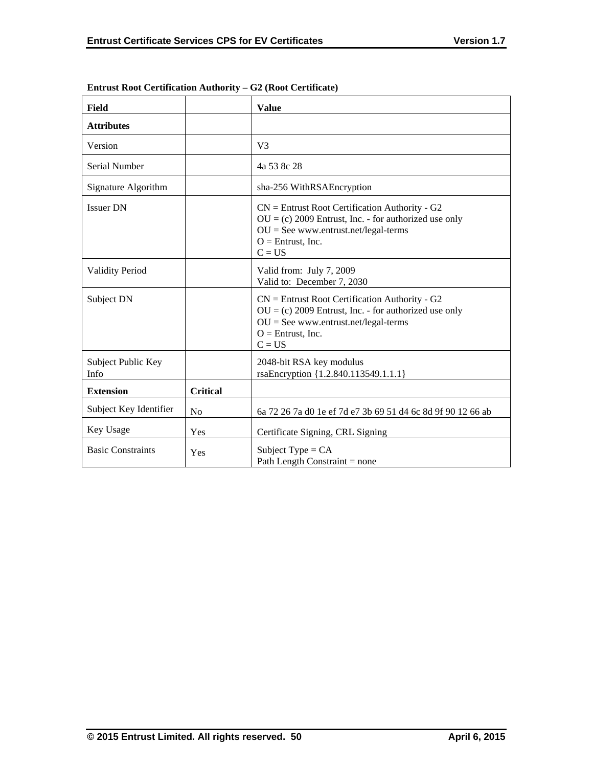**Entrust Root Certification Authority – G2 (Root Certificate)**

| Field | | Value |
|---|---|---|
| **Attributes** | | |
| Version | | V3 |
| Serial Number | | 4a 53 8c 28 |
| Signature Algorithm | | sha-256 WithRSAEncryption |
| Issuer DN | | CN = Entrust Root Certification Authority - G2<br>OU = (c) 2009 Entrust, Inc. - for authorized use only<br>OU = See www.entrust.net/legal-terms<br>O = Entrust, Inc.<br>C = US |
| Validity Period | | Valid from: July 7, 2009<br>Valid to: December 7, 2030 |
| Subject DN | | CN = Entrust Root Certification Authority - G2<br>OU = (c) 2009 Entrust, Inc. - for authorized use only<br>OU = See www.entrust.net/legal-terms<br>O = Entrust, Inc.<br>C = US |
| Subject Public Key Info | | 2048-bit RSA key modulus<br>rsaEncryption {1.2.840.113549.1.1.1} |
| **Extension** | **Critical** | |
| Subject Key Identifier | No | 6a 72 26 7a d0 1e ef 7d e7 3b 69 51 d4 6c 8d 9f 90 12 66 ab |
| Key Usage | Yes | Certificate Signing, CRL Signing |
| Basic Constraints | Yes | Subject Type = CA<br>Path Length Constraint = none |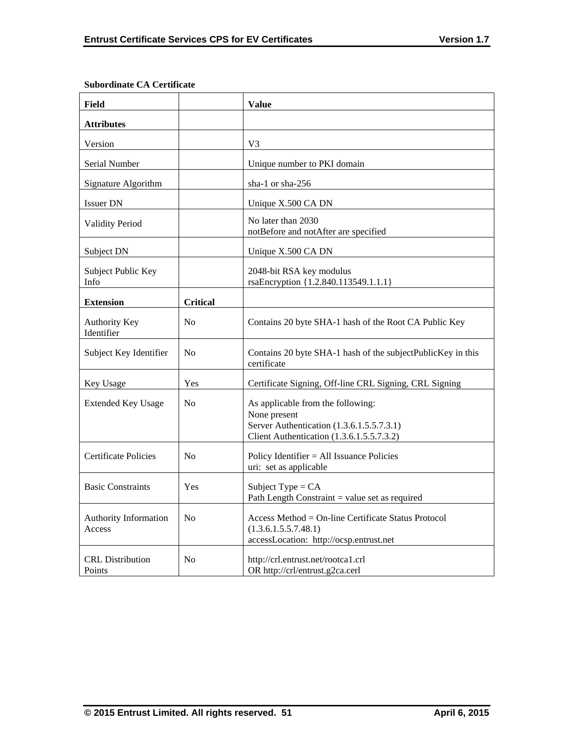**Subordinate CA Certificate**

| Field | | Value |
|---|---|---|
| **Attributes** | | |
| Version | | V3 |
| Serial Number | | Unique number to PKI domain |
| Signature Algorithm | | sha-1 or sha-256 |
| Issuer DN | | Unique X.500 CA DN |
| Validity Period | | No later than 2030<br>notBefore and notAfter are specified |
| Subject DN | | Unique X.500 CA DN |
| Subject Public Key Info | | 2048-bit RSA key modulus<br>rsaEncryption {1.2.840.113549.1.1.1} |
| **Extension** | **Critical** | |
| Authority Key Identifier | No | Contains 20 byte SHA-1 hash of the Root CA Public Key |
| Subject Key Identifier | No | Contains 20 byte SHA-1 hash of the subjectPublicKey in this certificate |
| Key Usage | Yes | Certificate Signing, Off-line CRL Signing, CRL Signing |
| Extended Key Usage | No | As applicable from the following:<br>None present<br>Server Authentication (1.3.6.1.5.5.7.3.1)<br>Client Authentication (1.3.6.1.5.5.7.3.2) |
| Certificate Policies | No | Policy Identifier = All Issuance Policies<br>uri: set as applicable |
| Basic Constraints | Yes | Subject Type = CA<br>Path Length Constraint = value set as required |
| Authority Information Access | No | Access Method = On-line Certificate Status Protocol (1.3.6.1.5.5.7.48.1)<br>accessLocation: http://ocsp.entrust.net |
| CRL Distribution Points | No | http://crl.entrust.net/rootca1.crl<br>OR http://crl/entrust.g2ca.cerl |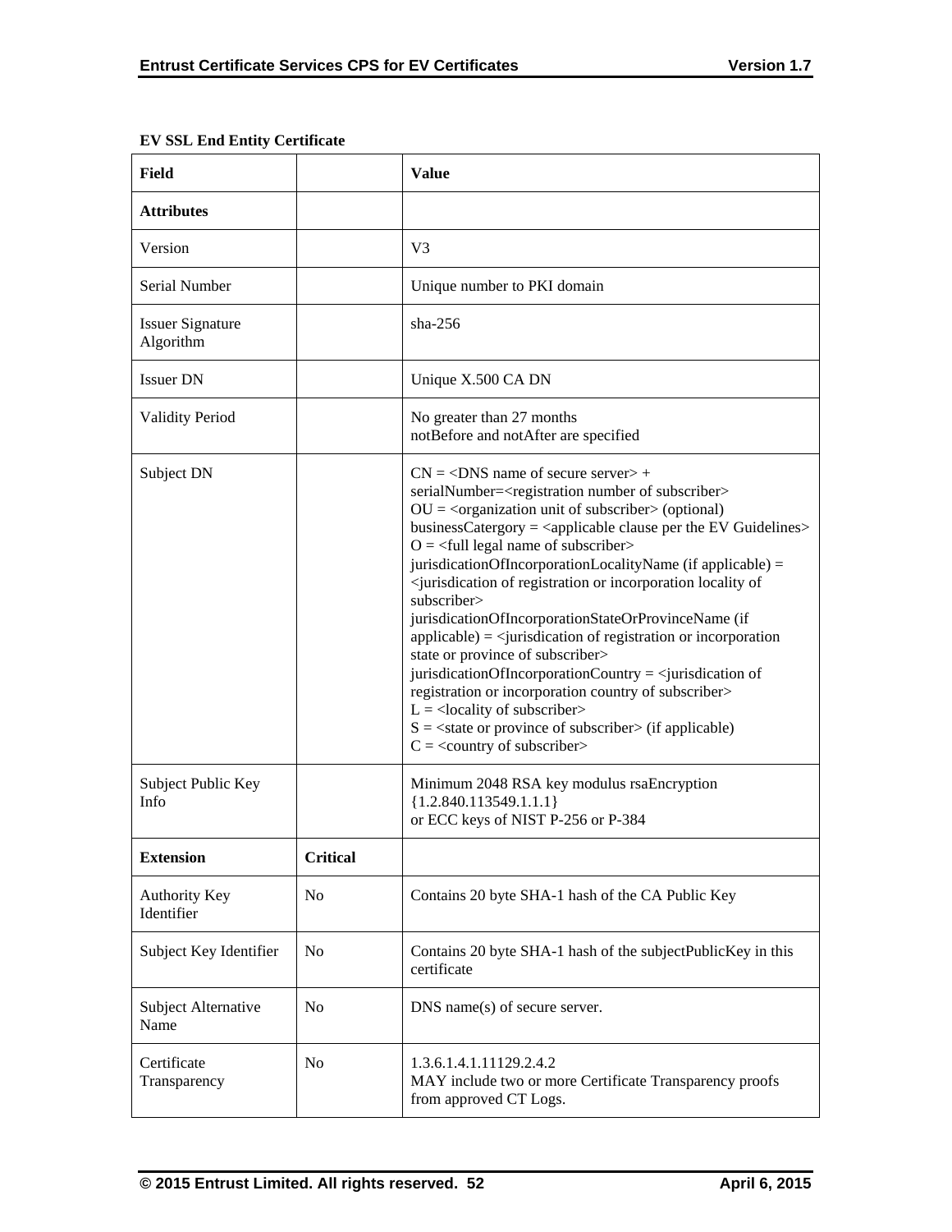**EV SSL End Entity Certificate**

| Field | | Value |
|---|---|---|
| **Attributes** | | |
| Version | | V3 |
| Serial Number | | Unique number to PKI domain |
| Issuer Signature Algorithm | | sha-256 |
| Issuer DN | | Unique X.500 CA DN |
| Validity Period | | No greater than 27 months<br>notBefore and notAfter are specified |
| Subject DN | | CN = <DNS name of secure server> + serialNumber=<registration number of subscriber><br>OU = <organization unit of subscriber> (optional)<br>businessCatergory = <applicable clause per the EV Guidelines><br>O = <full legal name of subscriber><br>jurisdicationOfIncorporationLocalityName (if applicable) = <jurisdication of registration or incorporation locality of subscriber><br>jurisdicationOfIncorporationStateOrProvinceName (if applicable) = <jurisdication of registration or incorporation state or province of subscriber><br>jurisdicationOfIncorporationCountry = <jurisdication of registration or incorporation country of subscriber><br>L = <locality of subscriber><br>S = <state or province of subscriber> (if applicable)<br>C = <country of subscriber> |
| Subject Public Key Info | | Minimum 2048 RSA key modulus rsaEncryption {1.2.840.113549.1.1.1}<br>or ECC keys of NIST P-256 or P-384 |
| **Extension** | **Critical** | |
| Authority Key Identifier | No | Contains 20 byte SHA-1 hash of the CA Public Key |
| Subject Key Identifier | No | Contains 20 byte SHA-1 hash of the subjectPublicKey in this certificate |
| Subject Alternative Name | No | DNS name(s) of secure server. |
| Certificate Transparency | No | 1.3.6.1.4.1.11129.2.4.2<br>MAY include two or more Certificate Transparency proofs from approved CT Logs. |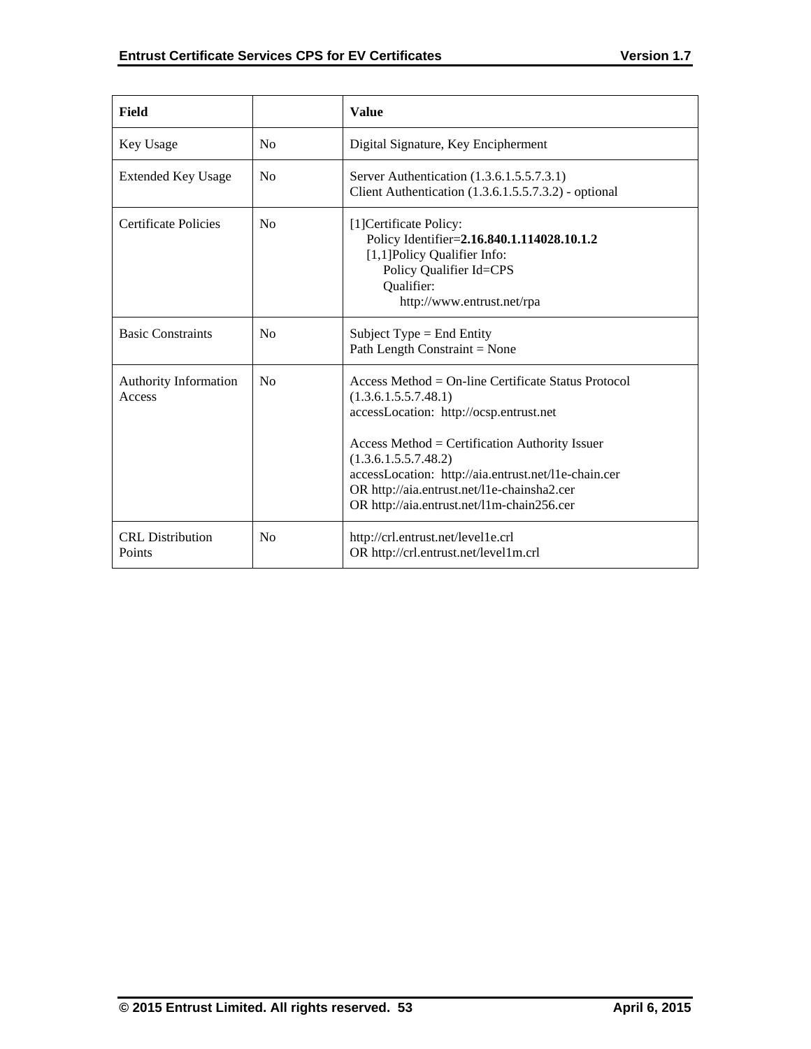| **Field** | | **Value** |
|---|---|---|
| Key Usage | No | Digital Signature, Key Encipherment |
| Extended Key Usage | No | Server Authentication (1.3.6.1.5.5.7.3.1)<br>Client Authentication (1.3.6.1.5.5.7.3.2) - optional |
| Certificate Policies | No | [1]Certificate Policy:<br>Policy Identifier=**2.16.840.1.114028.10.1.2**<br>[1,1]Policy Qualifier Info:<br>Policy Qualifier Id=CPS<br>Qualifier:<br>http://www.entrust.net/rpa |
| Basic Constraints | No | Subject Type = End Entity<br>Path Length Constraint = None |
| Authority Information Access | No | Access Method = On-line Certificate Status Protocol (1.3.6.1.5.5.7.48.1)<br>accessLocation: http://ocsp.entrust.net<br><br>Access Method = Certification Authority Issuer (1.3.6.1.5.5.7.48.2)<br>accessLocation: http://aia.entrust.net/l1e-chain.cer<br>OR http://aia.entrust.net/l1e-chainsha2.cer<br>OR http://aia.entrust.net/l1m-chain256.cer |
| CRL Distribution Points | No | http://crl.entrust.net/level1e.crl<br>OR http://crl.entrust.net/level1m.crl |